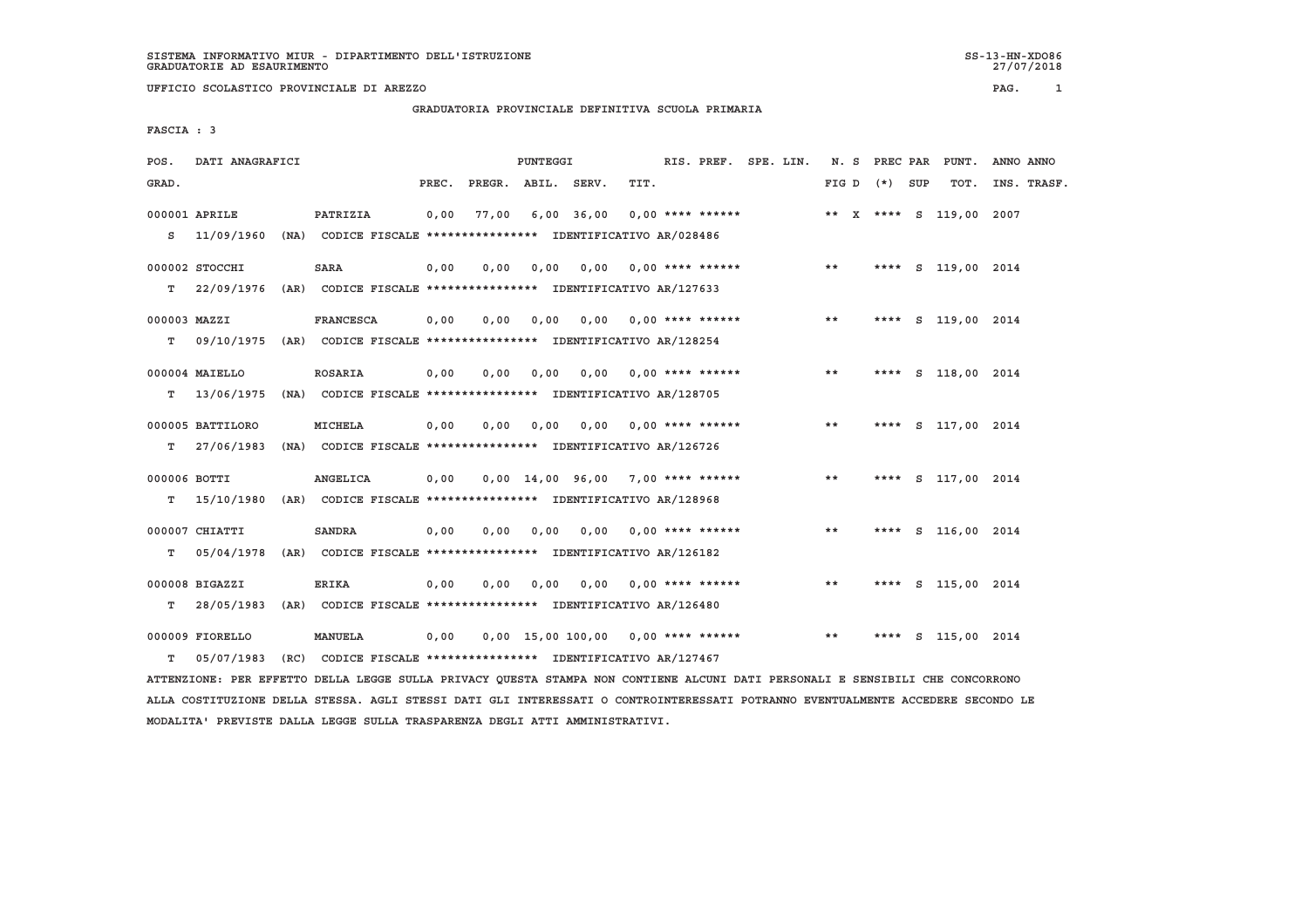SISTEMA INFORMATIVO MIUR - DIPARTIMENTO DELL'ISTRUZIONE
GRADUATORIE AD ESAURIMENTO

UFFICIO SCOLASTICO PROVINCIALE DI AREZZO

## GRADUATORIA PROVINCIALE DEFINITIVA SCUOLA PRIMARIA

FASCIA : 3

| POS. GRAD. | DATI ANAGRAFICI | | PUNTEGGI PREC. | PREGR. | ABIL. | SERV. | TIT. | RIS. | PREF. | SPE. LIN. | N. S FIG D | PREC PAR (*) | SUP | PUNT. TOT. | ANNO INS. | ANNO TRASF. |
|---|---|---|---|---|---|---|---|---|---|---|---|---|---|---|---|---|
| 000001 | APRILE | PATRIZIA | 0,00 | 77,00 | 6,00 | 36,00 | 0,00 | **** | ****** | | ** X | **** | S | 119,00 | 2007 | |
| S | 11/09/1960 (NA) | CODICE FISCALE **************** IDENTIFICATIVO AR/028486 | | | | | | | | | | | | | | |
| 000002 | STOCCHI | SARA | 0,00 | 0,00 | 0,00 | 0,00 | 0,00 | **** | ****** | | ** | **** | S | 119,00 | 2014 | |
| T | 22/09/1976 (AR) | CODICE FISCALE **************** IDENTIFICATIVO AR/127633 | | | | | | | | | | | | | | |
| 000003 | MAZZI | FRANCESCA | 0,00 | 0,00 | 0,00 | 0,00 | 0,00 | **** | ****** | | ** | **** | S | 119,00 | 2014 | |
| T | 09/10/1975 (AR) | CODICE FISCALE **************** IDENTIFICATIVO AR/128254 | | | | | | | | | | | | | | |
| 000004 | MAIELLO | ROSARIA | 0,00 | 0,00 | 0,00 | 0,00 | 0,00 | **** | ****** | | ** | **** | S | 118,00 | 2014 | |
| T | 13/06/1975 (NA) | CODICE FISCALE **************** IDENTIFICATIVO AR/128705 | | | | | | | | | | | | | | |
| 000005 | BATTILORO | MICHELA | 0,00 | 0,00 | 0,00 | 0,00 | 0,00 | **** | ****** | | ** | **** | S | 117,00 | 2014 | |
| T | 27/06/1983 (NA) | CODICE FISCALE **************** IDENTIFICATIVO AR/126726 | | | | | | | | | | | | | | |
| 000006 | BOTTI | ANGELICA | 0,00 | 0,00 | 14,00 | 96,00 | 7,00 | **** | ****** | | ** | **** | S | 117,00 | 2014 | |
| T | 15/10/1980 (AR) | CODICE FISCALE **************** IDENTIFICATIVO AR/128968 | | | | | | | | | | | | | | |
| 000007 | CHIATTI | SANDRA | 0,00 | 0,00 | 0,00 | 0,00 | 0,00 | **** | ****** | | ** | **** | S | 116,00 | 2014 | |
| T | 05/04/1978 (AR) | CODICE FISCALE **************** IDENTIFICATIVO AR/126182 | | | | | | | | | | | | | | |
| 000008 | BIGAZZI | ERIKA | 0,00 | 0,00 | 0,00 | 0,00 | 0,00 | **** | ****** | | ** | **** | S | 115,00 | 2014 | |
| T | 28/05/1983 (AR) | CODICE FISCALE **************** IDENTIFICATIVO AR/126480 | | | | | | | | | | | | | | |
| 000009 | FIORELLO | MANUELA | 0,00 | 0,00 | 15,00 | 100,00 | 0,00 | **** | ****** | | ** | **** | S | 115,00 | 2014 | |
| T | 05/07/1983 (RC) | CODICE FISCALE **************** IDENTIFICATIVO AR/127467 | | | | | | | | | | | | | | |

ATTENZIONE: PER EFFETTO DELLA LEGGE SULLA PRIVACY QUESTA STAMPA NON CONTIENE ALCUNI DATI PERSONALI E SENSIBILI CHE CONCORRONO ALLA COSTITUZIONE DELLA STESSA. AGLI STESSI DATI GLI INTERESSATI O CONTROINTERESSATI POTRANNO EVENTUALMENTE ACCEDERE SECONDO LE MODALITA' PREVISTE DALLA LEGGE SULLA TRASPARENZA DEGLI ATTI AMMINISTRATIVI.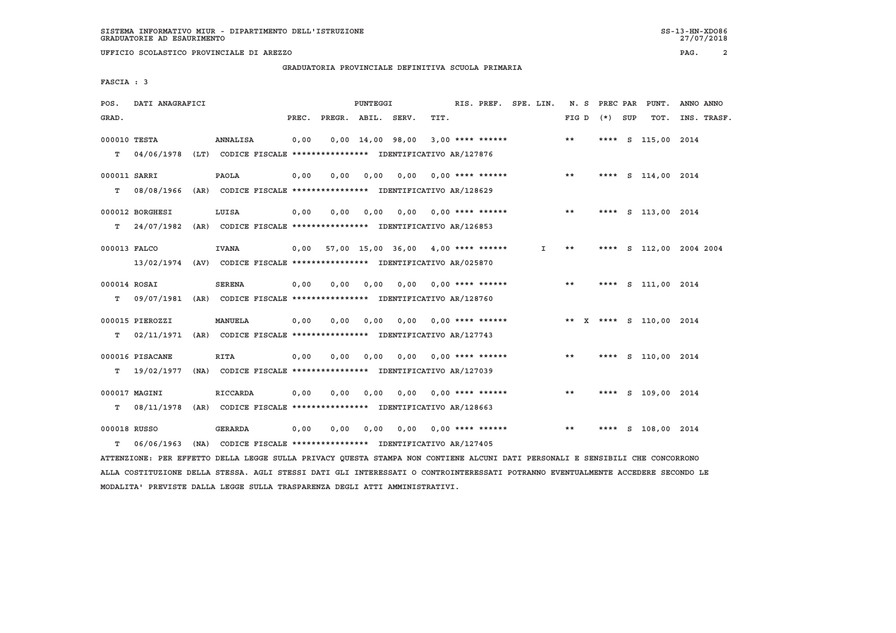SISTEMA INFORMATIVO MIUR - DIPARTIMENTO DELL'ISTRUZIONE
GRADUATORIE AD ESAURIMENTO

UFFICIO SCOLASTICO PROVINCIALE DI AREZZO

## GRADUATORIA PROVINCIALE DEFINITIVA SCUOLA PRIMARIA

FASCIA : 3

| POS. GRAD. | DATI ANAGRAFICI | | PUNTEGGI PREC. | PREGR. | ABIL. | SERV. | TIT. | RIS. PREF. | SPE. LIN. | N. S FIG D | PREC PAR (*) | SUP | PUNT. TOT. | ANNO INS. | ANNO TRASF. |
|---|---|---|---|---|---|---|---|---|---|---|---|---|---|---|---|
| 000010 | TESTA | ANNALISA | 0,00 | 0,00 | 14,00 | 98,00 | 3,00 | **** ****** | | ** | **** | S | 115,00 | 2014 | |
| T | 04/06/1978 (LT) | CODICE FISCALE **************** IDENTIFICATIVO AR/127876 | | | | | | | | | | | | | |
| 000011 | SARRI | PAOLA | 0,00 | 0,00 | 0,00 | 0,00 | 0,00 | **** ****** | | ** | **** | S | 114,00 | 2014 | |
| T | 08/08/1966 (AR) | CODICE FISCALE **************** IDENTIFICATIVO AR/128629 | | | | | | | | | | | | | |
| 000012 | BORGHESI | LUISA | 0,00 | 0,00 | 0,00 | 0,00 | 0,00 | **** ****** | | ** | **** | S | 113,00 | 2014 | |
| T | 24/07/1982 (AR) | CODICE FISCALE **************** IDENTIFICATIVO AR/126853 | | | | | | | | | | | | | |
| 000013 | FALCO | IVANA | 0,00 | 57,00 | 15,00 | 36,00 | 4,00 | **** ****** | I | ** | **** | S | 112,00 | 2004 | 2004 |
| | 13/02/1974 (AV) | CODICE FISCALE **************** IDENTIFICATIVO AR/025870 | | | | | | | | | | | | | |
| 000014 | ROSAI | SERENA | 0,00 | 0,00 | 0,00 | 0,00 | 0,00 | **** ****** | | ** | **** | S | 111,00 | 2014 | |
| T | 09/07/1981 (AR) | CODICE FISCALE **************** IDENTIFICATIVO AR/128760 | | | | | | | | | | | | | |
| 000015 | PIEROZZI | MANUELA | 0,00 | 0,00 | 0,00 | 0,00 | 0,00 | **** ****** | | ** X | **** | S | 110,00 | 2014 | |
| T | 02/11/1971 (AR) | CODICE FISCALE **************** IDENTIFICATIVO AR/127743 | | | | | | | | | | | | | |
| 000016 | PISACANE | RITA | 0,00 | 0,00 | 0,00 | 0,00 | 0,00 | **** ****** | | ** | **** | S | 110,00 | 2014 | |
| T | 19/02/1977 (NA) | CODICE FISCALE **************** IDENTIFICATIVO AR/127039 | | | | | | | | | | | | | |
| 000017 | MAGINI | RICCARDA | 0,00 | 0,00 | 0,00 | 0,00 | 0,00 | **** ****** | | ** | **** | S | 109,00 | 2014 | |
| T | 08/11/1978 (AR) | CODICE FISCALE **************** IDENTIFICATIVO AR/128663 | | | | | | | | | | | | | |
| 000018 | RUSSO | GERARDA | 0,00 | 0,00 | 0,00 | 0,00 | 0,00 | **** ****** | | ** | **** | S | 108,00 | 2014 | |
| T | 06/06/1963 (NA) | CODICE FISCALE **************** IDENTIFICATIVO AR/127405 | | | | | | | | | | | | | |

ATTENZIONE: PER EFFETTO DELLA LEGGE SULLA PRIVACY QUESTA STAMPA NON CONTIENE ALCUNI DATI PERSONALI E SENSIBILI CHE CONCORRONO ALLA COSTITUZIONE DELLA STESSA. AGLI STESSI DATI GLI INTERESSATI O CONTROINTERESSATI POTRANNO EVENTUALMENTE ACCEDERE SECONDO LE MODALITA' PREVISTE DALLA LEGGE SULLA TRASPARENZA DEGLI ATTI AMMINISTRATIVI.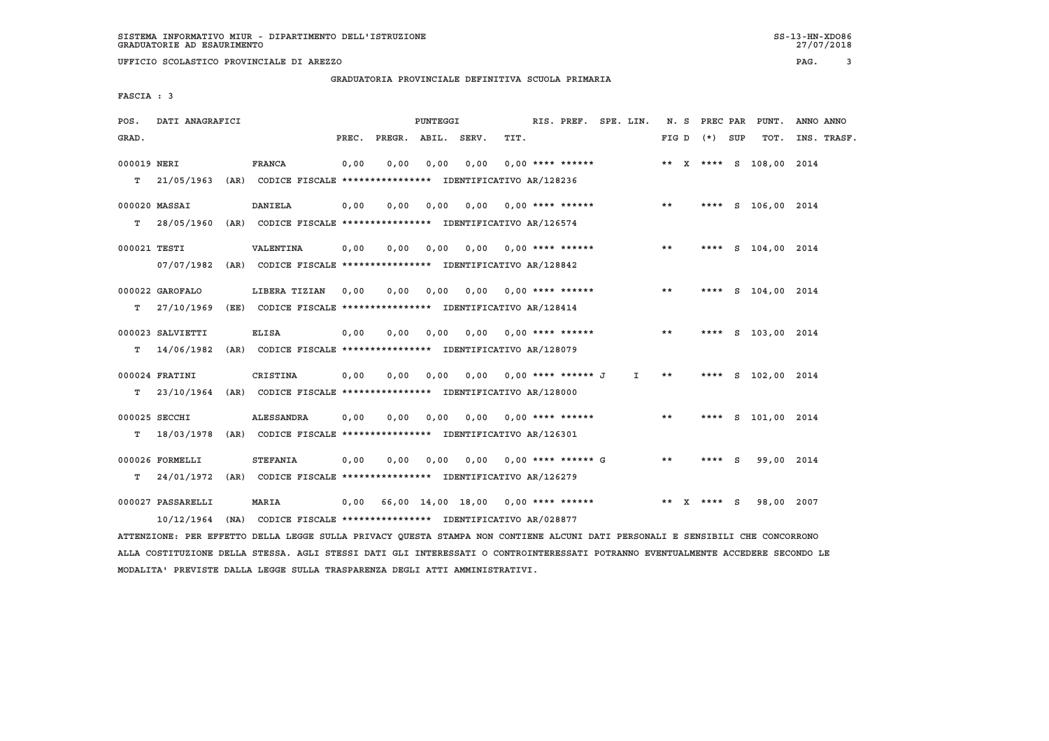SISTEMA INFORMATIVO MIUR - DIPARTIMENTO DELL'ISTRUZIONE
GRADUATORIE AD ESAURIMENTO

UFFICIO SCOLASTICO PROVINCIALE DI AREZZO

GRADUATORIA PROVINCIALE DEFINITIVA SCUOLA PRIMARIA

FASCIA : 3

| POS. GRAD. | DATI ANAGRAFICI | | PUNTEGGI PREC. | PREGR. | ABIL. | SERV. | TIT. | RIS. PREF. | SPE. LIN. | N. S FIG D | PREC PAR (*) | SUP | PUNT. TOT. | ANNO ANNO INS. TRASF. |
|---|---|---|---|---|---|---|---|---|---|---|---|---|---|---|
| 000019 NERI | FRANCA | | 0,00 | 0,00 | 0,00 | 0,00 | 0,00 | **** ****** | | ** X | **** | S | 108,00 | 2014 |
| T 21/05/1963 (AR) | CODICE FISCALE **************** | IDENTIFICATIVO AR/128236 | | | | | | | | | | | | |
| 000020 MASSAI | DANIELA | | 0,00 | 0,00 | 0,00 | 0,00 | 0,00 | **** ****** | | ** | **** | S | 106,00 | 2014 |
| T 28/05/1960 (AR) | CODICE FISCALE **************** | IDENTIFICATIVO AR/126574 | | | | | | | | | | | | |
| 000021 TESTI | VALENTINA | | 0,00 | 0,00 | 0,00 | 0,00 | 0,00 | **** ****** | | ** | **** | S | 104,00 | 2014 |
| 07/07/1982 (AR) | CODICE FISCALE **************** | IDENTIFICATIVO AR/128842 | | | | | | | | | | | | |
| 000022 GAROFALO | LIBERA TIZIAN | | 0,00 | 0,00 | 0,00 | 0,00 | 0,00 | **** ****** | | ** | **** | S | 104,00 | 2014 |
| T 27/10/1969 (EE) | CODICE FISCALE **************** | IDENTIFICATIVO AR/128414 | | | | | | | | | | | | |
| 000023 SALVIETTI | ELISA | | 0,00 | 0,00 | 0,00 | 0,00 | 0,00 | **** ****** | | ** | **** | S | 103,00 | 2014 |
| T 14/06/1982 (AR) | CODICE FISCALE **************** | IDENTIFICATIVO AR/128079 | | | | | | | | | | | | |
| 000024 FRATINI | CRISTINA | | 0,00 | 0,00 | 0,00 | 0,00 | 0,00 | **** ****** J | I | ** | **** | S | 102,00 | 2014 |
| T 23/10/1964 (AR) | CODICE FISCALE **************** | IDENTIFICATIVO AR/128000 | | | | | | | | | | | | |
| 000025 SECCHI | ALESSANDRA | | 0,00 | 0,00 | 0,00 | 0,00 | 0,00 | **** ****** | | ** | **** | S | 101,00 | 2014 |
| T 18/03/1978 (AR) | CODICE FISCALE **************** | IDENTIFICATIVO AR/126301 | | | | | | | | | | | | |
| 000026 FORMELLI | STEFANIA | | 0,00 | 0,00 | 0,00 | 0,00 | 0,00 | **** ****** G | | ** | **** | S | 99,00 | 2014 |
| T 24/01/1972 (AR) | CODICE FISCALE **************** | IDENTIFICATIVO AR/126279 | | | | | | | | | | | | |
| 000027 PASSARELLI | MARIA | | 0,00 | 66,00 | 14,00 | 18,00 | 0,00 | **** ****** | | ** X | **** | S | 98,00 | 2007 |
| 10/12/1964 (NA) | CODICE FISCALE **************** | IDENTIFICATIVO AR/028877 | | | | | | | | | | | | |

ATTENZIONE: PER EFFETTO DELLA LEGGE SULLA PRIVACY QUESTA STAMPA NON CONTIENE ALCUNI DATI PERSONALI E SENSIBILI CHE CONCORRONO ALLA COSTITUZIONE DELLA STESSA. AGLI STESSI DATI GLI INTERESSATI O CONTROINTERESSATI POTRANNO EVENTUALMENTE ACCEDERE SECONDO LE MODALITA' PREVISTE DALLA LEGGE SULLA TRASPARENZA DEGLI ATTI AMMINISTRATIVI.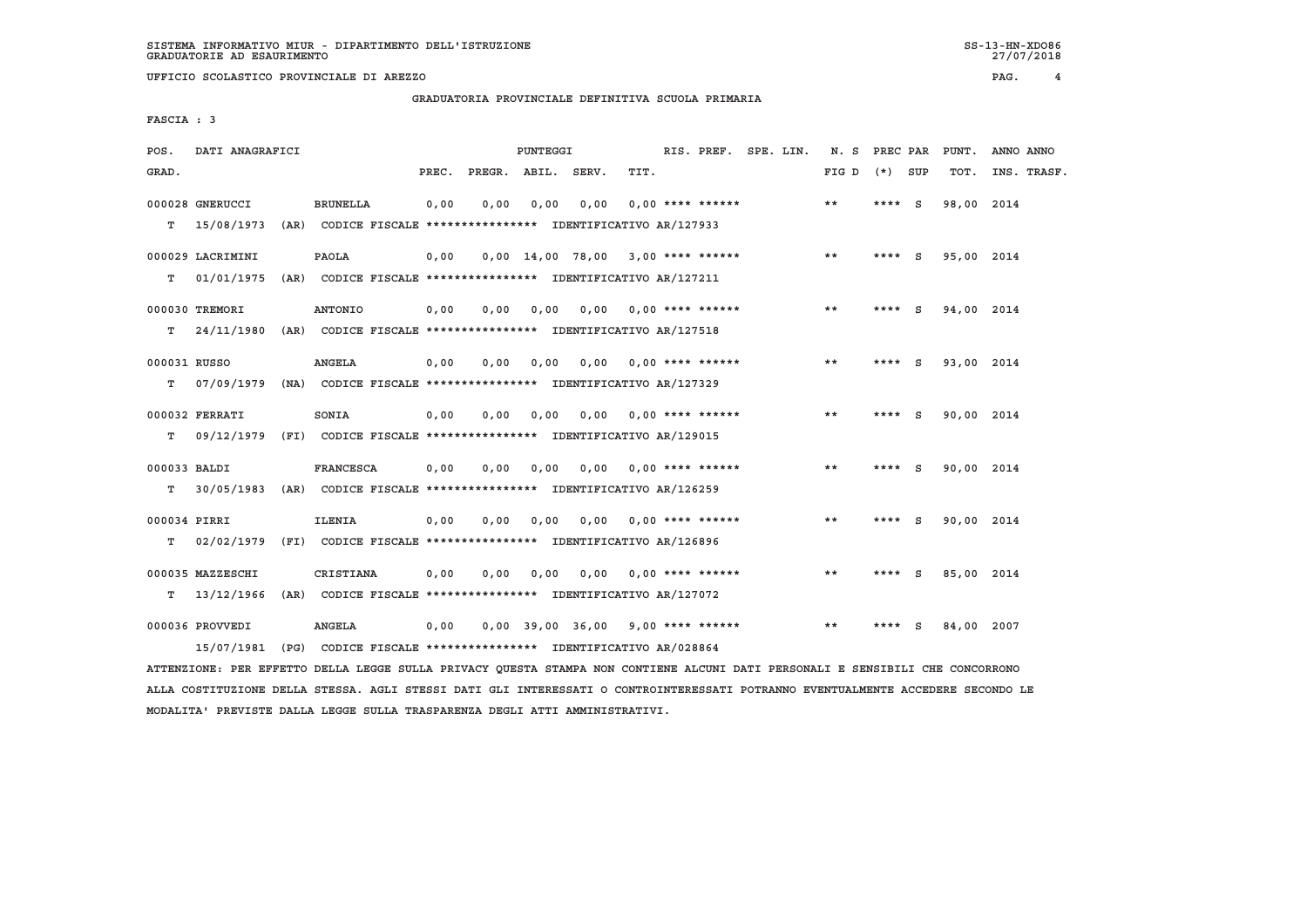SISTEMA INFORMATIVO MIUR - DIPARTIMENTO DELL'ISTRUZIONE
GRADUATORIE AD ESAURIMENTO

UFFICIO SCOLASTICO PROVINCIALE DI AREZZO

GRADUATORIA PROVINCIALE DEFINITIVA SCUOLA PRIMARIA

FASCIA : 3

| POS. GRAD. | DATI ANAGRAFICI | | PREC. | PREGR. | ABIL. | SERV. | TIT. | RIS. PREF. | SPE. LIN. | N. S FIG D | PREC PAR (*) | SUP | PUNT. TOT. | ANNO INS. | ANNO TRASF. |
|---|---|---|---|---|---|---|---|---|---|---|---|---|---|---|---|
| 000028 GNERUCCI | BRUNELLA | | 0,00 | 0,00 | 0,00 | 0,00 | 0,00 | **** ****** | | ** | **** | S | 98,00 | 2014 | |
| T 15/08/1973 (AR) | CODICE FISCALE **************** | IDENTIFICATIVO AR/127933 | | | | | | | | | | | | | |
| 000029 LACRIMINI | PAOLA | | 0,00 | 0,00 | 14,00 | 78,00 | 3,00 | **** ****** | | ** | **** | S | 95,00 | 2014 | |
| T 01/01/1975 (AR) | CODICE FISCALE **************** | IDENTIFICATIVO AR/127211 | | | | | | | | | | | | | |
| 000030 TREMORI | ANTONIO | | 0,00 | 0,00 | 0,00 | 0,00 | 0,00 | **** ****** | | ** | **** | S | 94,00 | 2014 | |
| T 24/11/1980 (AR) | CODICE FISCALE **************** | IDENTIFICATIVO AR/127518 | | | | | | | | | | | | | |
| 000031 RUSSO | ANGELA | | 0,00 | 0,00 | 0,00 | 0,00 | 0,00 | **** ****** | | ** | **** | S | 93,00 | 2014 | |
| T 07/09/1979 (NA) | CODICE FISCALE **************** | IDENTIFICATIVO AR/127329 | | | | | | | | | | | | | |
| 000032 FERRATI | SONIA | | 0,00 | 0,00 | 0,00 | 0,00 | 0,00 | **** ****** | | ** | **** | S | 90,00 | 2014 | |
| T 09/12/1979 (FI) | CODICE FISCALE **************** | IDENTIFICATIVO AR/129015 | | | | | | | | | | | | | |
| 000033 BALDI | FRANCESCA | | 0,00 | 0,00 | 0,00 | 0,00 | 0,00 | **** ****** | | ** | **** | S | 90,00 | 2014 | |
| T 30/05/1983 (AR) | CODICE FISCALE **************** | IDENTIFICATIVO AR/126259 | | | | | | | | | | | | | |
| 000034 PIRRI | ILENIA | | 0,00 | 0,00 | 0,00 | 0,00 | 0,00 | **** ****** | | ** | **** | S | 90,00 | 2014 | |
| T 02/02/1979 (FI) | CODICE FISCALE **************** | IDENTIFICATIVO AR/126896 | | | | | | | | | | | | | |
| 000035 MAZZESCHI | CRISTIANA | | 0,00 | 0,00 | 0,00 | 0,00 | 0,00 | **** ****** | | ** | **** | S | 85,00 | 2014 | |
| T 13/12/1966 (AR) | CODICE FISCALE **************** | IDENTIFICATIVO AR/127072 | | | | | | | | | | | | | |
| 000036 PROVVEDI | ANGELA | | 0,00 | 0,00 | 39,00 | 36,00 | 9,00 | **** ****** | | ** | **** | S | 84,00 | 2007 | |
| 15/07/1981 (PG) | CODICE FISCALE **************** | IDENTIFICATIVO AR/028864 | | | | | | | | | | | | | |

ATTENZIONE: PER EFFETTO DELLA LEGGE SULLA PRIVACY QUESTA STAMPA NON CONTIENE ALCUNI DATI PERSONALI E SENSIBILI CHE CONCORRONO ALLA COSTITUZIONE DELLA STESSA. AGLI STESSI DATI GLI INTERESSATI O CONTROINTERESSATI POTRANNO EVENTUALMENTE ACCEDERE SECONDO LE MODALITA' PREVISTE DALLA LEGGE SULLA TRASPARENZA DEGLI ATTI AMMINISTRATIVI.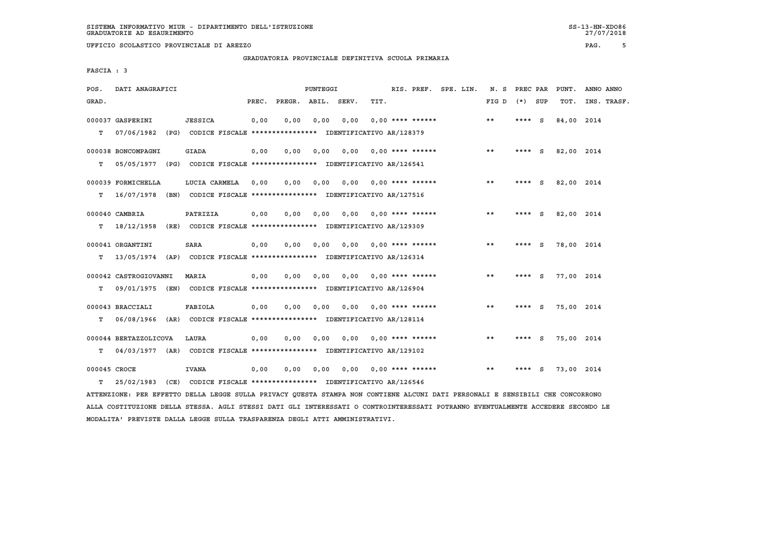SISTEMA INFORMATIVO MIUR - DIPARTIMENTO DELL'ISTRUZIONE
GRADUATORIE AD ESAURIMENTO

UFFICIO SCOLASTICO PROVINCIALE DI AREZZO

## GRADUATORIA PROVINCIALE DEFINITIVA SCUOLA PRIMARIA

FASCIA : 3

| POS. GRAD. | DATI ANAGRAFICI | | PREC. | PREGR. | ABIL. | SERV. | TIT. | RIS. PREF. | SPE. LIN. | N. S FIG D | PREC PAR (*) | SUP | PUNT. TOT. | ANNO INS. | ANNO TRASF. |
|---|---|---|---|---|---|---|---|---|---|---|---|---|---|---|---|
| 000037 | GASPERINI | JESSICA | 0,00 | 0,00 | 0,00 | 0,00 | 0,00 | **** ****** | | ** | **** | S | 84,00 | 2014 | |
| T | 07/06/1982 (PG) | CODICE FISCALE **************** IDENTIFICATIVO AR/128379 | | | | | | | | | | | | | |
| 000038 | BONCOMPAGNI | GIADA | 0,00 | 0,00 | 0,00 | 0,00 | 0,00 | **** ****** | | ** | **** | S | 82,00 | 2014 | |
| T | 05/05/1977 (PG) | CODICE FISCALE **************** IDENTIFICATIVO AR/126541 | | | | | | | | | | | | | |
| 000039 | FORMICHELLA | LUCIA CARMELA | 0,00 | 0,00 | 0,00 | 0,00 | 0,00 | **** ****** | | ** | **** | S | 82,00 | 2014 | |
| T | 16/07/1978 (BN) | CODICE FISCALE **************** IDENTIFICATIVO AR/127516 | | | | | | | | | | | | | |
| 000040 | CAMBRIA | PATRIZIA | 0,00 | 0,00 | 0,00 | 0,00 | 0,00 | **** ****** | | ** | **** | S | 82,00 | 2014 | |
| T | 18/12/1958 (RE) | CODICE FISCALE **************** IDENTIFICATIVO AR/129309 | | | | | | | | | | | | | |
| 000041 | ORGANTINI | SARA | 0,00 | 0,00 | 0,00 | 0,00 | 0,00 | **** ****** | | ** | **** | S | 78,00 | 2014 | |
| T | 13/05/1974 (AP) | CODICE FISCALE **************** IDENTIFICATIVO AR/126314 | | | | | | | | | | | | | |
| 000042 | CASTROGIOVANNI | MARIA | 0,00 | 0,00 | 0,00 | 0,00 | 0,00 | **** ****** | | ** | **** | S | 77,00 | 2014 | |
| T | 09/01/1975 (EN) | CODICE FISCALE **************** IDENTIFICATIVO AR/126904 | | | | | | | | | | | | | |
| 000043 | BRACCIALI | FABIOLA | 0,00 | 0,00 | 0,00 | 0,00 | 0,00 | **** ****** | | ** | **** | S | 75,00 | 2014 | |
| T | 06/08/1966 (AR) | CODICE FISCALE **************** IDENTIFICATIVO AR/128114 | | | | | | | | | | | | | |
| 000044 | BERTAZZOLICOVA | LAURA | 0,00 | 0,00 | 0,00 | 0,00 | 0,00 | **** ****** | | ** | **** | S | 75,00 | 2014 | |
| T | 04/03/1977 (AR) | CODICE FISCALE **************** IDENTIFICATIVO AR/129102 | | | | | | | | | | | | | |
| 000045 | CROCE | IVANA | 0,00 | 0,00 | 0,00 | 0,00 | 0,00 | **** ****** | | ** | **** | S | 73,00 | 2014 | |
| T | 25/02/1983 (CE) | CODICE FISCALE **************** IDENTIFICATIVO AR/126546 | | | | | | | | | | | | | |

ATTENZIONE: PER EFFETTO DELLA LEGGE SULLA PRIVACY QUESTA STAMPA NON CONTIENE ALCUNI DATI PERSONALI E SENSIBILI CHE CONCORRONO ALLA COSTITUZIONE DELLA STESSA. AGLI STESSI DATI GLI INTERESSATI O CONTROINTERESSATI POTRANNO EVENTUALMENTE ACCEDERE SECONDO LE MODALITA' PREVISTE DALLA LEGGE SULLA TRASPARENZA DEGLI ATTI AMMINISTRATIVI.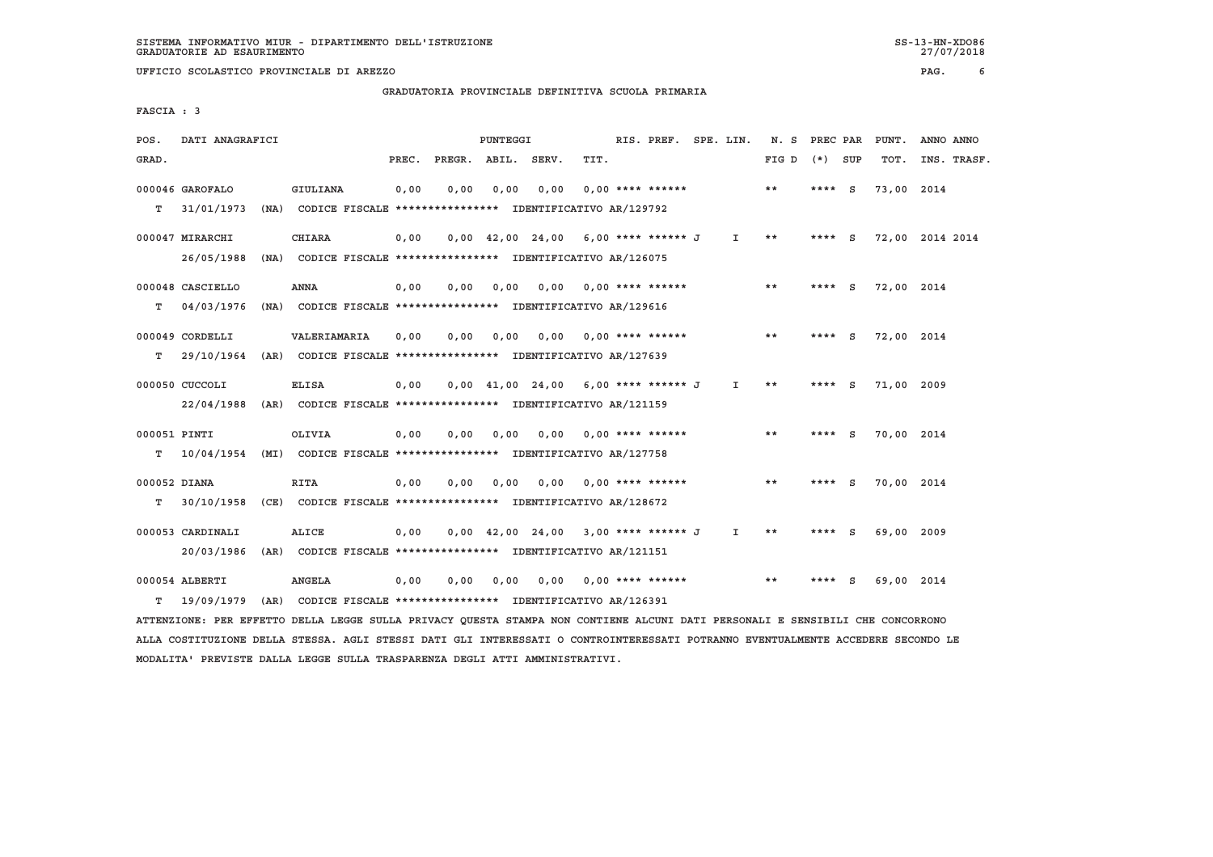GRADUATORIA PROVINCIALE DEFINITIVA SCUOLA PRIMARIA

FASCIA : 3

| POS. GRAD. | DATI ANAGRAFICI | | PREC. | PREGR. | ABIL. | SERV. | TIT. | RIS. PREF. | SPE. LIN. | N. S FIG D | PREC PAR (*) | SUP | PUNT. TOT. | ANNO INS. | ANNO TRASF. |
|---|---|---|---|---|---|---|---|---|---|---|---|---|---|---|---|
| 000046 | GAROFALO | GIULIANA | 0,00 | 0,00 | 0,00 | 0,00 | 0,00 | **** ****** | | ** | **** | S | 73,00 | 2014 | |
| T | 31/01/1973 (NA) | CODICE FISCALE **************** IDENTIFICATIVO AR/129792 | | | | | | | | | | | | | |
| 000047 | MIRARCHI | CHIARA | 0,00 | 0,00 | 42,00 | 24,00 | 6,00 | **** ****** J | I | ** | **** | S | 72,00 | 2014 | 2014 |
| | 26/05/1988 (NA) | CODICE FISCALE **************** IDENTIFICATIVO AR/126075 | | | | | | | | | | | | | |
| 000048 | CASCIELLO | ANNA | 0,00 | 0,00 | 0,00 | 0,00 | 0,00 | **** ****** | | ** | **** | S | 72,00 | 2014 | |
| T | 04/03/1976 (NA) | CODICE FISCALE **************** IDENTIFICATIVO AR/129616 | | | | | | | | | | | | | |
| 000049 | CORDELLI | VALERIAMARIA | 0,00 | 0,00 | 0,00 | 0,00 | 0,00 | **** ****** | | ** | **** | S | 72,00 | 2014 | |
| T | 29/10/1964 (AR) | CODICE FISCALE **************** IDENTIFICATIVO AR/127639 | | | | | | | | | | | | | |
| 000050 | CUCCOLI | ELISA | 0,00 | 0,00 | 41,00 | 24,00 | 6,00 | **** ****** J | I | ** | **** | S | 71,00 | 2009 | |
| | 22/04/1988 (AR) | CODICE FISCALE **************** IDENTIFICATIVO AR/121159 | | | | | | | | | | | | | |
| 000051 | PINTI | OLIVIA | 0,00 | 0,00 | 0,00 | 0,00 | 0,00 | **** ****** | | ** | **** | S | 70,00 | 2014 | |
| T | 10/04/1954 (MI) | CODICE FISCALE **************** IDENTIFICATIVO AR/127758 | | | | | | | | | | | | | |
| 000052 | DIANA | RITA | 0,00 | 0,00 | 0,00 | 0,00 | 0,00 | **** ****** | | ** | **** | S | 70,00 | 2014 | |
| T | 30/10/1958 (CE) | CODICE FISCALE **************** IDENTIFICATIVO AR/128672 | | | | | | | | | | | | | |
| 000053 | CARDINALI | ALICE | 0,00 | 0,00 | 42,00 | 24,00 | 3,00 | **** ****** J | I | ** | **** | S | 69,00 | 2009 | |
| | 20/03/1986 (AR) | CODICE FISCALE **************** IDENTIFICATIVO AR/121151 | | | | | | | | | | | | | |
| 000054 | ALBERTI | ANGELA | 0,00 | 0,00 | 0,00 | 0,00 | 0,00 | **** ****** | | ** | **** | S | 69,00 | 2014 | |
| T | 19/09/1979 (AR) | CODICE FISCALE **************** IDENTIFICATIVO AR/126391 | | | | | | | | | | | | | |

ATTENZIONE: PER EFFETTO DELLA LEGGE SULLA PRIVACY QUESTA STAMPA NON CONTIENE ALCUNI DATI PERSONALI E SENSIBILI CHE CONCORRONO ALLA COSTITUZIONE DELLA STESSA. AGLI STESSI DATI GLI INTERESSATI O CONTROINTERESSATI POTRANNO EVENTUALMENTE ACCEDERE SECONDO LE MODALITA' PREVISTE DALLA LEGGE SULLA TRASPARENZA DEGLI ATTI AMMINISTRATIVI.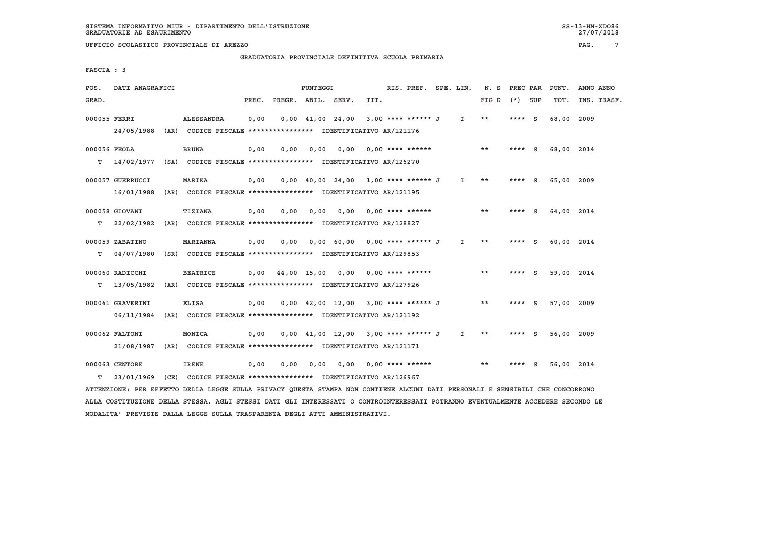SISTEMA INFORMATIVO MIUR - DIPARTIMENTO DELL'ISTRUZIONE
GRADUATORIE AD ESAURIMENTO

UFFICIO SCOLASTICO PROVINCIALE DI AREZZO

GRADUATORIA PROVINCIALE DEFINITIVA SCUOLA PRIMARIA

FASCIA : 3

| POS. GRAD. | DATI ANAGRAFICI | | PREC. | PREGR. | ABIL. | SERV. | TIT. | RIS. PREF. | SPE. LIN. | N. S FIG D | PREC PAR (*) | SUP | PUNT. TOT. | ANNO INS. | ANNO TRASF. |
|---|---|---|---|---|---|---|---|---|---|---|---|---|---|---|---|
| 000055 | FERRI | ALESSANDRA | 0,00 | 0,00 | 41,00 | 24,00 | 3,00 | **** ****** J | I | ** | **** | S | 68,00 | 2009 | |
| | 24/05/1988 (AR) | CODICE FISCALE **************** IDENTIFICATIVO AR/121176 | | | | | | | | | | | | | |
| 000056 | FEOLA | BRUNA | 0,00 | 0,00 | 0,00 | 0,00 | 0,00 | **** ****** | | ** | **** | S | 68,00 | 2014 | |
| T | 14/02/1977 (SA) | CODICE FISCALE **************** IDENTIFICATIVO AR/126270 | | | | | | | | | | | | | |
| 000057 | GUERRUCCI | MARIKA | 0,00 | 0,00 | 40,00 | 24,00 | 1,00 | **** ****** J | I | ** | **** | S | 65,00 | 2009 | |
| | 16/01/1988 (AR) | CODICE FISCALE **************** IDENTIFICATIVO AR/121195 | | | | | | | | | | | | | |
| 000058 | GIOVANI | TIZIANA | 0,00 | 0,00 | 0,00 | 0,00 | 0,00 | **** ****** | | ** | **** | S | 64,00 | 2014 | |
| T | 22/02/1982 (AR) | CODICE FISCALE **************** IDENTIFICATIVO AR/128827 | | | | | | | | | | | | | |
| 000059 | ZABATINO | MARIANNA | 0,00 | 0,00 | 0,00 | 60,00 | 0,00 | **** ****** J | I | ** | **** | S | 60,00 | 2014 | |
| T | 04/07/1980 (SR) | CODICE FISCALE **************** IDENTIFICATIVO AR/129853 | | | | | | | | | | | | | |
| 000060 | RADICCHI | BEATRICE | 0,00 | 44,00 | 15,00 | 0,00 | 0,00 | **** ****** | | ** | **** | S | 59,00 | 2014 | |
| T | 13/05/1982 (AR) | CODICE FISCALE **************** IDENTIFICATIVO AR/127926 | | | | | | | | | | | | | |
| 000061 | GRAVERINI | ELISA | 0,00 | 0,00 | 42,00 | 12,00 | 3,00 | **** ****** J | | ** | **** | S | 57,00 | 2009 | |
| | 06/11/1984 (AR) | CODICE FISCALE **************** IDENTIFICATIVO AR/121192 | | | | | | | | | | | | | |
| 000062 | FALTONI | MONICA | 0,00 | 0,00 | 41,00 | 12,00 | 3,00 | **** ****** J | I | ** | **** | S | 56,00 | 2009 | |
| | 21/08/1987 (AR) | CODICE FISCALE **************** IDENTIFICATIVO AR/121171 | | | | | | | | | | | | | |
| 000063 | CENTORE | IRENE | 0,00 | 0,00 | 0,00 | 0,00 | 0,00 | **** ****** | | ** | **** | S | 56,00 | 2014 | |
| T | 23/01/1969 (CE) | CODICE FISCALE **************** IDENTIFICATIVO AR/126967 | | | | | | | | | | | | | |

ATTENZIONE: PER EFFETTO DELLA LEGGE SULLA PRIVACY QUESTA STAMPA NON CONTIENE ALCUNI DATI PERSONALI E SENSIBILI CHE CONCORRONO ALLA COSTITUZIONE DELLA STESSA. AGLI STESSI DATI GLI INTERESSATI O CONTROINTERESSATI POTRANNO EVENTUALMENTE ACCEDERE SECONDO LE MODALITA' PREVISTE DALLA LEGGE SULLA TRASPARENZA DEGLI ATTI AMMINISTRATIVI.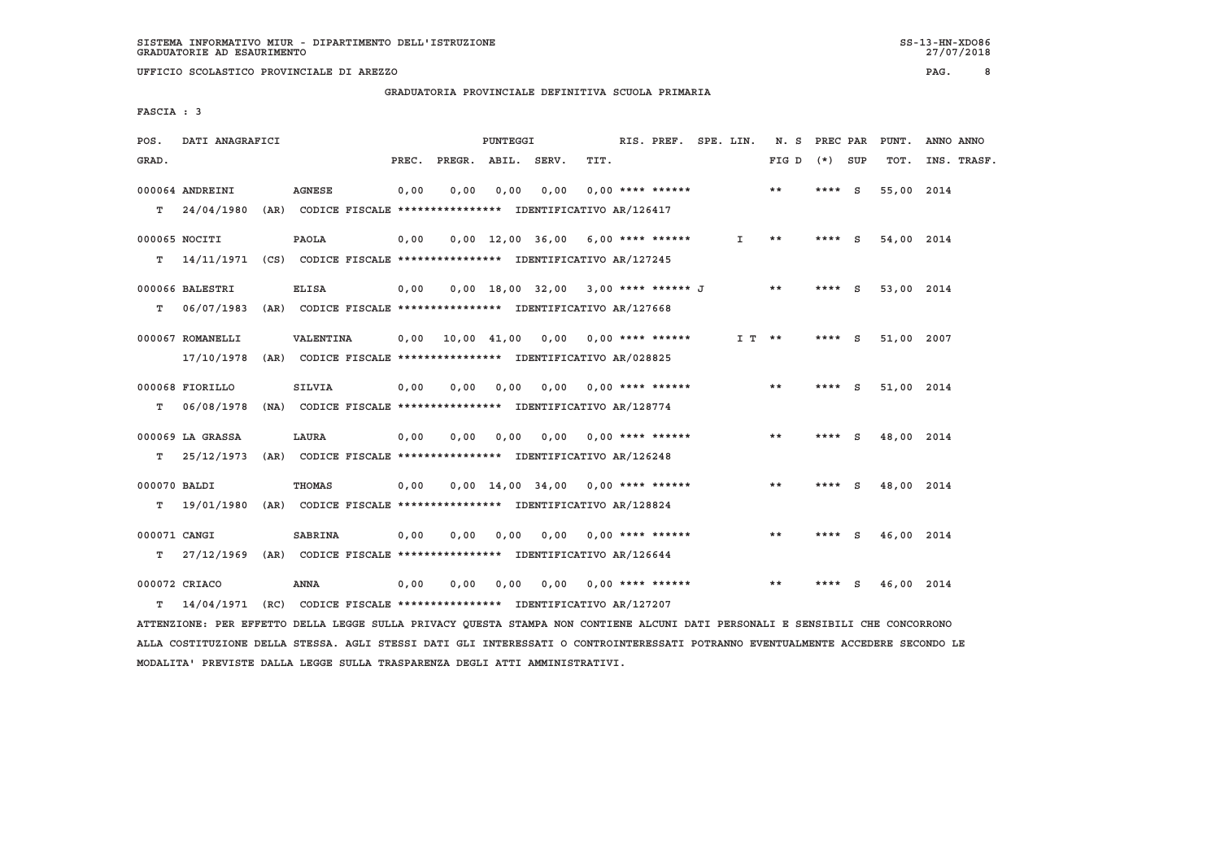SISTEMA INFORMATIVO MIUR - DIPARTIMENTO DELL'ISTRUZIONE
GRADUATORIE AD ESAURIMENTO

UFFICIO SCOLASTICO PROVINCIALE DI AREZZO

## GRADUATORIA PROVINCIALE DEFINITIVA SCUOLA PRIMARIA

FASCIA : 3

| POS. GRAD. | DATI ANAGRAFICI | | PUNTEGGI PREC. | PREGR. | ABIL. | SERV. | TIT. | RIS. PREF. | SPE. LIN. | N. S FIG D | PREC PAR (*) | SUP | PUNT. TOT. | ANNO ANNO INS. TRASF. |
|---|---|---|---|---|---|---|---|---|---|---|---|---|---|---|
| 000064 | ANDREINI | AGNESE | 0,00 | 0,00 | 0,00 | 0,00 | 0,00 | **** ****** | | ** | **** | S | 55,00 | 2014 |
| T | 24/04/1980 (AR) | CODICE FISCALE **************** IDENTIFICATIVO AR/126417 | | | | | | | | | | | | |
| 000065 | NOCITI | PAOLA | 0,00 | 0,00 | 12,00 | 36,00 | 6,00 | **** ****** | I | ** | **** | S | 54,00 | 2014 |
| T | 14/11/1971 (CS) | CODICE FISCALE **************** IDENTIFICATIVO AR/127245 | | | | | | | | | | | | |
| 000066 | BALESTRI | ELISA | 0,00 | 0,00 | 18,00 | 32,00 | 3,00 | **** ****** J | | ** | **** | S | 53,00 | 2014 |
| T | 06/07/1983 (AR) | CODICE FISCALE **************** IDENTIFICATIVO AR/127668 | | | | | | | | | | | | |
| 000067 | ROMANELLI | VALENTINA | 0,00 | 10,00 | 41,00 | 0,00 | 0,00 | **** ****** | I T | ** | **** | S | 51,00 | 2007 |
| | 17/10/1978 (AR) | CODICE FISCALE **************** IDENTIFICATIVO AR/028825 | | | | | | | | | | | | |
| 000068 | FIORILLO | SILVIA | 0,00 | 0,00 | 0,00 | 0,00 | 0,00 | **** ****** | | ** | **** | S | 51,00 | 2014 |
| T | 06/08/1978 (NA) | CODICE FISCALE **************** IDENTIFICATIVO AR/128774 | | | | | | | | | | | | |
| 000069 | LA GRASSA | LAURA | 0,00 | 0,00 | 0,00 | 0,00 | 0,00 | **** ****** | | ** | **** | S | 48,00 | 2014 |
| T | 25/12/1973 (AR) | CODICE FISCALE **************** IDENTIFICATIVO AR/126248 | | | | | | | | | | | | |
| 000070 | BALDI | THOMAS | 0,00 | 0,00 | 14,00 | 34,00 | 0,00 | **** ****** | | ** | **** | S | 48,00 | 2014 |
| T | 19/01/1980 (AR) | CODICE FISCALE **************** IDENTIFICATIVO AR/128824 | | | | | | | | | | | | |
| 000071 | CANGI | SABRINA | 0,00 | 0,00 | 0,00 | 0,00 | 0,00 | **** ****** | | ** | **** | S | 46,00 | 2014 |
| T | 27/12/1969 (AR) | CODICE FISCALE **************** IDENTIFICATIVO AR/126644 | | | | | | | | | | | | |
| 000072 | CRIACO | ANNA | 0,00 | 0,00 | 0,00 | 0,00 | 0,00 | **** ****** | | ** | **** | S | 46,00 | 2014 |
| T | 14/04/1971 (RC) | CODICE FISCALE **************** IDENTIFICATIVO AR/127207 | | | | | | | | | | | | |

ATTENZIONE: PER EFFETTO DELLA LEGGE SULLA PRIVACY QUESTA STAMPA NON CONTIENE ALCUNI DATI PERSONALI E SENSIBILI CHE CONCORRONO ALLA COSTITUZIONE DELLA STESSA. AGLI STESSI DATI GLI INTERESSATI O CONTROINTERESSATI POTRANNO EVENTUALMENTE ACCEDERE SECONDO LE MODALITA' PREVISTE DALLA LEGGE SULLA TRASPARENZA DEGLI ATTI AMMINISTRATIVI.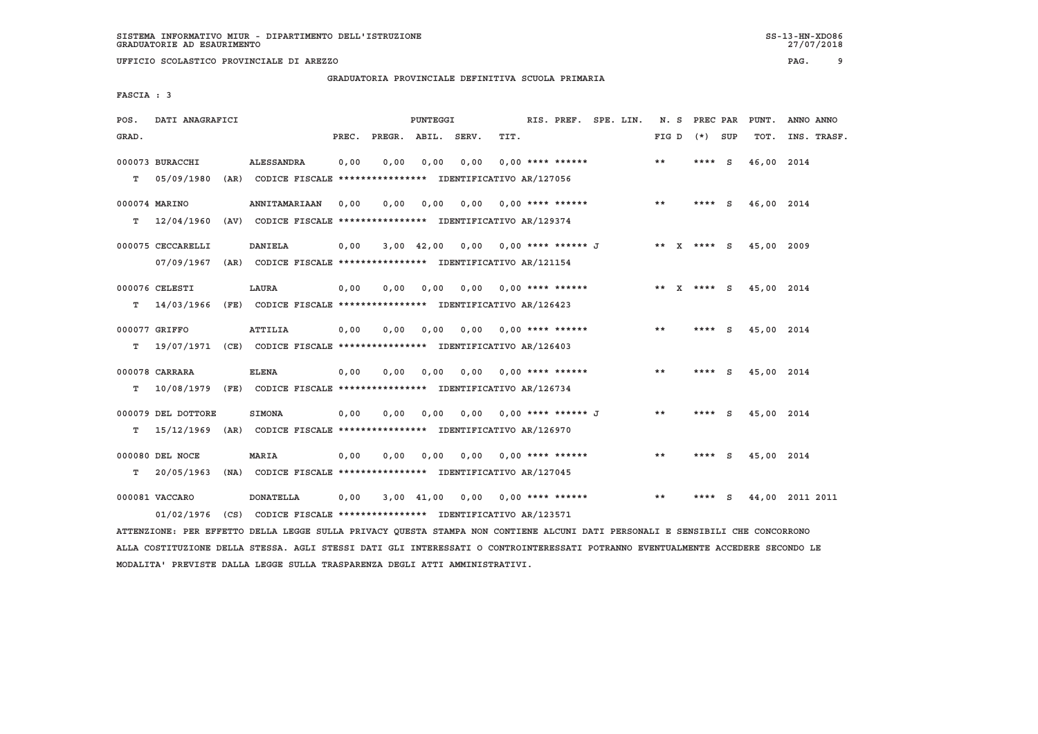SISTEMA INFORMATIVO MIUR - DIPARTIMENTO DELL'ISTRUZIONE
GRADUATORIE AD ESAURIMENTO

UFFICIO SCOLASTICO PROVINCIALE DI AREZZO

GRADUATORIA PROVINCIALE DEFINITIVA SCUOLA PRIMARIA

FASCIA : 3

| POS. GRAD. | DATI ANAGRAFICI | | PUNTEGGI PREC. | PREGR. | ABIL. | SERV. | TIT. | RIS. PREF. | SPE. LIN. | N. S FIG D | PREC PAR (*) | SUP | PUNT. TOT. | ANNO INS. | ANNO TRASF. |
|---|---|---|---|---|---|---|---|---|---|---|---|---|---|---|---|
| 000073 | BURACCHI | ALESSANDRA | 0,00 | 0,00 | 0,00 | 0,00 | 0,00 | **** ****** | | ** | **** | S | 46,00 | 2014 | |
| T | 05/09/1980 (AR) | CODICE FISCALE **************** IDENTIFICATIVO AR/127056 | | | | | | | | | | | | | |
| 000074 | MARINO | ANNITAMARIAAN | 0,00 | 0,00 | 0,00 | 0,00 | 0,00 | **** ****** | | ** | **** | S | 46,00 | 2014 | |
| T | 12/04/1960 (AV) | CODICE FISCALE **************** IDENTIFICATIVO AR/129374 | | | | | | | | | | | | | |
| 000075 | CECCARELLI | DANIELA | 0,00 | 3,00 | 42,00 | 0,00 | 0,00 | **** ****** J | | ** X | **** | S | 45,00 | 2009 | |
| | 07/09/1967 (AR) | CODICE FISCALE **************** IDENTIFICATIVO AR/121154 | | | | | | | | | | | | | |
| 000076 | CELESTI | LAURA | 0,00 | 0,00 | 0,00 | 0,00 | 0,00 | **** ****** | | ** X | **** | S | 45,00 | 2014 | |
| T | 14/03/1966 (FE) | CODICE FISCALE **************** IDENTIFICATIVO AR/126423 | | | | | | | | | | | | | |
| 000077 | GRIFFO | ATTILIA | 0,00 | 0,00 | 0,00 | 0,00 | 0,00 | **** ****** | | ** | **** | S | 45,00 | 2014 | |
| T | 19/07/1971 (CE) | CODICE FISCALE **************** IDENTIFICATIVO AR/126403 | | | | | | | | | | | | | |
| 000078 | CARRARA | ELENA | 0,00 | 0,00 | 0,00 | 0,00 | 0,00 | **** ****** | | ** | **** | S | 45,00 | 2014 | |
| T | 10/08/1979 (FE) | CODICE FISCALE **************** IDENTIFICATIVO AR/126734 | | | | | | | | | | | | | |
| 000079 | DEL DOTTORE | SIMONA | 0,00 | 0,00 | 0,00 | 0,00 | 0,00 | **** ****** J | | ** | **** | S | 45,00 | 2014 | |
| T | 15/12/1969 (AR) | CODICE FISCALE **************** IDENTIFICATIVO AR/126970 | | | | | | | | | | | | | |
| 000080 | DEL NOCE | MARIA | 0,00 | 0,00 | 0,00 | 0,00 | 0,00 | **** ****** | | ** | **** | S | 45,00 | 2014 | |
| T | 20/05/1963 (NA) | CODICE FISCALE **************** IDENTIFICATIVO AR/127045 | | | | | | | | | | | | | |
| 000081 | VACCARO | DONATELLA | 0,00 | 3,00 | 41,00 | 0,00 | 0,00 | **** ****** | | ** | **** | S | 44,00 | 2011 | 2011 |
| | 01/02/1976 (CS) | CODICE FISCALE **************** IDENTIFICATIVO AR/123571 | | | | | | | | | | | | | |

ATTENZIONE: PER EFFETTO DELLA LEGGE SULLA PRIVACY QUESTA STAMPA NON CONTIENE ALCUNI DATI PERSONALI E SENSIBILI CHE CONCORRONO ALLA COSTITUZIONE DELLA STESSA. AGLI STESSI DATI GLI INTERESSATI O CONTROINTERESSATI POTRANNO EVENTUALMENTE ACCEDERE SECONDO LE MODALITA' PREVISTE DALLA LEGGE SULLA TRASPARENZA DEGLI ATTI AMMINISTRATIVI.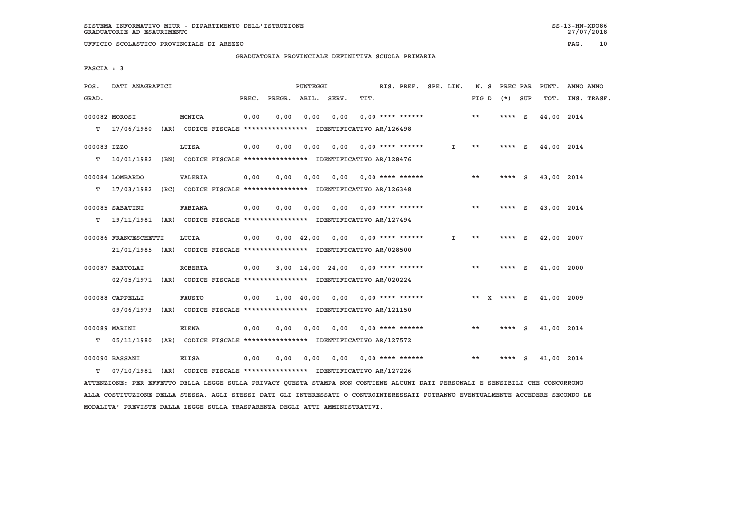SISTEMA INFORMATIVO MIUR - DIPARTIMENTO DELL'ISTRUZIONE
GRADUATORIE AD ESAURIMENTO

UFFICIO SCOLASTICO PROVINCIALE DI AREZZO

GRADUATORIA PROVINCIALE DEFINITIVA SCUOLA PRIMARIA

FASCIA : 3

| POS. GRAD. | DATI ANAGRAFICI | | PUNTEGGI PREC. | PREGR. | ABIL. | SERV. | TIT. | RIS. PREF. | SPE. LIN. | N. S FIG D | PREC PAR (*) | SUP | PUNT. TOT. | ANNO ANNO INS. TRASF. |
|---|---|---|---|---|---|---|---|---|---|---|---|---|---|---|
| 000082 | MOROSI | MONICA | 0,00 | 0,00 | 0,00 | 0,00 | 0,00 | **** ****** | | ** | **** | S | 44,00 | 2014 |
| T | 17/06/1980 (AR) | CODICE FISCALE **************** IDENTIFICATIVO AR/126498 | | | | | | | | | | | | |
| 000083 | IZZO | LUISA | 0,00 | 0,00 | 0,00 | 0,00 | 0,00 | **** ****** | I | ** | **** | S | 44,00 | 2014 |
| T | 10/01/1982 (BN) | CODICE FISCALE **************** IDENTIFICATIVO AR/128476 | | | | | | | | | | | | |
| 000084 | LOMBARDO | VALERIA | 0,00 | 0,00 | 0,00 | 0,00 | 0,00 | **** ****** | | ** | **** | S | 43,00 | 2014 |
| T | 17/03/1982 (RC) | CODICE FISCALE **************** IDENTIFICATIVO AR/126348 | | | | | | | | | | | | |
| 000085 | SABATINI | FABIANA | 0,00 | 0,00 | 0,00 | 0,00 | 0,00 | **** ****** | | ** | **** | S | 43,00 | 2014 |
| T | 19/11/1981 (AR) | CODICE FISCALE **************** IDENTIFICATIVO AR/127494 | | | | | | | | | | | | |
| 000086 | FRANCESCHETTI | LUCIA | 0,00 | 0,00 | 42,00 | 0,00 | 0,00 | **** ****** | I | ** | **** | S | 42,00 | 2007 |
| | 21/01/1985 (AR) | CODICE FISCALE **************** IDENTIFICATIVO AR/028500 | | | | | | | | | | | | |
| 000087 | BARTOLAI | ROBERTA | 0,00 | 3,00 | 14,00 | 24,00 | 0,00 | **** ****** | | ** | **** | S | 41,00 | 2000 |
| | 02/05/1971 (AR) | CODICE FISCALE **************** IDENTIFICATIVO AR/020224 | | | | | | | | | | | | |
| 000088 | CAPPELLI | FAUSTO | 0,00 | 1,00 | 40,00 | 0,00 | 0,00 | **** ****** | | ** X | **** | S | 41,00 | 2009 |
| | 09/06/1973 (AR) | CODICE FISCALE **************** IDENTIFICATIVO AR/121150 | | | | | | | | | | | | |
| 000089 | MARINI | ELENA | 0,00 | 0,00 | 0,00 | 0,00 | 0,00 | **** ****** | | ** | **** | S | 41,00 | 2014 |
| T | 05/11/1980 (AR) | CODICE FISCALE **************** IDENTIFICATIVO AR/127572 | | | | | | | | | | | | |
| 000090 | BASSANI | ELISA | 0,00 | 0,00 | 0,00 | 0,00 | 0,00 | **** ****** | | ** | **** | S | 41,00 | 2014 |
| T | 07/10/1981 (AR) | CODICE FISCALE **************** IDENTIFICATIVO AR/127226 | | | | | | | | | | | | |

ATTENZIONE: PER EFFETTO DELLA LEGGE SULLA PRIVACY QUESTA STAMPA NON CONTIENE ALCUNI DATI PERSONALI E SENSIBILI CHE CONCORRONO ALLA COSTITUZIONE DELLA STESSA. AGLI STESSI DATI GLI INTERESSATI O CONTROINTERESSATI POTRANNO EVENTUALMENTE ACCEDERE SECONDO LE MODALITA' PREVISTE DALLA LEGGE SULLA TRASPARENZA DEGLI ATTI AMMINISTRATIVI.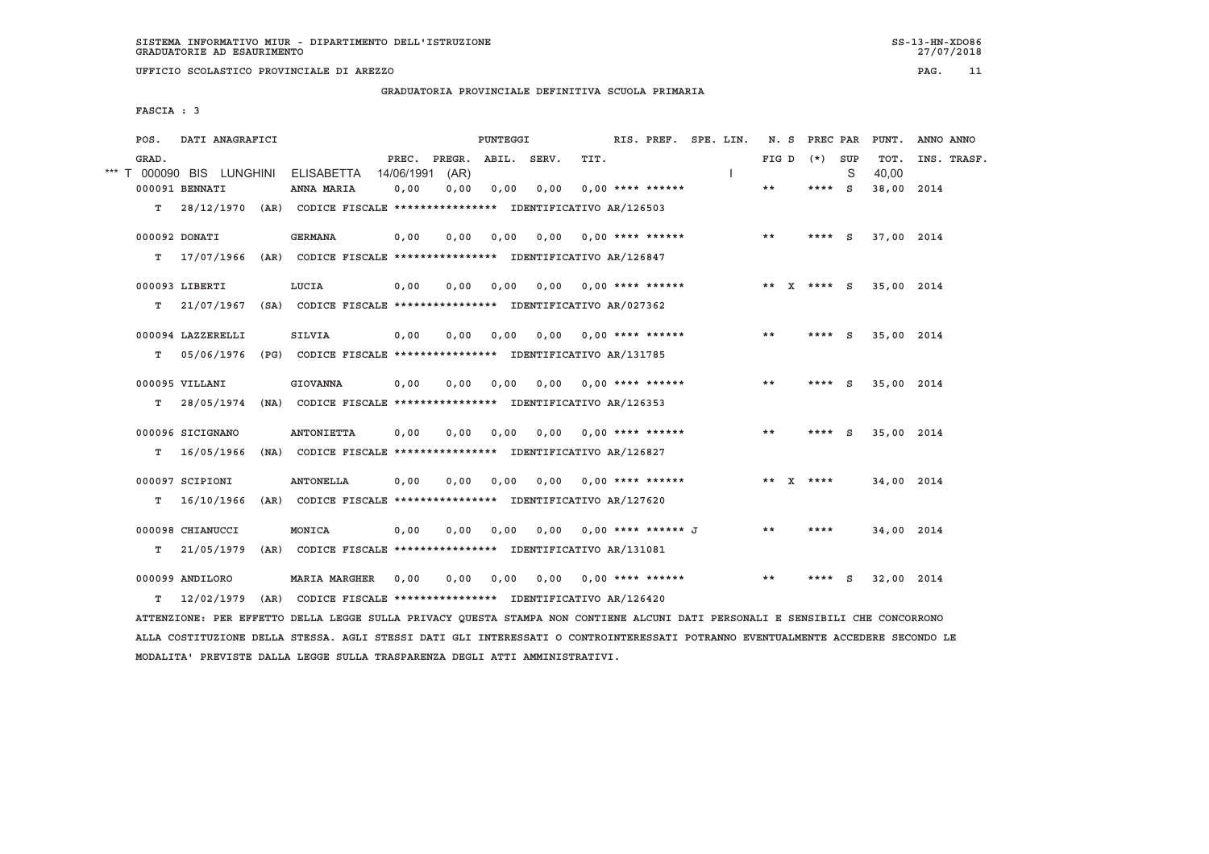SISTEMA INFORMATIVO MIUR - DIPARTIMENTO DELL'ISTRUZIONE
GRADUATORIE AD ESAURIMENTO

UFFICIO SCOLASTICO PROVINCIALE DI AREZZO

GRADUATORIA PROVINCIALE DEFINITIVA SCUOLA PRIMARIA

FASCIA : 3

| POS. GRAD. | DATI ANAGRAFICI | | PUNTEGGI PREC. | PREGR. | ABIL. | SERV. | RIS. PREF. TIT. | SPE. LIN. | N. S FIG D | PREC PAR (*) | SUP | PUNT. TOT. | ANNO ANNO INS. TRASF. |
|---|---|---|---|---|---|---|---|---|---|---|---|---|---|
| *** T 000090 BIS | LUNGHINI | ELISABETTA 14/06/1991 (AR) | | | | | | I | | | S | 40,00 | |
| 000091 | BENNATI | ANNA MARIA | 0,00 | 0,00 | 0,00 | 0,00 | 0,00 **** ****** | | ** | **** | S | 38,00 | 2014 |
| T | 28/12/1970 (AR) | CODICE FISCALE **************** IDENTIFICATIVO AR/126503 | | | | | | | | | | | |
| 000092 | DONATI | GERMANA | 0,00 | 0,00 | 0,00 | 0,00 | 0,00 **** ****** | | ** | **** | S | 37,00 | 2014 |
| T | 17/07/1966 (AR) | CODICE FISCALE **************** IDENTIFICATIVO AR/126847 | | | | | | | | | | | |
| 000093 | LIBERTI | LUCIA | 0,00 | 0,00 | 0,00 | 0,00 | 0,00 **** ****** | | ** X | **** | S | 35,00 | 2014 |
| T | 21/07/1967 (SA) | CODICE FISCALE **************** IDENTIFICATIVO AR/027362 | | | | | | | | | | | |
| 000094 | LAZZERELLI | SILVIA | 0,00 | 0,00 | 0,00 | 0,00 | 0,00 **** ****** | | ** | **** | S | 35,00 | 2014 |
| T | 05/06/1976 (PG) | CODICE FISCALE **************** IDENTIFICATIVO AR/131785 | | | | | | | | | | | |
| 000095 | VILLANI | GIOVANNA | 0,00 | 0,00 | 0,00 | 0,00 | 0,00 **** ****** | | ** | **** | S | 35,00 | 2014 |
| T | 28/05/1974 (NA) | CODICE FISCALE **************** IDENTIFICATIVO AR/126353 | | | | | | | | | | | |
| 000096 | SICIGNANO | ANTONIETTA | 0,00 | 0,00 | 0,00 | 0,00 | 0,00 **** ****** | | ** | **** | S | 35,00 | 2014 |
| T | 16/05/1966 (NA) | CODICE FISCALE **************** IDENTIFICATIVO AR/126827 | | | | | | | | | | | |
| 000097 | SCIPIONI | ANTONELLA | 0,00 | 0,00 | 0,00 | 0,00 | 0,00 **** ****** | | ** X | **** | | 34,00 | 2014 |
| T | 16/10/1966 (AR) | CODICE FISCALE **************** IDENTIFICATIVO AR/127620 | | | | | | | | | | | |
| 000098 | CHIANUCCI | MONICA | 0,00 | 0,00 | 0,00 | 0,00 | 0,00 **** ****** J | | ** | **** | | 34,00 | 2014 |
| T | 21/05/1979 (AR) | CODICE FISCALE **************** IDENTIFICATIVO AR/131081 | | | | | | | | | | | |
| 000099 | ANDILORO | MARIA MARGHER | 0,00 | 0,00 | 0,00 | 0,00 | 0,00 **** ****** | | ** | **** | S | 32,00 | 2014 |
| T | 12/02/1979 (AR) | CODICE FISCALE **************** IDENTIFICATIVO AR/126420 | | | | | | | | | | | |

ATTENZIONE: PER EFFETTO DELLA LEGGE SULLA PRIVACY QUESTA STAMPA NON CONTIENE ALCUNI DATI PERSONALI E SENSIBILI CHE CONCORRONO ALLA COSTITUZIONE DELLA STESSA. AGLI STESSI DATI GLI INTERESSATI O CONTROINTERESSATI POTRANNO EVENTUALMENTE ACCEDERE SECONDO LE MODALITA' PREVISTE DALLA LEGGE SULLA TRASPARENZA DEGLI ATTI AMMINISTRATIVI.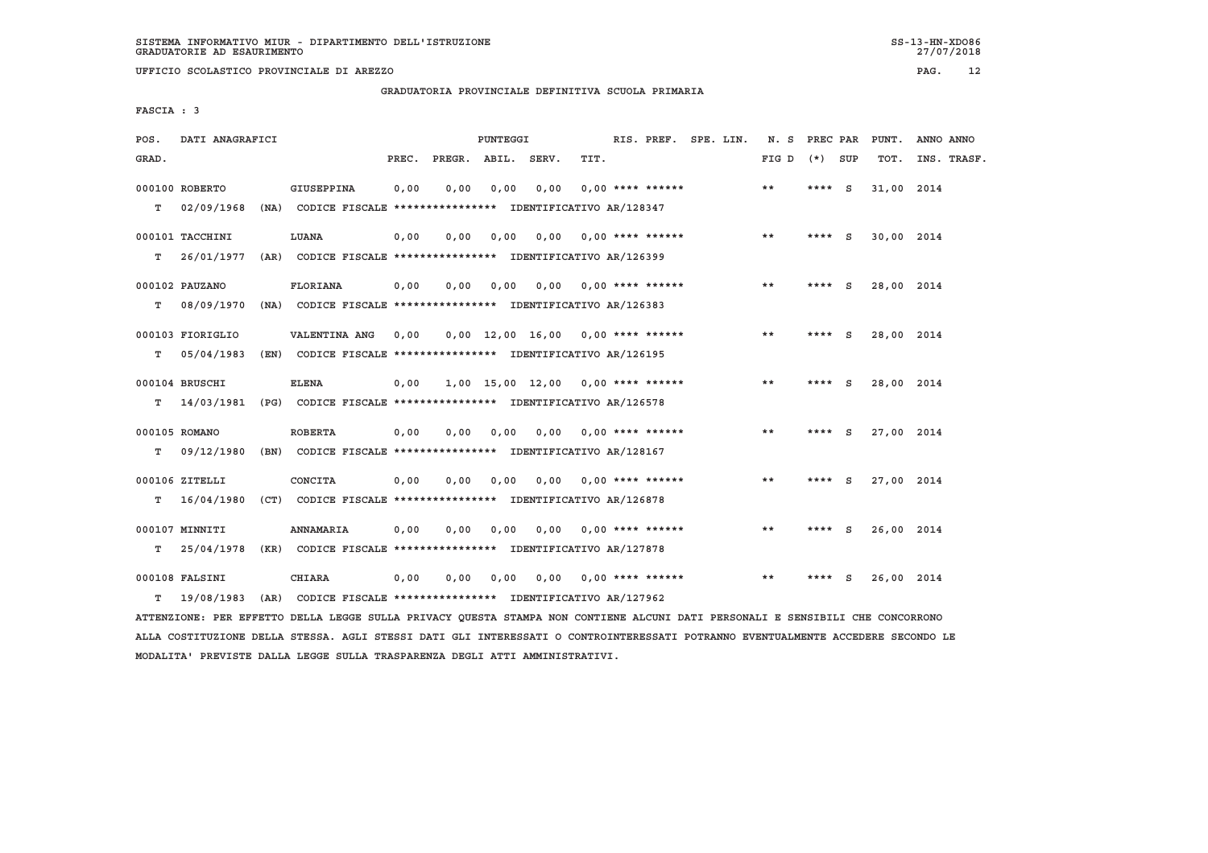SISTEMA INFORMATIVO MIUR - DIPARTIMENTO DELL'ISTRUZIONE
GRADUATORIE AD ESAURIMENTO

UFFICIO SCOLASTICO PROVINCIALE DI AREZZO

## GRADUATORIA PROVINCIALE DEFINITIVA SCUOLA PRIMARIA

FASCIA : 3

| POS. GRAD. | DATI ANAGRAFICI | | PUNTEGGI PREC. | PREGR. | ABIL. | SERV. | TIT. | RIS. PREF. | SPE. LIN. | N. S FIG D | PREC PAR (*) | SUP | PUNT. TOT. | ANNO ANNO INS. TRASF. |
|---|---|---|---|---|---|---|---|---|---|---|---|---|---|---|
| 000100 | ROBERTO | GIUSEPPINA | 0,00 | 0,00 | 0,00 | 0,00 | 0,00 | **** ****** | | ** | **** | S | 31,00 | 2014 |
| T | 02/09/1968 (NA) | CODICE FISCALE **************** IDENTIFICATIVO AR/128347 | | | | | | | | | | | | |
| 000101 | TACCHINI | LUANA | 0,00 | 0,00 | 0,00 | 0,00 | 0,00 | **** ****** | | ** | **** | S | 30,00 | 2014 |
| T | 26/01/1977 (AR) | CODICE FISCALE **************** IDENTIFICATIVO AR/126399 | | | | | | | | | | | | |
| 000102 | PAUZANO | FLORIANA | 0,00 | 0,00 | 0,00 | 0,00 | 0,00 | **** ****** | | ** | **** | S | 28,00 | 2014 |
| T | 08/09/1970 (NA) | CODICE FISCALE **************** IDENTIFICATIVO AR/126383 | | | | | | | | | | | | |
| 000103 | FIORIGLIO | VALENTINA ANG | 0,00 | 0,00 | 12,00 | 16,00 | 0,00 | **** ****** | | ** | **** | S | 28,00 | 2014 |
| T | 05/04/1983 (EN) | CODICE FISCALE **************** IDENTIFICATIVO AR/126195 | | | | | | | | | | | | |
| 000104 | BRUSCHI | ELENA | 0,00 | 1,00 | 15,00 | 12,00 | 0,00 | **** ****** | | ** | **** | S | 28,00 | 2014 |
| T | 14/03/1981 (PG) | CODICE FISCALE **************** IDENTIFICATIVO AR/126578 | | | | | | | | | | | | |
| 000105 | ROMANO | ROBERTA | 0,00 | 0,00 | 0,00 | 0,00 | 0,00 | **** ****** | | ** | **** | S | 27,00 | 2014 |
| T | 09/12/1980 (BN) | CODICE FISCALE **************** IDENTIFICATIVO AR/128167 | | | | | | | | | | | | |
| 000106 | ZITELLI | CONCITA | 0,00 | 0,00 | 0,00 | 0,00 | 0,00 | **** ****** | | ** | **** | S | 27,00 | 2014 |
| T | 16/04/1980 (CT) | CODICE FISCALE **************** IDENTIFICATIVO AR/126878 | | | | | | | | | | | | |
| 000107 | MINNITI | ANNAMARIA | 0,00 | 0,00 | 0,00 | 0,00 | 0,00 | **** ****** | | ** | **** | S | 26,00 | 2014 |
| T | 25/04/1978 (KR) | CODICE FISCALE **************** IDENTIFICATIVO AR/127878 | | | | | | | | | | | | |
| 000108 | FALSINI | CHIARA | 0,00 | 0,00 | 0,00 | 0,00 | 0,00 | **** ****** | | ** | **** | S | 26,00 | 2014 |
| T | 19/08/1983 (AR) | CODICE FISCALE **************** IDENTIFICATIVO AR/127962 | | | | | | | | | | | | |

ATTENZIONE: PER EFFETTO DELLA LEGGE SULLA PRIVACY QUESTA STAMPA NON CONTIENE ALCUNI DATI PERSONALI E SENSIBILI CHE CONCORRONO ALLA COSTITUZIONE DELLA STESSA. AGLI STESSI DATI GLI INTERESSATI O CONTROINTERESSATI POTRANNO EVENTUALMENTE ACCEDERE SECONDO LE MODALITA' PREVISTE DALLA LEGGE SULLA TRASPARENZA DEGLI ATTI AMMINISTRATIVI.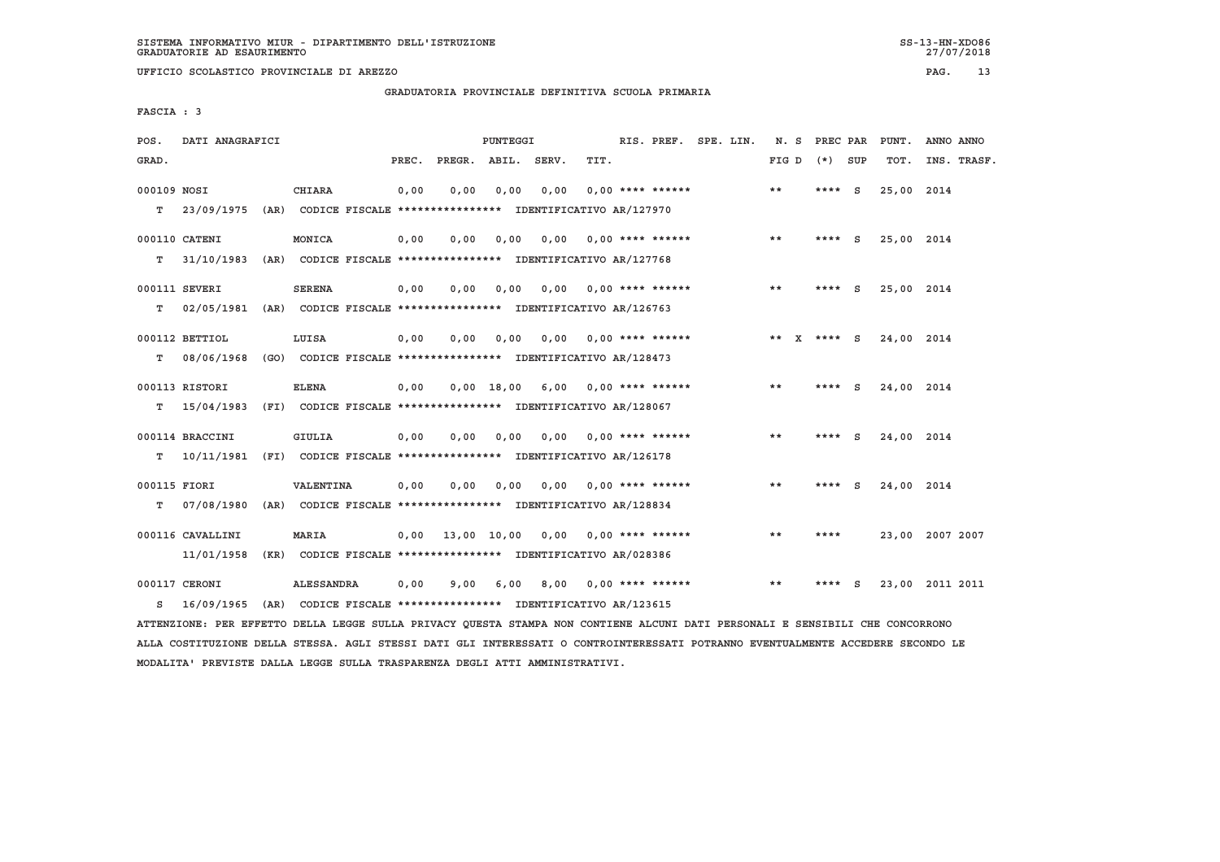SISTEMA INFORMATIVO MIUR - DIPARTIMENTO DELL'ISTRUZIONE
GRADUATORIE AD ESAURIMENTO

SS-13-HN-XDO86
27/07/2018

UFFICIO SCOLASTICO PROVINCIALE DI AREZZO

## GRADUATORIA PROVINCIALE DEFINITIVA SCUOLA PRIMARIA

FASCIA : 3

| POS. GRAD. | DATI ANAGRAFICI | | PREC. | PREGR. | ABIL. | SERV. | TIT. | RIS. PREF. | SPE. LIN. | N. S FIG D | PREC PAR (*) | SUP | PUNT. TOT. | ANNO INS. | ANNO TRASF. |
|---|---|---|---|---|---|---|---|---|---|---|---|---|---|---|---|
| 000109 | NOSI | CHIARA | 0,00 | 0,00 | 0,00 | 0,00 | 0,00 | **** ****** | | ** | **** | S | 25,00 | 2014 | |
| T | 23/09/1975 (AR) | CODICE FISCALE **************** IDENTIFICATIVO AR/127970 | | | | | | | | | | | | | |
| 000110 | CATENI | MONICA | 0,00 | 0,00 | 0,00 | 0,00 | 0,00 | **** ****** | | ** | **** | S | 25,00 | 2014 | |
| T | 31/10/1983 (AR) | CODICE FISCALE **************** IDENTIFICATIVO AR/127768 | | | | | | | | | | | | | |
| 000111 | SEVERI | SERENA | 0,00 | 0,00 | 0,00 | 0,00 | 0,00 | **** ****** | | ** | **** | S | 25,00 | 2014 | |
| T | 02/05/1981 (AR) | CODICE FISCALE **************** IDENTIFICATIVO AR/126763 | | | | | | | | | | | | | |
| 000112 | BETTIOL | LUISA | 0,00 | 0,00 | 0,00 | 0,00 | 0,00 | **** ****** | | ** X | **** | S | 24,00 | 2014 | |
| T | 08/06/1968 (GO) | CODICE FISCALE **************** IDENTIFICATIVO AR/128473 | | | | | | | | | | | | | |
| 000113 | RISTORI | ELENA | 0,00 | 0,00 | 18,00 | 6,00 | 0,00 | **** ****** | | ** | **** | S | 24,00 | 2014 | |
| T | 15/04/1983 (FI) | CODICE FISCALE **************** IDENTIFICATIVO AR/128067 | | | | | | | | | | | | | |
| 000114 | BRACCINI | GIULIA | 0,00 | 0,00 | 0,00 | 0,00 | 0,00 | **** ****** | | ** | **** | S | 24,00 | 2014 | |
| T | 10/11/1981 (FI) | CODICE FISCALE **************** IDENTIFICATIVO AR/126178 | | | | | | | | | | | | | |
| 000115 | FIORI | VALENTINA | 0,00 | 0,00 | 0,00 | 0,00 | 0,00 | **** ****** | | ** | **** | S | 24,00 | 2014 | |
| T | 07/08/1980 (AR) | CODICE FISCALE **************** IDENTIFICATIVO AR/128834 | | | | | | | | | | | | | |
| 000116 | CAVALLINI | MARIA | 0,00 | 13,00 | 10,00 | 0,00 | 0,00 | **** ****** | | ** | **** | | 23,00 | 2007 | 2007 |
| | 11/01/1958 (KR) | CODICE FISCALE **************** IDENTIFICATIVO AR/028386 | | | | | | | | | | | | | |
| 000117 | CERONI | ALESSANDRA | 0,00 | 9,00 | 6,00 | 8,00 | 0,00 | **** ****** | | ** | **** | S | 23,00 | 2011 | 2011 |
| S | 16/09/1965 (AR) | CODICE FISCALE **************** IDENTIFICATIVO AR/123615 | | | | | | | | | | | | | |

ATTENZIONE: PER EFFETTO DELLA LEGGE SULLA PRIVACY QUESTA STAMPA NON CONTIENE ALCUNI DATI PERSONALI E SENSIBILI CHE CONCORRONO ALLA COSTITUZIONE DELLA STESSA. AGLI STESSI DATI GLI INTERESSATI O CONTROINTERESSATI POTRANNO EVENTUALMENTE ACCEDERE SECONDO LE MODALITA' PREVISTE DALLA LEGGE SULLA TRASPARENZA DEGLI ATTI AMMINISTRATIVI.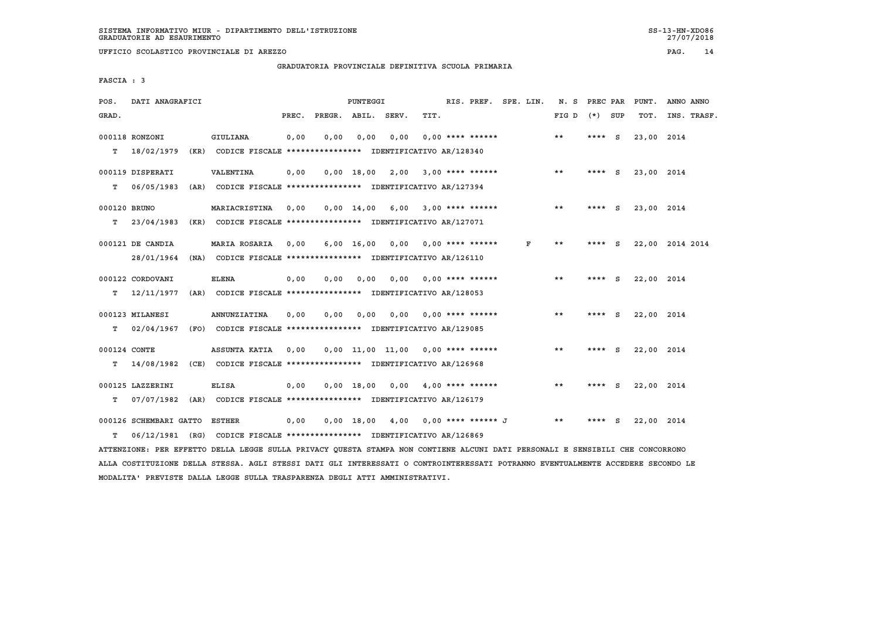SISTEMA INFORMATIVO MIUR - DIPARTIMENTO DELL'ISTRUZIONE
GRADUATORIE AD ESAURIMENTO

UFFICIO SCOLASTICO PROVINCIALE DI AREZZO

GRADUATORIA PROVINCIALE DEFINITIVA SCUOLA PRIMARIA

FASCIA : 3

| POS. GRAD. | DATI ANAGRAFICI | | PREC. | PREGR. | ABIL. | SERV. | TIT. | RIS. PREF. | SPE. LIN. | N. S FIG D | PREC PAR (*) | SUP | PUNT. TOT. | ANNO INS. | ANNO TRASF. |
|---|---|---|---|---|---|---|---|---|---|---|---|---|---|---|---|
| 000118 | RONZONI | GIULIANA | 0,00 | 0,00 | 0,00 | 0,00 | 0,00 | **** ****** | | ** | **** | S | 23,00 | 2014 | |
| T | 18/02/1979 (KR) | CODICE FISCALE **************** IDENTIFICATIVO AR/128340 | | | | | | | | | | | | | |
| 000119 | DISPERATI | VALENTINA | 0,00 | 0,00 | 18,00 | 2,00 | 3,00 | **** ****** | | ** | **** | S | 23,00 | 2014 | |
| T | 06/05/1983 (AR) | CODICE FISCALE **************** IDENTIFICATIVO AR/127394 | | | | | | | | | | | | | |
| 000120 | BRUNO | MARIACRISTINA | 0,00 | 0,00 | 14,00 | 6,00 | 3,00 | **** ****** | | ** | **** | S | 23,00 | 2014 | |
| T | 23/04/1983 (KR) | CODICE FISCALE **************** IDENTIFICATIVO AR/127071 | | | | | | | | | | | | | |
| 000121 | DE CANDIA | MARIA ROSARIA | 0,00 | 6,00 | 16,00 | 0,00 | 0,00 | **** ****** | F | ** | **** | S | 22,00 | 2014 | 2014 |
| | 28/01/1964 (NA) | CODICE FISCALE **************** IDENTIFICATIVO AR/126110 | | | | | | | | | | | | | |
| 000122 | CORDOVANI | ELENA | 0,00 | 0,00 | 0,00 | 0,00 | 0,00 | **** ****** | | ** | **** | S | 22,00 | 2014 | |
| T | 12/11/1977 (AR) | CODICE FISCALE **************** IDENTIFICATIVO AR/128053 | | | | | | | | | | | | | |
| 000123 | MILANESI | ANNUNZIATINA | 0,00 | 0,00 | 0,00 | 0,00 | 0,00 | **** ****** | | ** | **** | S | 22,00 | 2014 | |
| T | 02/04/1967 (FO) | CODICE FISCALE **************** IDENTIFICATIVO AR/129085 | | | | | | | | | | | | | |
| 000124 | CONTE | ASSUNTA KATIA | 0,00 | 0,00 | 11,00 | 11,00 | 0,00 | **** ****** | | ** | **** | S | 22,00 | 2014 | |
| T | 14/08/1982 (CE) | CODICE FISCALE **************** IDENTIFICATIVO AR/126968 | | | | | | | | | | | | | |
| 000125 | LAZZERINI | ELISA | 0,00 | 0,00 | 18,00 | 0,00 | 4,00 | **** ****** | | ** | **** | S | 22,00 | 2014 | |
| T | 07/07/1982 (AR) | CODICE FISCALE **************** IDENTIFICATIVO AR/126179 | | | | | | | | | | | | | |
| 000126 | SCHEMBARI GATTO | ESTHER | 0,00 | 0,00 | 18,00 | 4,00 | 0,00 | **** ****** J | | ** | **** | S | 22,00 | 2014 | |
| T | 06/12/1981 (RG) | CODICE FISCALE **************** IDENTIFICATIVO AR/126869 | | | | | | | | | | | | | |

ATTENZIONE: PER EFFETTO DELLA LEGGE SULLA PRIVACY QUESTA STAMPA NON CONTIENE ALCUNI DATI PERSONALI E SENSIBILI CHE CONCORRONO ALLA COSTITUZIONE DELLA STESSA. AGLI STESSI DATI GLI INTERESSATI O CONTROINTERESSATI POTRANNO EVENTUALMENTE ACCEDERE SECONDO LE MODALITA' PREVISTE DALLA LEGGE SULLA TRASPARENZA DEGLI ATTI AMMINISTRATIVI.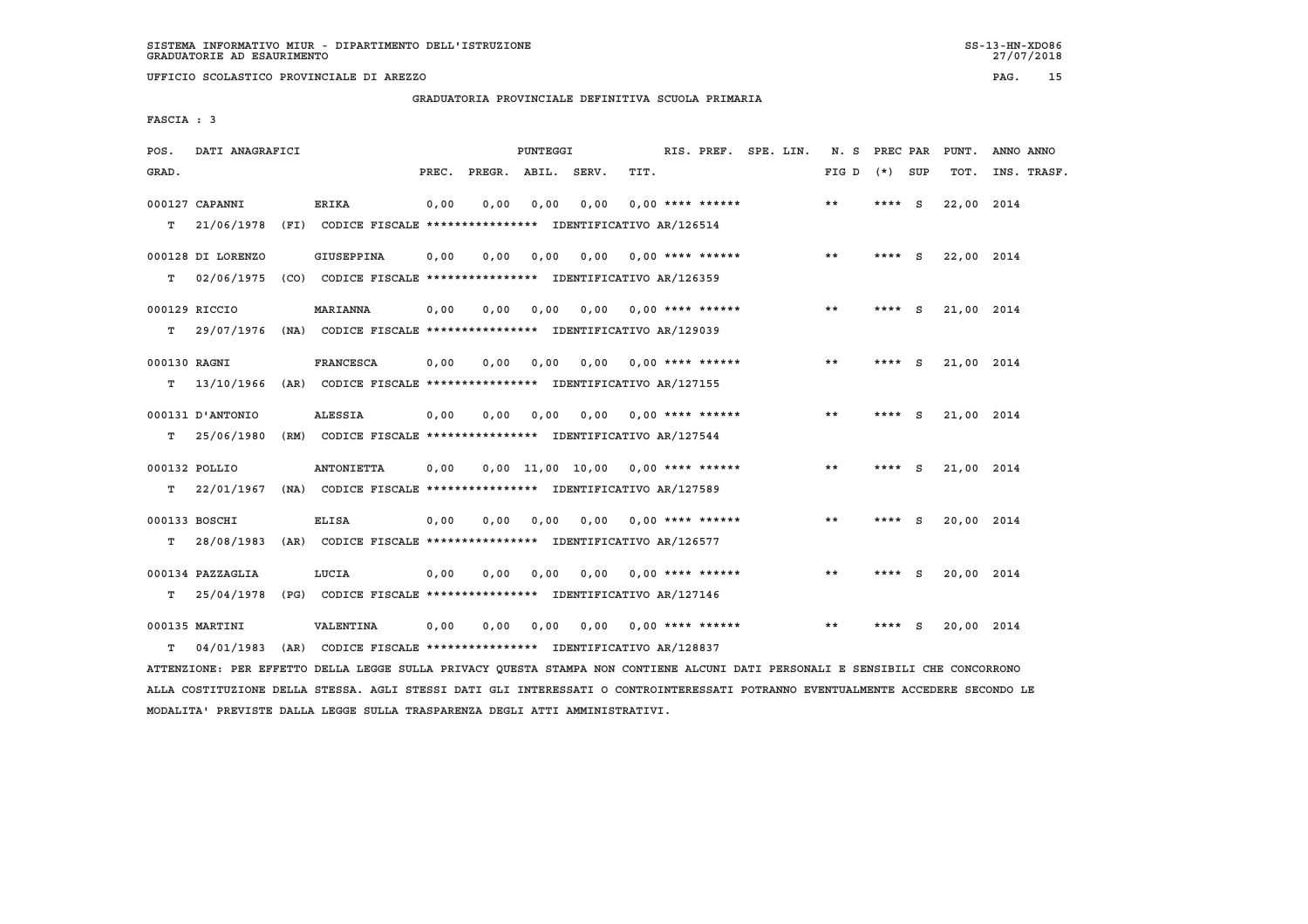SISTEMA INFORMATIVO MIUR - DIPARTIMENTO DELL'ISTRUZIONE
GRADUATORIE AD ESAURIMENTO

UFFICIO SCOLASTICO PROVINCIALE DI AREZZO

GRADUATORIA PROVINCIALE DEFINITIVA SCUOLA PRIMARIA

FASCIA : 3

| POS. GRAD. | DATI ANAGRAFICI | | PREC. | PREGR. | ABIL. | SERV. | TIT. | RIS. PREF. | SPE. LIN. | N. S FIG D | PREC PAR (*) | SUP | PUNT. TOT. | ANNO INS. | ANNO TRASF. |
|---|---|---|---|---|---|---|---|---|---|---|---|---|---|---|---|
| 000127 | CAPANNI | ERIKA | 0,00 | 0,00 | 0,00 | 0,00 | 0,00 | **** ****** | | ** | **** | S | 22,00 | 2014 | |
| T | 21/06/1978 (FI) | CODICE FISCALE **************** IDENTIFICATIVO AR/126514 | | | | | | | | | | | | | |
| 000128 | DI LORENZO | GIUSEPPINA | 0,00 | 0,00 | 0,00 | 0,00 | 0,00 | **** ****** | | ** | **** | S | 22,00 | 2014 | |
| T | 02/06/1975 (CO) | CODICE FISCALE **************** IDENTIFICATIVO AR/126359 | | | | | | | | | | | | | |
| 000129 | RICCIO | MARIANNA | 0,00 | 0,00 | 0,00 | 0,00 | 0,00 | **** ****** | | ** | **** | S | 21,00 | 2014 | |
| T | 29/07/1976 (NA) | CODICE FISCALE **************** IDENTIFICATIVO AR/129039 | | | | | | | | | | | | | |
| 000130 | RAGNI | FRANCESCA | 0,00 | 0,00 | 0,00 | 0,00 | 0,00 | **** ****** | | ** | **** | S | 21,00 | 2014 | |
| T | 13/10/1966 (AR) | CODICE FISCALE **************** IDENTIFICATIVO AR/127155 | | | | | | | | | | | | | |
| 000131 | D'ANTONIO | ALESSIA | 0,00 | 0,00 | 0,00 | 0,00 | 0,00 | **** ****** | | ** | **** | S | 21,00 | 2014 | |
| T | 25/06/1980 (RM) | CODICE FISCALE **************** IDENTIFICATIVO AR/127544 | | | | | | | | | | | | | |
| 000132 | POLLIO | ANTONIETTA | 0,00 | 0,00 | 11,00 | 10,00 | 0,00 | **** ****** | | ** | **** | S | 21,00 | 2014 | |
| T | 22/01/1967 (NA) | CODICE FISCALE **************** IDENTIFICATIVO AR/127589 | | | | | | | | | | | | | |
| 000133 | BOSCHI | ELISA | 0,00 | 0,00 | 0,00 | 0,00 | 0,00 | **** ****** | | ** | **** | S | 20,00 | 2014 | |
| T | 28/08/1983 (AR) | CODICE FISCALE **************** IDENTIFICATIVO AR/126577 | | | | | | | | | | | | | |
| 000134 | PAZZAGLIA | LUCIA | 0,00 | 0,00 | 0,00 | 0,00 | 0,00 | **** ****** | | ** | **** | S | 20,00 | 2014 | |
| T | 25/04/1978 (PG) | CODICE FISCALE **************** IDENTIFICATIVO AR/127146 | | | | | | | | | | | | | |
| 000135 | MARTINI | VALENTINA | 0,00 | 0,00 | 0,00 | 0,00 | 0,00 | **** ****** | | ** | **** | S | 20,00 | 2014 | |
| T | 04/01/1983 (AR) | CODICE FISCALE **************** IDENTIFICATIVO AR/128837 | | | | | | | | | | | | | |

ATTENZIONE: PER EFFETTO DELLA LEGGE SULLA PRIVACY QUESTA STAMPA NON CONTIENE ALCUNI DATI PERSONALI E SENSIBILI CHE CONCORRONO ALLA COSTITUZIONE DELLA STESSA. AGLI STESSI DATI GLI INTERESSATI O CONTROINTERESSATI POTRANNO EVENTUALMENTE ACCEDERE SECONDO LE MODALITA' PREVISTE DALLA LEGGE SULLA TRASPARENZA DEGLI ATTI AMMINISTRATIVI.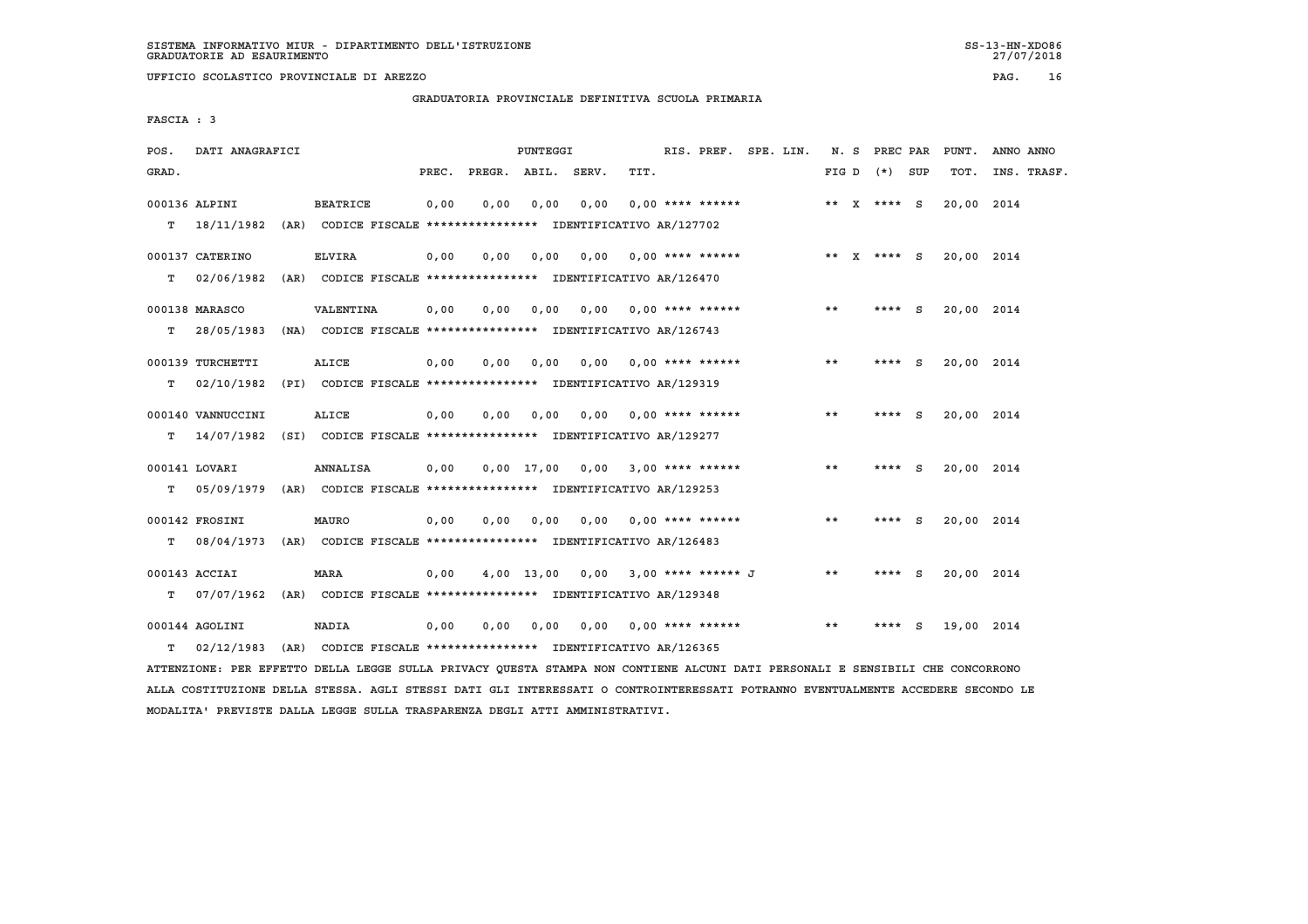SISTEMA INFORMATIVO MIUR - DIPARTIMENTO DELL'ISTRUZIONE
GRADUATORIE AD ESAURIMENTO

UFFICIO SCOLASTICO PROVINCIALE DI AREZZO

GRADUATORIA PROVINCIALE DEFINITIVA SCUOLA PRIMARIA

FASCIA : 3

| POS. GRAD. | DATI ANAGRAFICI | | PREC. | PREGR. | ABIL. | SERV. | TIT. | RIS. PREF. | SPE. LIN. | N. S FIG D | PREC PAR (*) SUP | PUNT. TOT. | ANNO INS. | ANNO TRASF. |
|---|---|---|---|---|---|---|---|---|---|---|---|---|---|---|
| 000136 | ALPINI | BEATRICE | 0,00 | 0,00 | 0,00 | 0,00 | 0,00 | **** ****** | | ** X | **** S | 20,00 | 2014 | |
| T | 18/11/1982 (AR) | CODICE FISCALE **************** IDENTIFICATIVO AR/127702 | | | | | | | | | | | | |
| 000137 | CATERINO | ELVIRA | 0,00 | 0,00 | 0,00 | 0,00 | 0,00 | **** ****** | | ** X | **** S | 20,00 | 2014 | |
| T | 02/06/1982 (AR) | CODICE FISCALE **************** IDENTIFICATIVO AR/126470 | | | | | | | | | | | | |
| 000138 | MARASCO | VALENTINA | 0,00 | 0,00 | 0,00 | 0,00 | 0,00 | **** ****** | | ** | **** S | 20,00 | 2014 | |
| T | 28/05/1983 (NA) | CODICE FISCALE **************** IDENTIFICATIVO AR/126743 | | | | | | | | | | | | |
| 000139 | TURCHETTI | ALICE | 0,00 | 0,00 | 0,00 | 0,00 | 0,00 | **** ****** | | ** | **** S | 20,00 | 2014 | |
| T | 02/10/1982 (PI) | CODICE FISCALE **************** IDENTIFICATIVO AR/129319 | | | | | | | | | | | | |
| 000140 | VANNUCCINI | ALICE | 0,00 | 0,00 | 0,00 | 0,00 | 0,00 | **** ****** | | ** | **** S | 20,00 | 2014 | |
| T | 14/07/1982 (SI) | CODICE FISCALE **************** IDENTIFICATIVO AR/129277 | | | | | | | | | | | | |
| 000141 | LOVARI | ANNALISA | 0,00 | 0,00 | 17,00 | 0,00 | 3,00 | **** ****** | | ** | **** S | 20,00 | 2014 | |
| T | 05/09/1979 (AR) | CODICE FISCALE **************** IDENTIFICATIVO AR/129253 | | | | | | | | | | | | |
| 000142 | FROSINI | MAURO | 0,00 | 0,00 | 0,00 | 0,00 | 0,00 | **** ****** | | ** | **** S | 20,00 | 2014 | |
| T | 08/04/1973 (AR) | CODICE FISCALE **************** IDENTIFICATIVO AR/126483 | | | | | | | | | | | | |
| 000143 | ACCIAI | MARA | 0,00 | 4,00 | 13,00 | 0,00 | 3,00 | **** ****** J | | ** | **** S | 20,00 | 2014 | |
| T | 07/07/1962 (AR) | CODICE FISCALE **************** IDENTIFICATIVO AR/129348 | | | | | | | | | | | | |
| 000144 | AGOLINI | NADIA | 0,00 | 0,00 | 0,00 | 0,00 | 0,00 | **** ****** | | ** | **** S | 19,00 | 2014 | |
| T | 02/12/1983 (AR) | CODICE FISCALE **************** IDENTIFICATIVO AR/126365 | | | | | | | | | | | | |

ATTENZIONE: PER EFFETTO DELLA LEGGE SULLA PRIVACY QUESTA STAMPA NON CONTIENE ALCUNI DATI PERSONALI E SENSIBILI CHE CONCORRONO ALLA COSTITUZIONE DELLA STESSA. AGLI STESSI DATI GLI INTERESSATI O CONTROINTERESSATI POTRANNO EVENTUALMENTE ACCEDERE SECONDO LE MODALITA' PREVISTE DALLA LEGGE SULLA TRASPARENZA DEGLI ATTI AMMINISTRATIVI.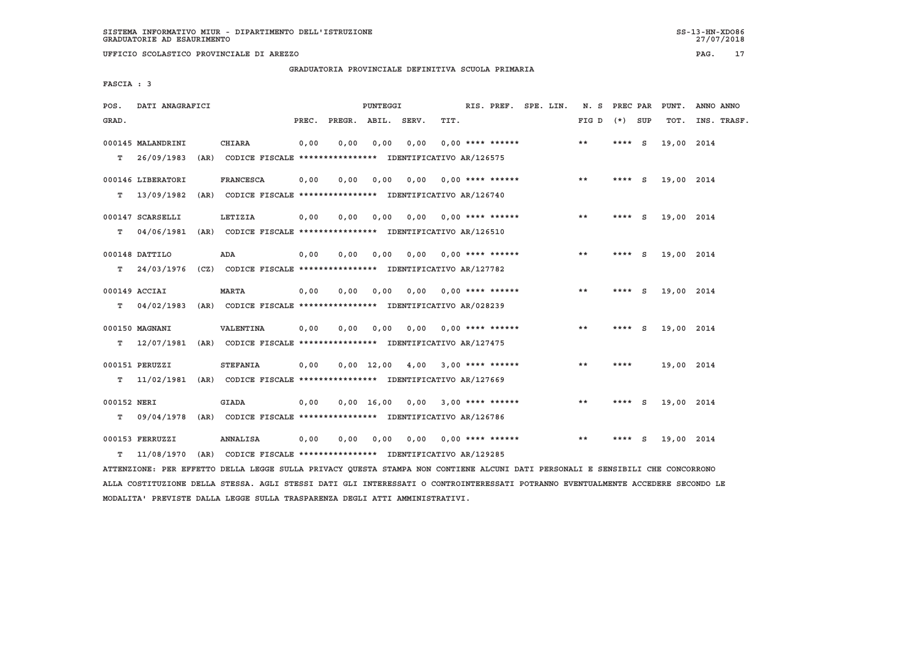SISTEMA INFORMATIVO MIUR - DIPARTIMENTO DELL'ISTRUZIONE
GRADUATORIE AD ESAURIMENTO

UFFICIO SCOLASTICO PROVINCIALE DI AREZZO

GRADUATORIA PROVINCIALE DEFINITIVA SCUOLA PRIMARIA

FASCIA : 3

| POS. GRAD. | DATI ANAGRAFICI | | PUNTEGGI PREC. | PREGR. | ABIL. | SERV. | TIT. | RIS. PREF. | SPE. LIN. | N. S FIG D | PREC PAR (*) | SUP | PUNT. TOT. | ANNO INS. | ANNO TRASF. |
|---|---|---|---|---|---|---|---|---|---|---|---|---|---|---|---|
| 000145 MALANDRINI | CHIARA | | 0,00 | 0,00 | 0,00 | 0,00 | 0,00 | **** ****** | | ** | **** | S | 19,00 | 2014 | |
| T 26/09/1983 (AR) | CODICE FISCALE **************** | IDENTIFICATIVO AR/126575 | | | | | | | | | | | | | |
| 000146 LIBERATORI | FRANCESCA | | 0,00 | 0,00 | 0,00 | 0,00 | 0,00 | **** ****** | | ** | **** | S | 19,00 | 2014 | |
| T 13/09/1982 (AR) | CODICE FISCALE **************** | IDENTIFICATIVO AR/126740 | | | | | | | | | | | | | |
| 000147 SCARSELLI | LETIZIA | | 0,00 | 0,00 | 0,00 | 0,00 | 0,00 | **** ****** | | ** | **** | S | 19,00 | 2014 | |
| T 04/06/1981 (AR) | CODICE FISCALE **************** | IDENTIFICATIVO AR/126510 | | | | | | | | | | | | | |
| 000148 DATTILO | ADA | | 0,00 | 0,00 | 0,00 | 0,00 | 0,00 | **** ****** | | ** | **** | S | 19,00 | 2014 | |
| T 24/03/1976 (CZ) | CODICE FISCALE **************** | IDENTIFICATIVO AR/127782 | | | | | | | | | | | | | |
| 000149 ACCIAI | MARTA | | 0,00 | 0,00 | 0,00 | 0,00 | 0,00 | **** ****** | | ** | **** | S | 19,00 | 2014 | |
| T 04/02/1983 (AR) | CODICE FISCALE **************** | IDENTIFICATIVO AR/028239 | | | | | | | | | | | | | |
| 000150 MAGNANI | VALENTINA | | 0,00 | 0,00 | 0,00 | 0,00 | 0,00 | **** ****** | | ** | **** | S | 19,00 | 2014 | |
| T 12/07/1981 (AR) | CODICE FISCALE **************** | IDENTIFICATIVO AR/127475 | | | | | | | | | | | | | |
| 000151 PERUZZI | STEFANIA | | 0,00 | 0,00 | 12,00 | 4,00 | 3,00 | **** ****** | | ** | **** | | 19,00 | 2014 | |
| T 11/02/1981 (AR) | CODICE FISCALE **************** | IDENTIFICATIVO AR/127669 | | | | | | | | | | | | | |
| 000152 NERI | GIADA | | 0,00 | 0,00 | 16,00 | 0,00 | 3,00 | **** ****** | | ** | **** | S | 19,00 | 2014 | |
| T 09/04/1978 (AR) | CODICE FISCALE **************** | IDENTIFICATIVO AR/126786 | | | | | | | | | | | | | |
| 000153 FERRUZZI | ANNALISA | | 0,00 | 0,00 | 0,00 | 0,00 | 0,00 | **** ****** | | ** | **** | S | 19,00 | 2014 | |
| T 11/08/1970 (AR) | CODICE FISCALE **************** | IDENTIFICATIVO AR/129285 | | | | | | | | | | | | | |

ATTENZIONE: PER EFFETTO DELLA LEGGE SULLA PRIVACY QUESTA STAMPA NON CONTIENE ALCUNI DATI PERSONALI E SENSIBILI CHE CONCORRONO ALLA COSTITUZIONE DELLA STESSA. AGLI STESSI DATI GLI INTERESSATI O CONTROINTERESSATI POTRANNO EVENTUALMENTE ACCEDERE SECONDO LE MODALITA' PREVISTE DALLA LEGGE SULLA TRASPARENZA DEGLI ATTI AMMINISTRATIVI.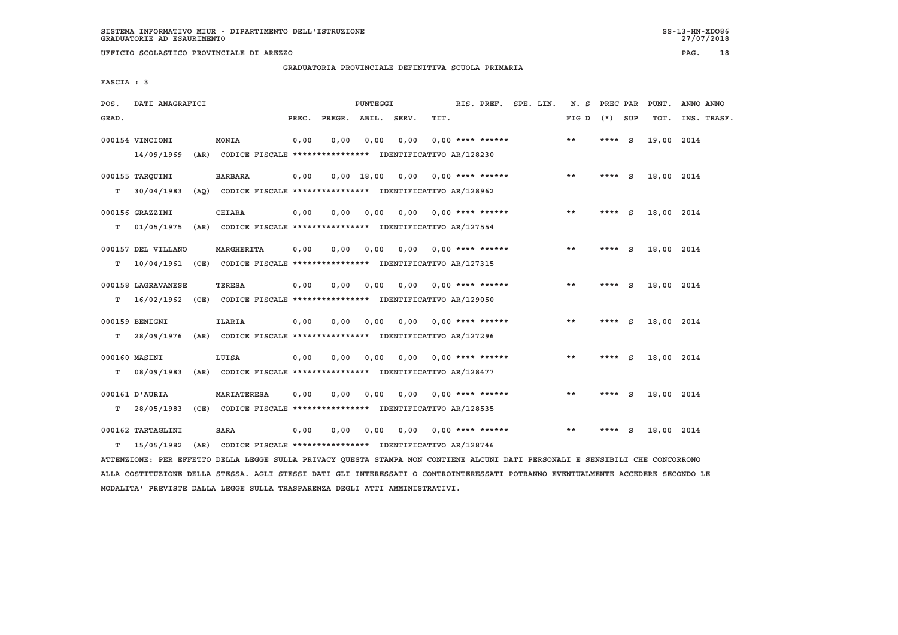SISTEMA INFORMATIVO MIUR - DIPARTIMENTO DELL'ISTRUZIONE
GRADUATORIE AD ESAURIMENTO

UFFICIO SCOLASTICO PROVINCIALE DI AREZZO

GRADUATORIA PROVINCIALE DEFINITIVA SCUOLA PRIMARIA

FASCIA : 3

| POS. GRAD. | DATI ANAGRAFICI | | PREC. | PREGR. | ABIL. | SERV. | TIT. | RIS. PREF. | SPE. LIN. | N. S FIG D | PREC PAR (*) | SUP | PUNT. TOT. | ANNO INS. | ANNO TRASF. |
|---|---|---|---|---|---|---|---|---|---|---|---|---|---|---|---|
| 000154 | VINCIONI | MONIA | 0,00 | 0,00 | 0,00 | 0,00 | 0,00 | **** ****** | | ** | **** | S | 19,00 | 2014 | |
| | 14/09/1969 (AR) | CODICE FISCALE **************** IDENTIFICATIVO AR/128230 | | | | | | | | | | | | | |
| 000155 | TARQUINI | BARBARA | 0,00 | 0,00 | 18,00 | 0,00 | 0,00 | **** ****** | | ** | **** | S | 18,00 | 2014 | |
| T | 30/04/1983 (AQ) | CODICE FISCALE **************** IDENTIFICATIVO AR/128962 | | | | | | | | | | | | | |
| 000156 | GRAZZINI | CHIARA | 0,00 | 0,00 | 0,00 | 0,00 | 0,00 | **** ****** | | ** | **** | S | 18,00 | 2014 | |
| T | 01/05/1975 (AR) | CODICE FISCALE **************** IDENTIFICATIVO AR/127554 | | | | | | | | | | | | | |
| 000157 | DEL VILLANO | MARGHERITA | 0,00 | 0,00 | 0,00 | 0,00 | 0,00 | **** ****** | | ** | **** | S | 18,00 | 2014 | |
| T | 10/04/1961 (CE) | CODICE FISCALE **************** IDENTIFICATIVO AR/127315 | | | | | | | | | | | | | |
| 000158 | LAGRAVANESE | TERESA | 0,00 | 0,00 | 0,00 | 0,00 | 0,00 | **** ****** | | ** | **** | S | 18,00 | 2014 | |
| T | 16/02/1962 (CE) | CODICE FISCALE **************** IDENTIFICATIVO AR/129050 | | | | | | | | | | | | | |
| 000159 | BENIGNI | ILARIA | 0,00 | 0,00 | 0,00 | 0,00 | 0,00 | **** ****** | | ** | **** | S | 18,00 | 2014 | |
| T | 28/09/1976 (AR) | CODICE FISCALE **************** IDENTIFICATIVO AR/127296 | | | | | | | | | | | | | |
| 000160 | MASINI | LUISA | 0,00 | 0,00 | 0,00 | 0,00 | 0,00 | **** ****** | | ** | **** | S | 18,00 | 2014 | |
| T | 08/09/1983 (AR) | CODICE FISCALE **************** IDENTIFICATIVO AR/128477 | | | | | | | | | | | | | |
| 000161 | D'AURIA | MARIATERESA | 0,00 | 0,00 | 0,00 | 0,00 | 0,00 | **** ****** | | ** | **** | S | 18,00 | 2014 | |
| T | 28/05/1983 (CE) | CODICE FISCALE **************** IDENTIFICATIVO AR/128535 | | | | | | | | | | | | | |
| 000162 | TARTAGLINI | SARA | 0,00 | 0,00 | 0,00 | 0,00 | 0,00 | **** ****** | | ** | **** | S | 18,00 | 2014 | |
| T | 15/05/1982 (AR) | CODICE FISCALE **************** IDENTIFICATIVO AR/128746 | | | | | | | | | | | | | |

ATTENZIONE: PER EFFETTO DELLA LEGGE SULLA PRIVACY QUESTA STAMPA NON CONTIENE ALCUNI DATI PERSONALI E SENSIBILI CHE CONCORRONO ALLA COSTITUZIONE DELLA STESSA. AGLI STESSI DATI GLI INTERESSATI O CONTROINTERESSATI POTRANNO EVENTUALMENTE ACCEDERE SECONDO LE MODALITA' PREVISTE DALLA LEGGE SULLA TRASPARENZA DEGLI ATTI AMMINISTRATIVI.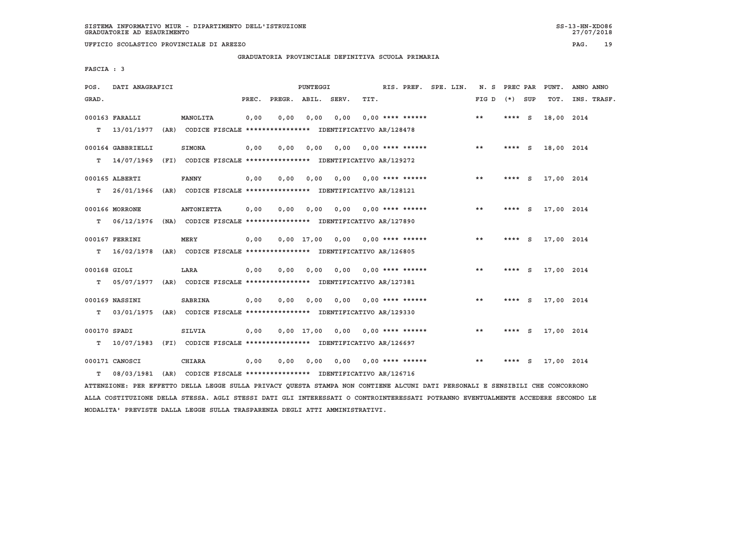SISTEMA INFORMATIVO MIUR - DIPARTIMENTO DELL'ISTRUZIONE
GRADUATORIE AD ESAURIMENTO

UFFICIO SCOLASTICO PROVINCIALE DI AREZZO

GRADUATORIA PROVINCIALE DEFINITIVA SCUOLA PRIMARIA

FASCIA : 3

| POS. GRAD. | DATI ANAGRAFICI | | PREC. | PREGR. | ABIL. | SERV. | TIT. | RIS. PREF. | SPE. LIN. | N. S FIG D | PREC PAR (*) | SUP | PUNT. TOT. | ANNO INS. | ANNO TRASF. |
|---|---|---|---|---|---|---|---|---|---|---|---|---|---|---|---|
| 000163 | FARALLI | MANOLITA | 0,00 | 0,00 | 0,00 | 0,00 | 0,00 | **** ****** | | ** | **** | S | 18,00 | 2014 | |
| T | 13/01/1977 (AR) | CODICE FISCALE **************** IDENTIFICATIVO AR/128478 | | | | | | | | | | | | | |
| 000164 | GABBRIELLI | SIMONA | 0,00 | 0,00 | 0,00 | 0,00 | 0,00 | **** ****** | | ** | **** | S | 18,00 | 2014 | |
| T | 14/07/1969 (FI) | CODICE FISCALE **************** IDENTIFICATIVO AR/129272 | | | | | | | | | | | | | |
| 000165 | ALBERTI | FANNY | 0,00 | 0,00 | 0,00 | 0,00 | 0,00 | **** ****** | | ** | **** | S | 17,00 | 2014 | |
| T | 26/01/1966 (AR) | CODICE FISCALE **************** IDENTIFICATIVO AR/128121 | | | | | | | | | | | | | |
| 000166 | MORRONE | ANTONIETTA | 0,00 | 0,00 | 0,00 | 0,00 | 0,00 | **** ****** | | ** | **** | S | 17,00 | 2014 | |
| T | 06/12/1976 (NA) | CODICE FISCALE **************** IDENTIFICATIVO AR/127890 | | | | | | | | | | | | | |
| 000167 | FERRINI | MERY | 0,00 | 0,00 | 17,00 | 0,00 | 0,00 | **** ****** | | ** | **** | S | 17,00 | 2014 | |
| T | 16/02/1978 (AR) | CODICE FISCALE **************** IDENTIFICATIVO AR/126805 | | | | | | | | | | | | | |
| 000168 | GIOLI | LARA | 0,00 | 0,00 | 0,00 | 0,00 | 0,00 | **** ****** | | ** | **** | S | 17,00 | 2014 | |
| T | 05/07/1977 (AR) | CODICE FISCALE **************** IDENTIFICATIVO AR/127381 | | | | | | | | | | | | | |
| 000169 | NASSINI | SABRINA | 0,00 | 0,00 | 0,00 | 0,00 | 0,00 | **** ****** | | ** | **** | S | 17,00 | 2014 | |
| T | 03/01/1975 (AR) | CODICE FISCALE **************** IDENTIFICATIVO AR/129330 | | | | | | | | | | | | | |
| 000170 | SPADI | SILVIA | 0,00 | 0,00 | 17,00 | 0,00 | 0,00 | **** ****** | | ** | **** | S | 17,00 | 2014 | |
| T | 10/07/1983 (FI) | CODICE FISCALE **************** IDENTIFICATIVO AR/126697 | | | | | | | | | | | | | |
| 000171 | CANOSCI | CHIARA | 0,00 | 0,00 | 0,00 | 0,00 | 0,00 | **** ****** | | ** | **** | S | 17,00 | 2014 | |
| T | 08/03/1981 (AR) | CODICE FISCALE **************** IDENTIFICATIVO AR/126716 | | | | | | | | | | | | | |

ATTENZIONE: PER EFFETTO DELLA LEGGE SULLA PRIVACY QUESTA STAMPA NON CONTIENE ALCUNI DATI PERSONALI E SENSIBILI CHE CONCORRONO ALLA COSTITUZIONE DELLA STESSA. AGLI STESSI DATI GLI INTERESSATI O CONTROINTERESSATI POTRANNO EVENTUALMENTE ACCEDERE SECONDO LE MODALITA' PREVISTE DALLA LEGGE SULLA TRASPARENZA DEGLI ATTI AMMINISTRATIVI.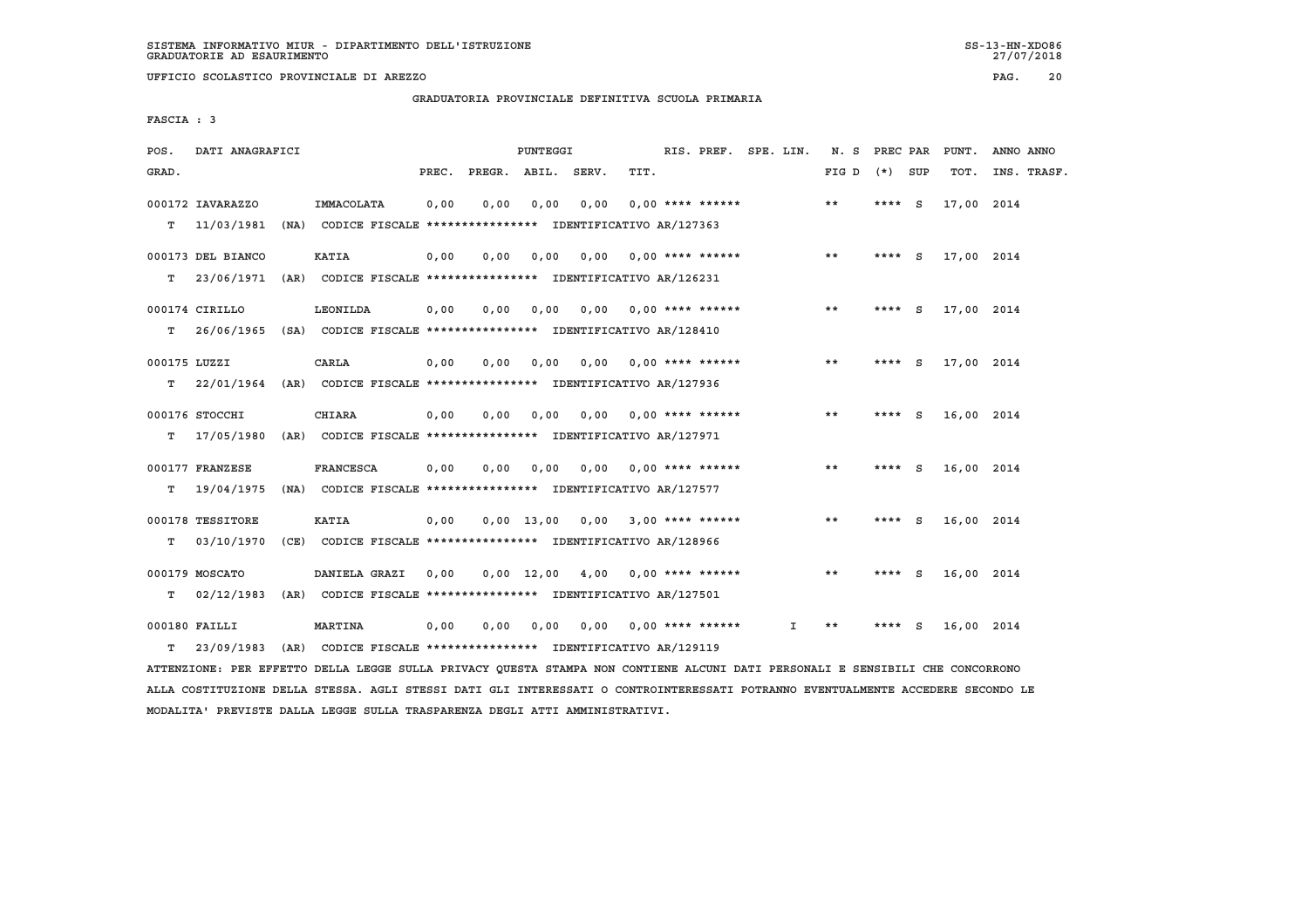SISTEMA INFORMATIVO MIUR - DIPARTIMENTO DELL'ISTRUZIONE
GRADUATORIE AD ESAURIMENTO

UFFICIO SCOLASTICO PROVINCIALE DI AREZZO

GRADUATORIA PROVINCIALE DEFINITIVA SCUOLA PRIMARIA

FASCIA : 3

| POS. GRAD. | DATI ANAGRAFICI | | PREC. | PREGR. | ABIL. | SERV. | TIT. | RIS. PREF. | SPE. LIN. | N. S FIG D | PREC PAR (*) | SUP | PUNT. TOT. | ANNO ANNO INS. TRASF. |
|---|---|---|---|---|---|---|---|---|---|---|---|---|---|---|
| 000172 | IAVARAZZO | IMMACOLATA | 0,00 | 0,00 | 0,00 | 0,00 | 0,00 | **** ****** | | ** | **** | S | 17,00 | 2014 |
| T | 11/03/1981 (NA) | CODICE FISCALE **************** IDENTIFICATIVO AR/127363 | | | | | | | | | | | | |
| 000173 | DEL BIANCO | KATIA | 0,00 | 0,00 | 0,00 | 0,00 | 0,00 | **** ****** | | ** | **** | S | 17,00 | 2014 |
| T | 23/06/1971 (AR) | CODICE FISCALE **************** IDENTIFICATIVO AR/126231 | | | | | | | | | | | | |
| 000174 | CIRILLO | LEONILDA | 0,00 | 0,00 | 0,00 | 0,00 | 0,00 | **** ****** | | ** | **** | S | 17,00 | 2014 |
| T | 26/06/1965 (SA) | CODICE FISCALE **************** IDENTIFICATIVO AR/128410 | | | | | | | | | | | | |
| 000175 | LUZZI | CARLA | 0,00 | 0,00 | 0,00 | 0,00 | 0,00 | **** ****** | | ** | **** | S | 17,00 | 2014 |
| T | 22/01/1964 (AR) | CODICE FISCALE **************** IDENTIFICATIVO AR/127936 | | | | | | | | | | | | |
| 000176 | STOCCHI | CHIARA | 0,00 | 0,00 | 0,00 | 0,00 | 0,00 | **** ****** | | ** | **** | S | 16,00 | 2014 |
| T | 17/05/1980 (AR) | CODICE FISCALE **************** IDENTIFICATIVO AR/127971 | | | | | | | | | | | | |
| 000177 | FRANZESE | FRANCESCA | 0,00 | 0,00 | 0,00 | 0,00 | 0,00 | **** ****** | | ** | **** | S | 16,00 | 2014 |
| T | 19/04/1975 (NA) | CODICE FISCALE **************** IDENTIFICATIVO AR/127577 | | | | | | | | | | | | |
| 000178 | TESSITORE | KATIA | 0,00 | 0,00 | 13,00 | 0,00 | 3,00 | **** ****** | | ** | **** | S | 16,00 | 2014 |
| T | 03/10/1970 (CE) | CODICE FISCALE **************** IDENTIFICATIVO AR/128966 | | | | | | | | | | | | |
| 000179 | MOSCATO | DANIELA GRAZI | 0,00 | 0,00 | 12,00 | 4,00 | 0,00 | **** ****** | | ** | **** | S | 16,00 | 2014 |
| T | 02/12/1983 (AR) | CODICE FISCALE **************** IDENTIFICATIVO AR/127501 | | | | | | | | | | | | |
| 000180 | FAILLI | MARTINA | 0,00 | 0,00 | 0,00 | 0,00 | 0,00 | **** ****** | I | ** | **** | S | 16,00 | 2014 |
| T | 23/09/1983 (AR) | CODICE FISCALE **************** IDENTIFICATIVO AR/129119 | | | | | | | | | | | | |

ATTENZIONE: PER EFFETTO DELLA LEGGE SULLA PRIVACY QUESTA STAMPA NON CONTIENE ALCUNI DATI PERSONALI E SENSIBILI CHE CONCORRONO ALLA COSTITUZIONE DELLA STESSA. AGLI STESSI DATI GLI INTERESSATI O CONTROINTERESSATI POTRANNO EVENTUALMENTE ACCEDERE SECONDO LE MODALITA' PREVISTE DALLA LEGGE SULLA TRASPARENZA DEGLI ATTI AMMINISTRATIVI.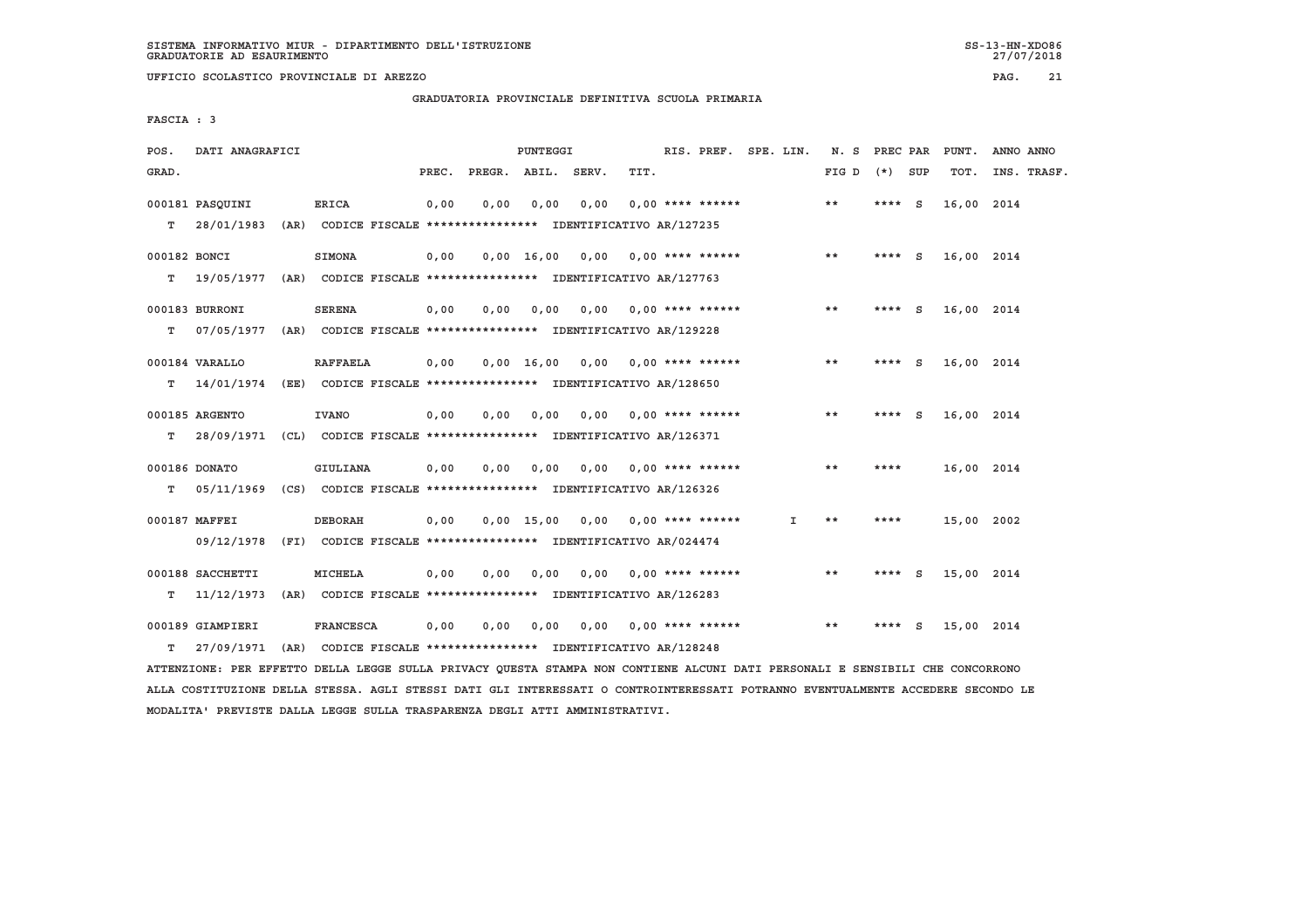SISTEMA INFORMATIVO MIUR - DIPARTIMENTO DELL'ISTRUZIONE
GRADUATORIE AD ESAURIMENTO

UFFICIO SCOLASTICO PROVINCIALE DI AREZZO

GRADUATORIA PROVINCIALE DEFINITIVA SCUOLA PRIMARIA

FASCIA : 3

| POS. GRAD. | DATI ANAGRAFICI | | PREC. | PREGR. | ABIL. | SERV. | TIT. | RIS. PREF. | SPE. LIN. | N. S FIG D | PREC PAR (*) | SUP | PUNT. TOT. | ANNO INS. | ANNO TRASF. |
|---|---|---|---|---|---|---|---|---|---|---|---|---|---|---|---|
| 000181 | PASQUINI | ERICA | 0,00 | 0,00 | 0,00 | 0,00 | 0,00 | **** ****** | | ** | **** | S | 16,00 | 2014 | |
| T | 28/01/1983 (AR) | CODICE FISCALE **************** IDENTIFICATIVO AR/127235 | | | | | | | | | | | | | |
| 000182 | BONCI | SIMONA | 0,00 | 0,00 | 16,00 | 0,00 | 0,00 | **** ****** | | ** | **** | S | 16,00 | 2014 | |
| T | 19/05/1977 (AR) | CODICE FISCALE **************** IDENTIFICATIVO AR/127763 | | | | | | | | | | | | | |
| 000183 | BURRONI | SERENA | 0,00 | 0,00 | 0,00 | 0,00 | 0,00 | **** ****** | | ** | **** | S | 16,00 | 2014 | |
| T | 07/05/1977 (AR) | CODICE FISCALE **************** IDENTIFICATIVO AR/129228 | | | | | | | | | | | | | |
| 000184 | VARALLO | RAFFAELA | 0,00 | 0,00 | 16,00 | 0,00 | 0,00 | **** ****** | | ** | **** | S | 16,00 | 2014 | |
| T | 14/01/1974 (EE) | CODICE FISCALE **************** IDENTIFICATIVO AR/128650 | | | | | | | | | | | | | |
| 000185 | ARGENTO | IVANO | 0,00 | 0,00 | 0,00 | 0,00 | 0,00 | **** ****** | | ** | **** | S | 16,00 | 2014 | |
| T | 28/09/1971 (CL) | CODICE FISCALE **************** IDENTIFICATIVO AR/126371 | | | | | | | | | | | | | |
| 000186 | DONATO | GIULIANA | 0,00 | 0,00 | 0,00 | 0,00 | 0,00 | **** ****** | | ** | **** | | 16,00 | 2014 | |
| T | 05/11/1969 (CS) | CODICE FISCALE **************** IDENTIFICATIVO AR/126326 | | | | | | | | | | | | | |
| 000187 | MAFFEI | DEBORAH | 0,00 | 0,00 | 15,00 | 0,00 | 0,00 | **** ****** | I | ** | **** | | 15,00 | 2002 | |
| | 09/12/1978 (FI) | CODICE FISCALE **************** IDENTIFICATIVO AR/024474 | | | | | | | | | | | | | |
| 000188 | SACCHETTI | MICHELA | 0,00 | 0,00 | 0,00 | 0,00 | 0,00 | **** ****** | | ** | **** | S | 15,00 | 2014 | |
| T | 11/12/1973 (AR) | CODICE FISCALE **************** IDENTIFICATIVO AR/126283 | | | | | | | | | | | | | |
| 000189 | GIAMPIERI | FRANCESCA | 0,00 | 0,00 | 0,00 | 0,00 | 0,00 | **** ****** | | ** | **** | S | 15,00 | 2014 | |
| T | 27/09/1971 (AR) | CODICE FISCALE **************** IDENTIFICATIVO AR/128248 | | | | | | | | | | | | | |

ATTENZIONE: PER EFFETTO DELLA LEGGE SULLA PRIVACY QUESTA STAMPA NON CONTIENE ALCUNI DATI PERSONALI E SENSIBILI CHE CONCORRONO ALLA COSTITUZIONE DELLA STESSA. AGLI STESSI DATI GLI INTERESSATI O CONTROINTERESSATI POTRANNO EVENTUALMENTE ACCEDERE SECONDO LE MODALITA' PREVISTE DALLA LEGGE SULLA TRASPARENZA DEGLI ATTI AMMINISTRATIVI.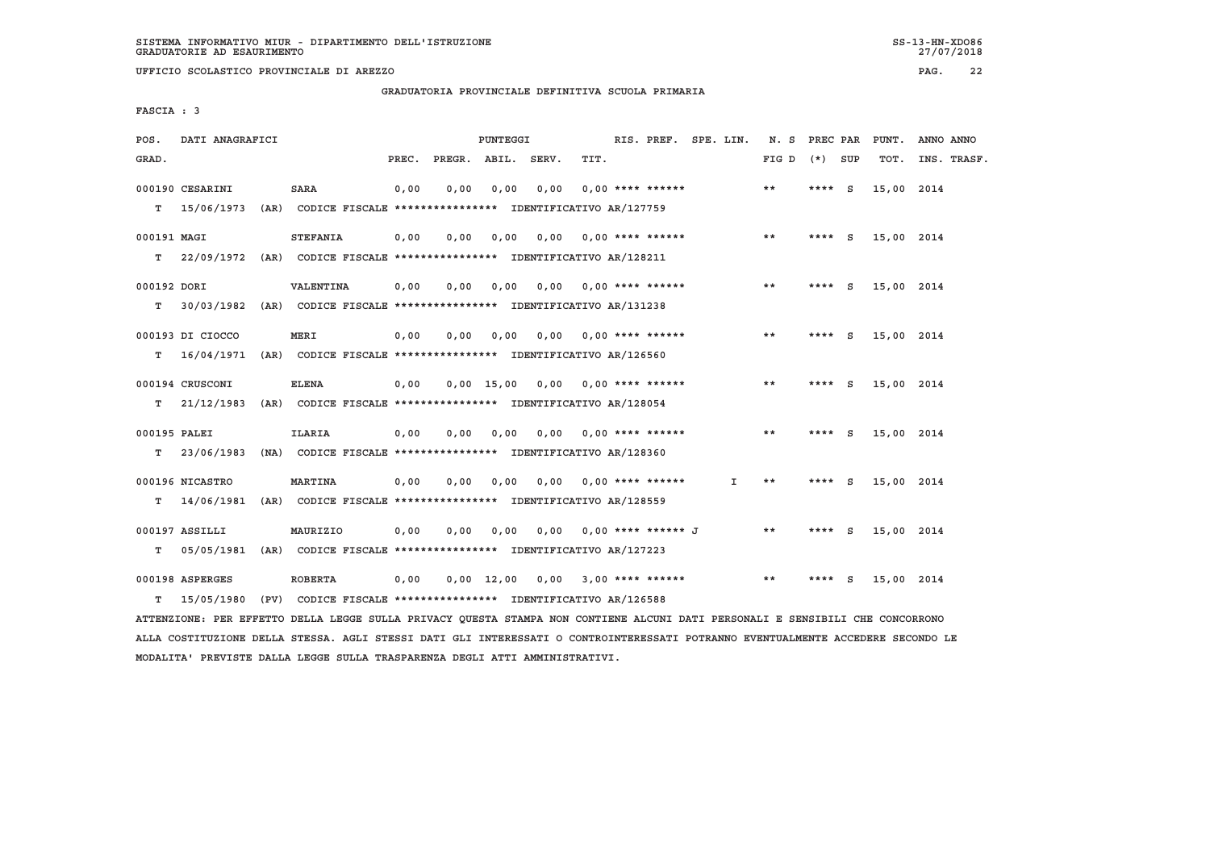SISTEMA INFORMATIVO MIUR - DIPARTIMENTO DELL'ISTRUZIONE
GRADUATORIE AD ESAURIMENTO

UFFICIO SCOLASTICO PROVINCIALE DI AREZZO

GRADUATORIA PROVINCIALE DEFINITIVA SCUOLA PRIMARIA

FASCIA : 3

| POS. GRAD. | DATI ANAGRAFICI | | PREC. | PREGR. | ABIL. | SERV. | TIT. | RIS. PREF. | SPE. LIN. | N. S FIG D | PREC PAR (*) | SUP | PUNT. TOT. | ANNO INS. | ANNO TRASF. |
|---|---|---|---|---|---|---|---|---|---|---|---|---|---|---|---|
| 000190 | CESARINI | SARA | 0,00 | 0,00 | 0,00 | 0,00 | 0,00 | **** ****** | | ** | **** | S | 15,00 | 2014 | |
| T | 15/06/1973 (AR) | CODICE FISCALE **************** IDENTIFICATIVO AR/127759 | | | | | | | | | | | | | |
| 000191 | MAGI | STEFANIA | 0,00 | 0,00 | 0,00 | 0,00 | 0,00 | **** ****** | | ** | **** | S | 15,00 | 2014 | |
| T | 22/09/1972 (AR) | CODICE FISCALE **************** IDENTIFICATIVO AR/128211 | | | | | | | | | | | | | |
| 000192 | DORI | VALENTINA | 0,00 | 0,00 | 0,00 | 0,00 | 0,00 | **** ****** | | ** | **** | S | 15,00 | 2014 | |
| T | 30/03/1982 (AR) | CODICE FISCALE **************** IDENTIFICATIVO AR/131238 | | | | | | | | | | | | | |
| 000193 | DI CIOCCO | MERI | 0,00 | 0,00 | 0,00 | 0,00 | 0,00 | **** ****** | | ** | **** | S | 15,00 | 2014 | |
| T | 16/04/1971 (AR) | CODICE FISCALE **************** IDENTIFICATIVO AR/126560 | | | | | | | | | | | | | |
| 000194 | CRUSCONI | ELENA | 0,00 | 0,00 | 15,00 | 0,00 | 0,00 | **** ****** | | ** | **** | S | 15,00 | 2014 | |
| T | 21/12/1983 (AR) | CODICE FISCALE **************** IDENTIFICATIVO AR/128054 | | | | | | | | | | | | | |
| 000195 | PALEI | ILARIA | 0,00 | 0,00 | 0,00 | 0,00 | 0,00 | **** ****** | | ** | **** | S | 15,00 | 2014 | |
| T | 23/06/1983 (NA) | CODICE FISCALE **************** IDENTIFICATIVO AR/128360 | | | | | | | | | | | | | |
| 000196 | NICASTRO | MARTINA | 0,00 | 0,00 | 0,00 | 0,00 | 0,00 | **** ****** | I | ** | **** | S | 15,00 | 2014 | |
| T | 14/06/1981 (AR) | CODICE FISCALE **************** IDENTIFICATIVO AR/128559 | | | | | | | | | | | | | |
| 000197 | ASSILLI | MAURIZIO | 0,00 | 0,00 | 0,00 | 0,00 | 0,00 | **** ****** J | | ** | **** | S | 15,00 | 2014 | |
| T | 05/05/1981 (AR) | CODICE FISCALE **************** IDENTIFICATIVO AR/127223 | | | | | | | | | | | | | |
| 000198 | ASPERGES | ROBERTA | 0,00 | 0,00 | 12,00 | 0,00 | 3,00 | **** ****** | | ** | **** | S | 15,00 | 2014 | |
| T | 15/05/1980 (PV) | CODICE FISCALE **************** IDENTIFICATIVO AR/126588 | | | | | | | | | | | | | |

ATTENZIONE: PER EFFETTO DELLA LEGGE SULLA PRIVACY QUESTA STAMPA NON CONTIENE ALCUNI DATI PERSONALI E SENSIBILI CHE CONCORRONO ALLA COSTITUZIONE DELLA STESSA. AGLI STESSI DATI GLI INTERESSATI O CONTROINTERESSATI POTRANNO EVENTUALMENTE ACCEDERE SECONDO LE MODALITA' PREVISTE DALLA LEGGE SULLA TRASPARENZA DEGLI ATTI AMMINISTRATIVI.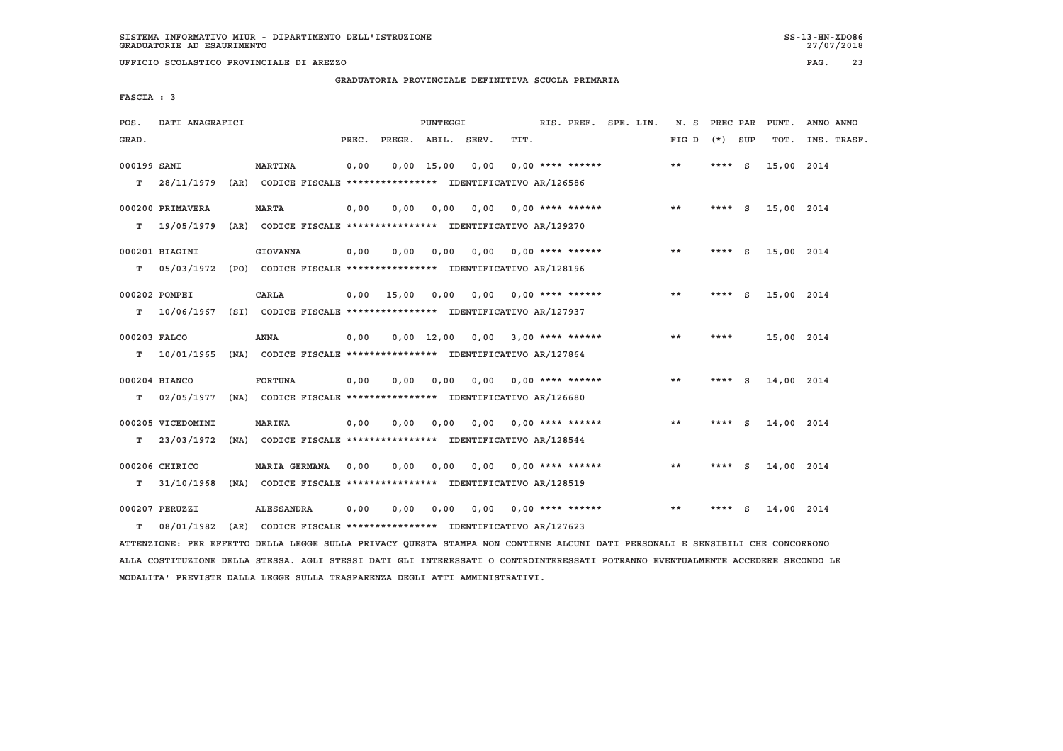SISTEMA INFORMATIVO MIUR - DIPARTIMENTO DELL'ISTRUZIONE
GRADUATORIE AD ESAURIMENTO

UFFICIO SCOLASTICO PROVINCIALE DI AREZZO

GRADUATORIA PROVINCIALE DEFINITIVA SCUOLA PRIMARIA

FASCIA : 3

| POS. GRAD. | DATI ANAGRAFICI | | PREC. | PREGR. | ABIL. | SERV. | TIT. | RIS. PREF. | SPE. LIN. | N. S FIG D | PREC PAR (*) | SUP | PUNT. TOT. | ANNO ANNO INS. TRASF. |
|---|---|---|---|---|---|---|---|---|---|---|---|---|---|---|
| 000199 | SANI | MARTINA | 0,00 | 0,00 | 15,00 | 0,00 | 0,00 | **** ****** | | ** | **** | S | 15,00 | 2014 |
| T | 28/11/1979 (AR) | CODICE FISCALE **************** IDENTIFICATIVO AR/126586 | | | | | | | | | | | | |
| 000200 | PRIMAVERA | MARTA | 0,00 | 0,00 | 0,00 | 0,00 | 0,00 | **** ****** | | ** | **** | S | 15,00 | 2014 |
| T | 19/05/1979 (AR) | CODICE FISCALE **************** IDENTIFICATIVO AR/129270 | | | | | | | | | | | | |
| 000201 | BIAGINI | GIOVANNA | 0,00 | 0,00 | 0,00 | 0,00 | 0,00 | **** ****** | | ** | **** | S | 15,00 | 2014 |
| T | 05/03/1972 (PO) | CODICE FISCALE **************** IDENTIFICATIVO AR/128196 | | | | | | | | | | | | |
| 000202 | POMPEI | CARLA | 0,00 | 15,00 | 0,00 | 0,00 | 0,00 | **** ****** | | ** | **** | S | 15,00 | 2014 |
| T | 10/06/1967 (SI) | CODICE FISCALE **************** IDENTIFICATIVO AR/127937 | | | | | | | | | | | | |
| 000203 | FALCO | ANNA | 0,00 | 0,00 | 12,00 | 0,00 | 3,00 | **** ****** | | ** | **** | | 15,00 | 2014 |
| T | 10/01/1965 (NA) | CODICE FISCALE **************** IDENTIFICATIVO AR/127864 | | | | | | | | | | | | |
| 000204 | BIANCO | FORTUNA | 0,00 | 0,00 | 0,00 | 0,00 | 0,00 | **** ****** | | ** | **** | S | 14,00 | 2014 |
| T | 02/05/1977 (NA) | CODICE FISCALE **************** IDENTIFICATIVO AR/126680 | | | | | | | | | | | | |
| 000205 | VICEDOMINI | MARINA | 0,00 | 0,00 | 0,00 | 0,00 | 0,00 | **** ****** | | ** | **** | S | 14,00 | 2014 |
| T | 23/03/1972 (NA) | CODICE FISCALE **************** IDENTIFICATIVO AR/128544 | | | | | | | | | | | | |
| 000206 | CHIRICO | MARIA GERMANA | 0,00 | 0,00 | 0,00 | 0,00 | 0,00 | **** ****** | | ** | **** | S | 14,00 | 2014 |
| T | 31/10/1968 (NA) | CODICE FISCALE **************** IDENTIFICATIVO AR/128519 | | | | | | | | | | | | |
| 000207 | PERUZZI | ALESSANDRA | 0,00 | 0,00 | 0,00 | 0,00 | 0,00 | **** ****** | | ** | **** | S | 14,00 | 2014 |
| T | 08/01/1982 (AR) | CODICE FISCALE **************** IDENTIFICATIVO AR/127623 | | | | | | | | | | | | |

ATTENZIONE: PER EFFETTO DELLA LEGGE SULLA PRIVACY QUESTA STAMPA NON CONTIENE ALCUNI DATI PERSONALI E SENSIBILI CHE CONCORRONO ALLA COSTITUZIONE DELLA STESSA. AGLI STESSI DATI GLI INTERESSATI O CONTROINTERESSATI POTRANNO EVENTUALMENTE ACCEDERE SECONDO LE MODALITA' PREVISTE DALLA LEGGE SULLA TRASPARENZA DEGLI ATTI AMMINISTRATIVI.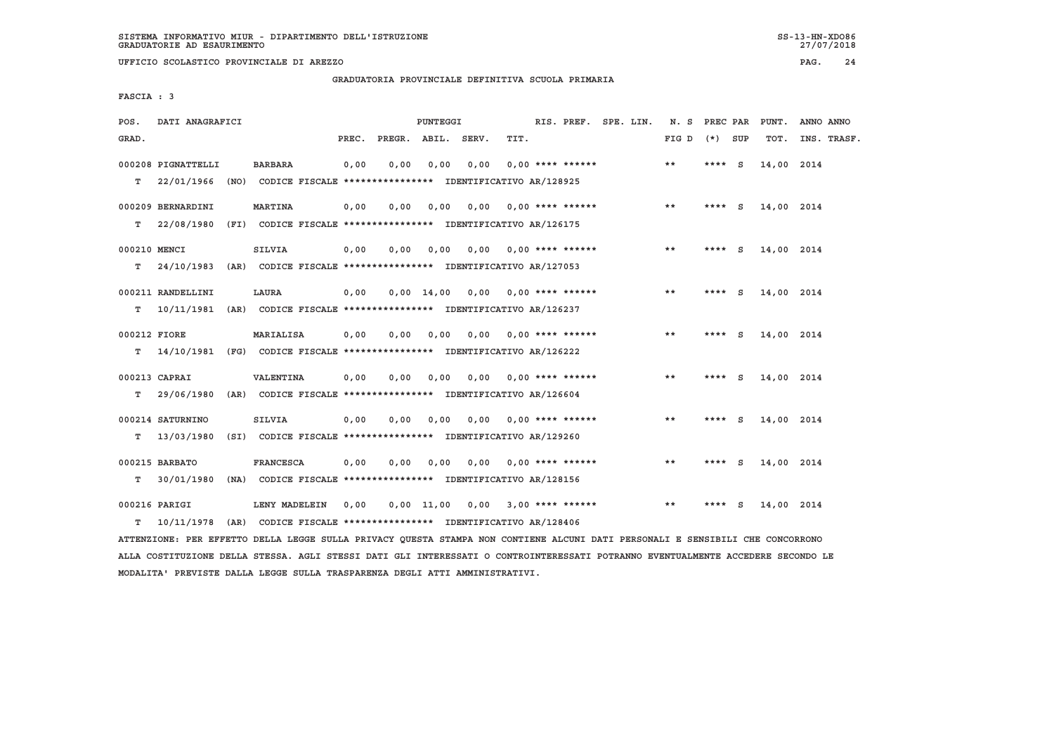SISTEMA INFORMATIVO MIUR - DIPARTIMENTO DELL'ISTRUZIONE
GRADUATORIE AD ESAURIMENTO

UFFICIO SCOLASTICO PROVINCIALE DI AREZZO

GRADUATORIA PROVINCIALE DEFINITIVA SCUOLA PRIMARIA

FASCIA : 3

| POS. GRAD. | DATI ANAGRAFICI | | PREC. | PREGR. | ABIL. | SERV. | TIT. | RIS. PREF. | SPE. LIN. | N. S FIG D | PREC PAR (*) | SUP | PUNT. TOT. | ANNO INS. | ANNO TRASF. |
|---|---|---|---|---|---|---|---|---|---|---|---|---|---|---|---|
| 000208 | PIGNATTELLI | BARBARA | 0,00 | 0,00 | 0,00 | 0,00 | 0,00 | **** ****** | | ** | **** | S | 14,00 | 2014 | |
| T | 22/01/1966 (NO) | CODICE FISCALE **************** IDENTIFICATIVO AR/128925 | | | | | | | | | | | | | |
| 000209 | BERNARDINI | MARTINA | 0,00 | 0,00 | 0,00 | 0,00 | 0,00 | **** ****** | | ** | **** | S | 14,00 | 2014 | |
| T | 22/08/1980 (FI) | CODICE FISCALE **************** IDENTIFICATIVO AR/126175 | | | | | | | | | | | | | |
| 000210 | MENCI | SILVIA | 0,00 | 0,00 | 0,00 | 0,00 | 0,00 | **** ****** | | ** | **** | S | 14,00 | 2014 | |
| T | 24/10/1983 (AR) | CODICE FISCALE **************** IDENTIFICATIVO AR/127053 | | | | | | | | | | | | | |
| 000211 | RANDELLINI | LAURA | 0,00 | 0,00 | 14,00 | 0,00 | 0,00 | **** ****** | | ** | **** | S | 14,00 | 2014 | |
| T | 10/11/1981 (AR) | CODICE FISCALE **************** IDENTIFICATIVO AR/126237 | | | | | | | | | | | | | |
| 000212 | FIORE | MARIALISA | 0,00 | 0,00 | 0,00 | 0,00 | 0,00 | **** ****** | | ** | **** | S | 14,00 | 2014 | |
| T | 14/10/1981 (FG) | CODICE FISCALE **************** IDENTIFICATIVO AR/126222 | | | | | | | | | | | | | |
| 000213 | CAPRAI | VALENTINA | 0,00 | 0,00 | 0,00 | 0,00 | 0,00 | **** ****** | | ** | **** | S | 14,00 | 2014 | |
| T | 29/06/1980 (AR) | CODICE FISCALE **************** IDENTIFICATIVO AR/126604 | | | | | | | | | | | | | |
| 000214 | SATURNINO | SILVIA | 0,00 | 0,00 | 0,00 | 0,00 | 0,00 | **** ****** | | ** | **** | S | 14,00 | 2014 | |
| T | 13/03/1980 (SI) | CODICE FISCALE **************** IDENTIFICATIVO AR/129260 | | | | | | | | | | | | | |
| 000215 | BARBATO | FRANCESCA | 0,00 | 0,00 | 0,00 | 0,00 | 0,00 | **** ****** | | ** | **** | S | 14,00 | 2014 | |
| T | 30/01/1980 (NA) | CODICE FISCALE **************** IDENTIFICATIVO AR/128156 | | | | | | | | | | | | | |
| 000216 | PARIGI | LENY MADELEIN | 0,00 | 0,00 | 11,00 | 0,00 | 3,00 | **** ****** | | ** | **** | S | 14,00 | 2014 | |
| T | 10/11/1978 (AR) | CODICE FISCALE **************** IDENTIFICATIVO AR/128406 | | | | | | | | | | | | | |

ATTENZIONE: PER EFFETTO DELLA LEGGE SULLA PRIVACY QUESTA STAMPA NON CONTIENE ALCUNI DATI PERSONALI E SENSIBILI CHE CONCORRONO ALLA COSTITUZIONE DELLA STESSA. AGLI STESSI DATI GLI INTERESSATI O CONTROINTERESSATI POTRANNO EVENTUALMENTE ACCEDERE SECONDO LE MODALITA' PREVISTE DALLA LEGGE SULLA TRASPARENZA DEGLI ATTI AMMINISTRATIVI.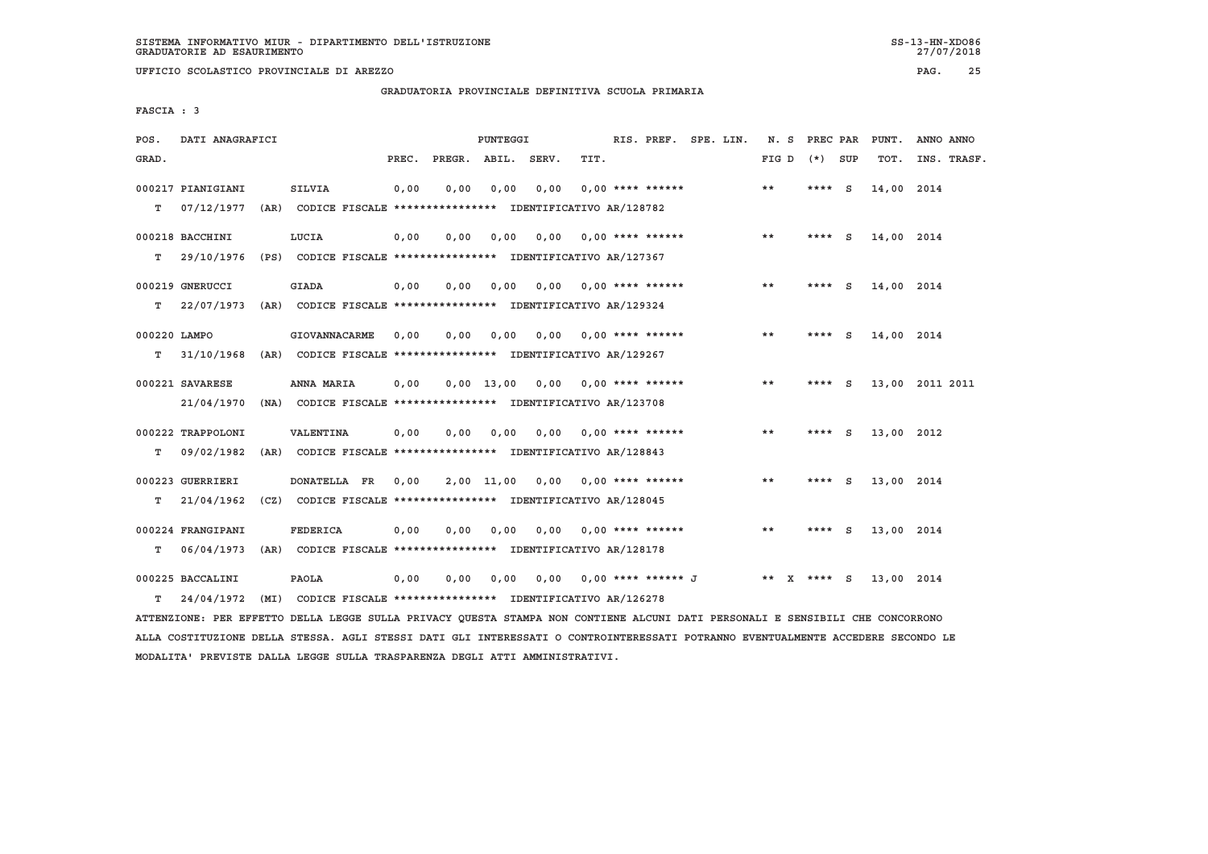SISTEMA INFORMATIVO MIUR - DIPARTIMENTO DELL'ISTRUZIONE
GRADUATORIE AD ESAURIMENTO

UFFICIO SCOLASTICO PROVINCIALE DI AREZZO

GRADUATORIA PROVINCIALE DEFINITIVA SCUOLA PRIMARIA

FASCIA : 3

| POS. GRAD. | DATI ANAGRAFICI | | PREC. | PREGR. | ABIL. | SERV. | TIT. | RIS. PREF. | SPE. LIN. | N. S FIG D | PREC PAR (*) | SUP | PUNT. TOT. | ANNO INS. | ANNO TRASF. |
|---|---|---|---|---|---|---|---|---|---|---|---|---|---|---|---|
| 000217 | PIANIGIANI | SILVIA | 0,00 | 0,00 | 0,00 | 0,00 | 0,00 | **** ****** | | ** | **** | S | 14,00 | 2014 | |
| T | 07/12/1977 (AR) | CODICE FISCALE **************** IDENTIFICATIVO AR/128782 | | | | | | | | | | | | | |
| 000218 | BACCHINI | LUCIA | 0,00 | 0,00 | 0,00 | 0,00 | 0,00 | **** ****** | | ** | **** | S | 14,00 | 2014 | |
| T | 29/10/1976 (PS) | CODICE FISCALE **************** IDENTIFICATIVO AR/127367 | | | | | | | | | | | | | |
| 000219 | GNERUCCI | GIADA | 0,00 | 0,00 | 0,00 | 0,00 | 0,00 | **** ****** | | ** | **** | S | 14,00 | 2014 | |
| T | 22/07/1973 (AR) | CODICE FISCALE **************** IDENTIFICATIVO AR/129324 | | | | | | | | | | | | | |
| 000220 | LAMPO | GIOVANNACARME | 0,00 | 0,00 | 0,00 | 0,00 | 0,00 | **** ****** | | ** | **** | S | 14,00 | 2014 | |
| T | 31/10/1968 (AR) | CODICE FISCALE **************** IDENTIFICATIVO AR/129267 | | | | | | | | | | | | | |
| 000221 | SAVARESE | ANNA MARIA | 0,00 | 0,00 | 13,00 | 0,00 | 0,00 | **** ****** | | ** | **** | S | 13,00 | 2011 | 2011 |
| | 21/04/1970 (NA) | CODICE FISCALE **************** IDENTIFICATIVO AR/123708 | | | | | | | | | | | | | |
| 000222 | TRAPPOLONI | VALENTINA | 0,00 | 0,00 | 0,00 | 0,00 | 0,00 | **** ****** | | ** | **** | S | 13,00 | 2012 | |
| T | 09/02/1982 (AR) | CODICE FISCALE **************** IDENTIFICATIVO AR/128843 | | | | | | | | | | | | | |
| 000223 | GUERRIERI | DONATELLA FR | 0,00 | 2,00 | 11,00 | 0,00 | 0,00 | **** ****** | | ** | **** | S | 13,00 | 2014 | |
| T | 21/04/1962 (CZ) | CODICE FISCALE **************** IDENTIFICATIVO AR/128045 | | | | | | | | | | | | | |
| 000224 | FRANGIPANI | FEDERICA | 0,00 | 0,00 | 0,00 | 0,00 | 0,00 | **** ****** | | ** | **** | S | 13,00 | 2014 | |
| T | 06/04/1973 (AR) | CODICE FISCALE **************** IDENTIFICATIVO AR/128178 | | | | | | | | | | | | | |
| 000225 | BACCALINI | PAOLA | 0,00 | 0,00 | 0,00 | 0,00 | 0,00 | **** ****** J | | ** X | **** | S | 13,00 | 2014 | |
| T | 24/04/1972 (MI) | CODICE FISCALE **************** IDENTIFICATIVO AR/126278 | | | | | | | | | | | | | |

ATTENZIONE: PER EFFETTO DELLA LEGGE SULLA PRIVACY QUESTA STAMPA NON CONTIENE ALCUNI DATI PERSONALI E SENSIBILI CHE CONCORRONO ALLA COSTITUZIONE DELLA STESSA. AGLI STESSI DATI GLI INTERESSATI O CONTROINTERESSATI POTRANNO EVENTUALMENTE ACCEDERE SECONDO LE MODALITA' PREVISTE DALLA LEGGE SULLA TRASPARENZA DEGLI ATTI AMMINISTRATIVI.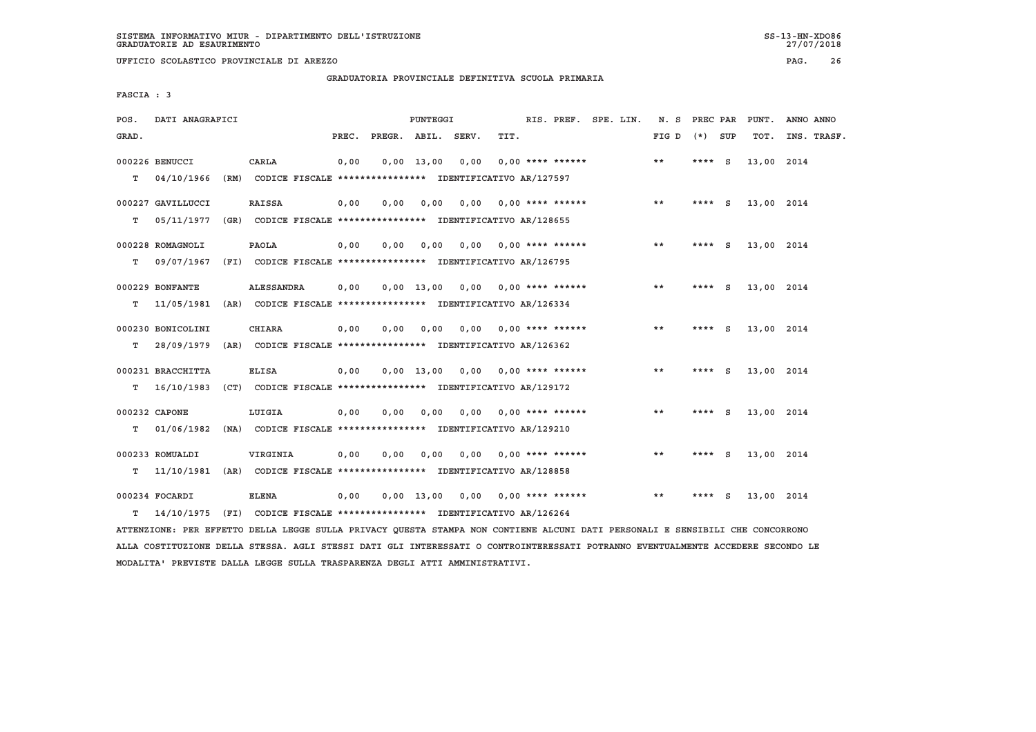SISTEMA INFORMATIVO MIUR - DIPARTIMENTO DELL'ISTRUZIONE
GRADUATORIE AD ESAURIMENTO

UFFICIO SCOLASTICO PROVINCIALE DI AREZZO

GRADUATORIA PROVINCIALE DEFINITIVA SCUOLA PRIMARIA

FASCIA : 3

| POS. GRAD. | DATI ANAGRAFICI | | PREC. | PREGR. | ABIL. | SERV. | TIT. | RIS. PREF. | SPE. LIN. | N. S FIG D | PREC PAR (*) | SUP | PUNT. TOT. | ANNO INS. | ANNO TRASF. |
|---|---|---|---|---|---|---|---|---|---|---|---|---|---|---|---|
| 000226 | BENUCCI | CARLA | 0,00 | 0,00 | 13,00 | 0,00 | 0,00 | **** ****** | | ** | **** | S | 13,00 | 2014 | |
| T | 04/10/1966 (RM) | CODICE FISCALE **************** IDENTIFICATIVO AR/127597 | | | | | | | | | | | | | |
| 000227 | GAVILLUCCI | RAISSA | 0,00 | 0,00 | 0,00 | 0,00 | 0,00 | **** ****** | | ** | **** | S | 13,00 | 2014 | |
| T | 05/11/1977 (GR) | CODICE FISCALE **************** IDENTIFICATIVO AR/128655 | | | | | | | | | | | | | |
| 000228 | ROMAGNOLI | PAOLA | 0,00 | 0,00 | 0,00 | 0,00 | 0,00 | **** ****** | | ** | **** | S | 13,00 | 2014 | |
| T | 09/07/1967 (FI) | CODICE FISCALE **************** IDENTIFICATIVO AR/126795 | | | | | | | | | | | | | |
| 000229 | BONFANTE | ALESSANDRA | 0,00 | 0,00 | 13,00 | 0,00 | 0,00 | **** ****** | | ** | **** | S | 13,00 | 2014 | |
| T | 11/05/1981 (AR) | CODICE FISCALE **************** IDENTIFICATIVO AR/126334 | | | | | | | | | | | | | |
| 000230 | BONICOLINI | CHIARA | 0,00 | 0,00 | 0,00 | 0,00 | 0,00 | **** ****** | | ** | **** | S | 13,00 | 2014 | |
| T | 28/09/1979 (AR) | CODICE FISCALE **************** IDENTIFICATIVO AR/126362 | | | | | | | | | | | | | |
| 000231 | BRACCHITTA | ELISA | 0,00 | 0,00 | 13,00 | 0,00 | 0,00 | **** ****** | | ** | **** | S | 13,00 | 2014 | |
| T | 16/10/1983 (CT) | CODICE FISCALE **************** IDENTIFICATIVO AR/129172 | | | | | | | | | | | | | |
| 000232 | CAPONE | LUIGIA | 0,00 | 0,00 | 0,00 | 0,00 | 0,00 | **** ****** | | ** | **** | S | 13,00 | 2014 | |
| T | 01/06/1982 (NA) | CODICE FISCALE **************** IDENTIFICATIVO AR/129210 | | | | | | | | | | | | | |
| 000233 | ROMUALDI | VIRGINIA | 0,00 | 0,00 | 0,00 | 0,00 | 0,00 | **** ****** | | ** | **** | S | 13,00 | 2014 | |
| T | 11/10/1981 (AR) | CODICE FISCALE **************** IDENTIFICATIVO AR/128858 | | | | | | | | | | | | | |
| 000234 | FOCARDI | ELENA | 0,00 | 0,00 | 13,00 | 0,00 | 0,00 | **** ****** | | ** | **** | S | 13,00 | 2014 | |
| T | 14/10/1975 (FI) | CODICE FISCALE **************** IDENTIFICATIVO AR/126264 | | | | | | | | | | | | | |

ATTENZIONE: PER EFFETTO DELLA LEGGE SULLA PRIVACY QUESTA STAMPA NON CONTIENE ALCUNI DATI PERSONALI E SENSIBILI CHE CONCORRONO ALLA COSTITUZIONE DELLA STESSA. AGLI STESSI DATI GLI INTERESSATI O CONTROINTERESSATI POTRANNO EVENTUALMENTE ACCEDERE SECONDO LE MODALITA' PREVISTE DALLA LEGGE SULLA TRASPARENZA DEGLI ATTI AMMINISTRATIVI.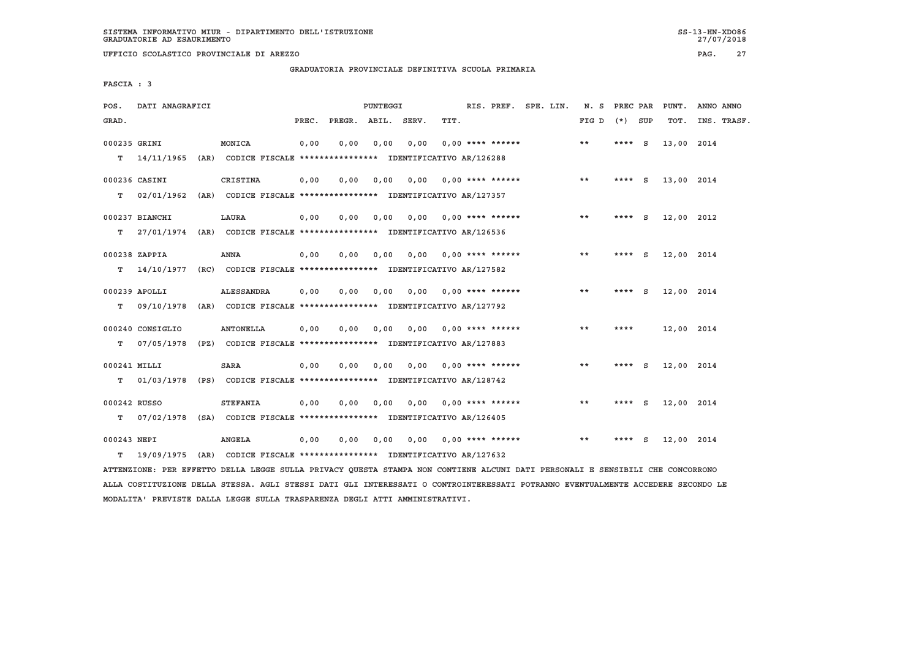SISTEMA INFORMATIVO MIUR - DIPARTIMENTO DELL'ISTRUZIONE
GRADUATORIE AD ESAURIMENTO

UFFICIO SCOLASTICO PROVINCIALE DI AREZZO

GRADUATORIA PROVINCIALE DEFINITIVA SCUOLA PRIMARIA

FASCIA : 3

| POS. GRAD. | DATI ANAGRAFICI | | PREC. | PREGR. | ABIL. | SERV. | TIT. | RIS. PREF. | SPE. LIN. | N. S FIG D | PREC PAR (*) | SUP | PUNT. TOT. | ANNO INS. | ANNO TRASF. |
|---|---|---|---|---|---|---|---|---|---|---|---|---|---|---|---|
| 000235 | GRINI | MONICA | 0,00 | 0,00 | 0,00 | 0,00 | 0,00 | **** ****** | | ** | **** | S | 13,00 | 2014 | |
| T | 14/11/1965 (AR) | CODICE FISCALE **************** IDENTIFICATIVO AR/126288 | | | | | | | | | | | | | |
| 000236 | CASINI | CRISTINA | 0,00 | 0,00 | 0,00 | 0,00 | 0,00 | **** ****** | | ** | **** | S | 13,00 | 2014 | |
| T | 02/01/1962 (AR) | CODICE FISCALE **************** IDENTIFICATIVO AR/127357 | | | | | | | | | | | | | |
| 000237 | BIANCHI | LAURA | 0,00 | 0,00 | 0,00 | 0,00 | 0,00 | **** ****** | | ** | **** | S | 12,00 | 2012 | |
| T | 27/01/1974 (AR) | CODICE FISCALE **************** IDENTIFICATIVO AR/126536 | | | | | | | | | | | | | |
| 000238 | ZAPPIA | ANNA | 0,00 | 0,00 | 0,00 | 0,00 | 0,00 | **** ****** | | ** | **** | S | 12,00 | 2014 | |
| T | 14/10/1977 (RC) | CODICE FISCALE **************** IDENTIFICATIVO AR/127582 | | | | | | | | | | | | | |
| 000239 | APOLLI | ALESSANDRA | 0,00 | 0,00 | 0,00 | 0,00 | 0,00 | **** ****** | | ** | **** | S | 12,00 | 2014 | |
| T | 09/10/1978 (AR) | CODICE FISCALE **************** IDENTIFICATIVO AR/127792 | | | | | | | | | | | | | |
| 000240 | CONSIGLIO | ANTONELLA | 0,00 | 0,00 | 0,00 | 0,00 | 0,00 | **** ****** | | ** | **** | | 12,00 | 2014 | |
| T | 07/05/1978 (PZ) | CODICE FISCALE **************** IDENTIFICATIVO AR/127883 | | | | | | | | | | | | | |
| 000241 | MILLI | SARA | 0,00 | 0,00 | 0,00 | 0,00 | 0,00 | **** ****** | | ** | **** | S | 12,00 | 2014 | |
| T | 01/03/1978 (PS) | CODICE FISCALE **************** IDENTIFICATIVO AR/128742 | | | | | | | | | | | | | |
| 000242 | RUSSO | STEFANIA | 0,00 | 0,00 | 0,00 | 0,00 | 0,00 | **** ****** | | ** | **** | S | 12,00 | 2014 | |
| T | 07/02/1978 (SA) | CODICE FISCALE **************** IDENTIFICATIVO AR/126405 | | | | | | | | | | | | | |
| 000243 | NEPI | ANGELA | 0,00 | 0,00 | 0,00 | 0,00 | 0,00 | **** ****** | | ** | **** | S | 12,00 | 2014 | |
| T | 19/09/1975 (AR) | CODICE FISCALE **************** IDENTIFICATIVO AR/127632 | | | | | | | | | | | | | |

ATTENZIONE: PER EFFETTO DELLA LEGGE SULLA PRIVACY QUESTA STAMPA NON CONTIENE ALCUNI DATI PERSONALI E SENSIBILI CHE CONCORRONO ALLA COSTITUZIONE DELLA STESSA. AGLI STESSI DATI GLI INTERESSATI O CONTROINTERESSATI POTRANNO EVENTUALMENTE ACCEDERE SECONDO LE MODALITA' PREVISTE DALLA LEGGE SULLA TRASPARENZA DEGLI ATTI AMMINISTRATIVI.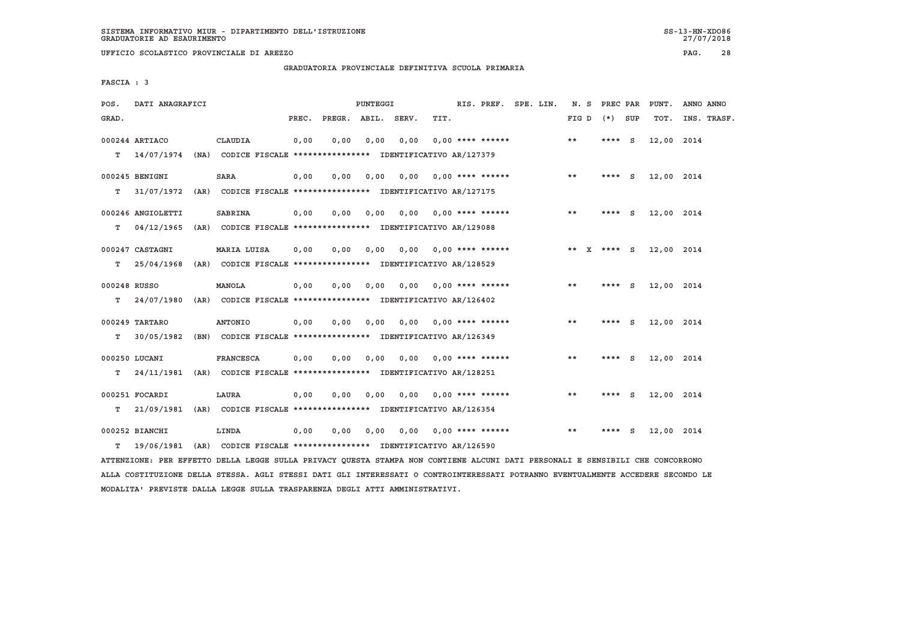SISTEMA INFORMATIVO MIUR - DIPARTIMENTO DELL'ISTRUZIONE
GRADUATORIE AD ESAURIMENTO

UFFICIO SCOLASTICO PROVINCIALE DI AREZZO

## GRADUATORIA PROVINCIALE DEFINITIVA SCUOLA PRIMARIA

FASCIA : 3

| POS. GRAD. | DATI ANAGRAFICI | | PREC. | PREGR. | ABIL. | SERV. | TIT. | RIS. PREF. | SPE. LIN. | N. S FIG D | PREC PAR (*) | SUP | PUNT. TOT. | ANNO ANNO INS. TRASF. |
|---|---|---|---|---|---|---|---|---|---|---|---|---|---|---|
| 000244 | ARTIACO | CLAUDIA | 0,00 | 0,00 | 0,00 | 0,00 | 0,00 | **** ****** | | ** | **** | S | 12,00 | 2014 |
| T | 14/07/1974 (NA) | CODICE FISCALE **************** IDENTIFICATIVO AR/127379 | | | | | | | | | | | | |
| 000245 | BENIGNI | SARA | 0,00 | 0,00 | 0,00 | 0,00 | 0,00 | **** ****** | | ** | **** | S | 12,00 | 2014 |
| T | 31/07/1972 (AR) | CODICE FISCALE **************** IDENTIFICATIVO AR/127175 | | | | | | | | | | | | |
| 000246 | ANGIOLETTI | SABRINA | 0,00 | 0,00 | 0,00 | 0,00 | 0,00 | **** ****** | | ** | **** | S | 12,00 | 2014 |
| T | 04/12/1965 (AR) | CODICE FISCALE **************** IDENTIFICATIVO AR/129088 | | | | | | | | | | | | |
| 000247 | CASTAGNI | MARIA LUISA | 0,00 | 0,00 | 0,00 | 0,00 | 0,00 | **** ****** | | ** X | **** | S | 12,00 | 2014 |
| T | 25/04/1968 (AR) | CODICE FISCALE **************** IDENTIFICATIVO AR/128529 | | | | | | | | | | | | |
| 000248 | RUSSO | MANOLA | 0,00 | 0,00 | 0,00 | 0,00 | 0,00 | **** ****** | | ** | **** | S | 12,00 | 2014 |
| T | 24/07/1980 (AR) | CODICE FISCALE **************** IDENTIFICATIVO AR/126402 | | | | | | | | | | | | |
| 000249 | TARTARO | ANTONIO | 0,00 | 0,00 | 0,00 | 0,00 | 0,00 | **** ****** | | ** | **** | S | 12,00 | 2014 |
| T | 30/05/1982 (BN) | CODICE FISCALE **************** IDENTIFICATIVO AR/126349 | | | | | | | | | | | | |
| 000250 | LUCANI | FRANCESCA | 0,00 | 0,00 | 0,00 | 0,00 | 0,00 | **** ****** | | ** | **** | S | 12,00 | 2014 |
| T | 24/11/1981 (AR) | CODICE FISCALE **************** IDENTIFICATIVO AR/128251 | | | | | | | | | | | | |
| 000251 | FOCARDI | LAURA | 0,00 | 0,00 | 0,00 | 0,00 | 0,00 | **** ****** | | ** | **** | S | 12,00 | 2014 |
| T | 21/09/1981 (AR) | CODICE FISCALE **************** IDENTIFICATIVO AR/126354 | | | | | | | | | | | | |
| 000252 | BIANCHI | LINDA | 0,00 | 0,00 | 0,00 | 0,00 | 0,00 | **** ****** | | ** | **** | S | 12,00 | 2014 |
| T | 19/06/1981 (AR) | CODICE FISCALE **************** IDENTIFICATIVO AR/126590 | | | | | | | | | | | | |

ATTENZIONE: PER EFFETTO DELLA LEGGE SULLA PRIVACY QUESTA STAMPA NON CONTIENE ALCUNI DATI PERSONALI E SENSIBILI CHE CONCORRONO ALLA COSTITUZIONE DELLA STESSA. AGLI STESSI DATI GLI INTERESSATI O CONTROINTERESSATI POTRANNO EVENTUALMENTE ACCEDERE SECONDO LE MODALITA' PREVISTE DALLA LEGGE SULLA TRASPARENZA DEGLI ATTI AMMINISTRATIVI.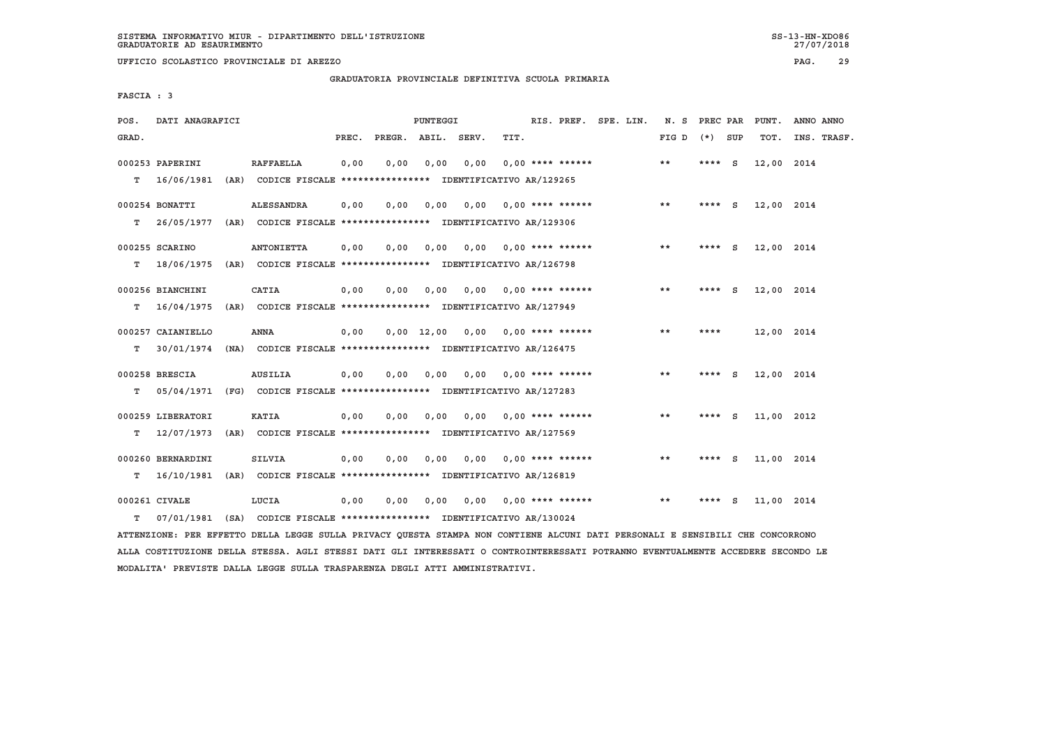SISTEMA INFORMATIVO MIUR - DIPARTIMENTO DELL'ISTRUZIONE
GRADUATORIE AD ESAURIMENTO

UFFICIO SCOLASTICO PROVINCIALE DI AREZZO

GRADUATORIA PROVINCIALE DEFINITIVA SCUOLA PRIMARIA

FASCIA : 3

| POS. GRAD. | DATI ANAGRAFICI | | PREC. | PREGR. | ABIL. | SERV. | TIT. | RIS. PREF. | SPE. LIN. | N. S FIG D | PREC PAR (*) | SUP | PUNT. TOT. | ANNO ANNO INS. TRASF. |
|---|---|---|---|---|---|---|---|---|---|---|---|---|---|---|
| 000253 | PAPERINI | RAFFAELLA | 0,00 | 0,00 | 0,00 | 0,00 | 0,00 | **** ****** | | ** | **** | S | 12,00 | 2014 |
| T | 16/06/1981 (AR) | CODICE FISCALE **************** IDENTIFICATIVO AR/129265 | | | | | | | | | | | | |
| 000254 | BONATTI | ALESSANDRA | 0,00 | 0,00 | 0,00 | 0,00 | 0,00 | **** ****** | | ** | **** | S | 12,00 | 2014 |
| T | 26/05/1977 (AR) | CODICE FISCALE **************** IDENTIFICATIVO AR/129306 | | | | | | | | | | | | |
| 000255 | SCARINO | ANTONIETTA | 0,00 | 0,00 | 0,00 | 0,00 | 0,00 | **** ****** | | ** | **** | S | 12,00 | 2014 |
| T | 18/06/1975 (AR) | CODICE FISCALE **************** IDENTIFICATIVO AR/126798 | | | | | | | | | | | | |
| 000256 | BIANCHINI | CATIA | 0,00 | 0,00 | 0,00 | 0,00 | 0,00 | **** ****** | | ** | **** | S | 12,00 | 2014 |
| T | 16/04/1975 (AR) | CODICE FISCALE **************** IDENTIFICATIVO AR/127949 | | | | | | | | | | | | |
| 000257 | CAIANIELLO | ANNA | 0,00 | 0,00 | 12,00 | 0,00 | 0,00 | **** ****** | | ** | **** | | 12,00 | 2014 |
| T | 30/01/1974 (NA) | CODICE FISCALE **************** IDENTIFICATIVO AR/126475 | | | | | | | | | | | | |
| 000258 | BRESCIA | AUSILIA | 0,00 | 0,00 | 0,00 | 0,00 | 0,00 | **** ****** | | ** | **** | S | 12,00 | 2014 |
| T | 05/04/1971 (FG) | CODICE FISCALE **************** IDENTIFICATIVO AR/127283 | | | | | | | | | | | | |
| 000259 | LIBERATORI | KATIA | 0,00 | 0,00 | 0,00 | 0,00 | 0,00 | **** ****** | | ** | **** | S | 11,00 | 2012 |
| T | 12/07/1973 (AR) | CODICE FISCALE **************** IDENTIFICATIVO AR/127569 | | | | | | | | | | | | |
| 000260 | BERNARDINI | SILVIA | 0,00 | 0,00 | 0,00 | 0,00 | 0,00 | **** ****** | | ** | **** | S | 11,00 | 2014 |
| T | 16/10/1981 (AR) | CODICE FISCALE **************** IDENTIFICATIVO AR/126819 | | | | | | | | | | | | |
| 000261 | CIVALE | LUCIA | 0,00 | 0,00 | 0,00 | 0,00 | 0,00 | **** ****** | | ** | **** | S | 11,00 | 2014 |
| T | 07/01/1981 (SA) | CODICE FISCALE **************** IDENTIFICATIVO AR/130024 | | | | | | | | | | | | |

ATTENZIONE: PER EFFETTO DELLA LEGGE SULLA PRIVACY QUESTA STAMPA NON CONTIENE ALCUNI DATI PERSONALI E SENSIBILI CHE CONCORRONO ALLA COSTITUZIONE DELLA STESSA. AGLI STESSI DATI GLI INTERESSATI O CONTROINTERESSATI POTRANNO EVENTUALMENTE ACCEDERE SECONDO LE MODALITA' PREVISTE DALLA LEGGE SULLA TRASPARENZA DEGLI ATTI AMMINISTRATIVI.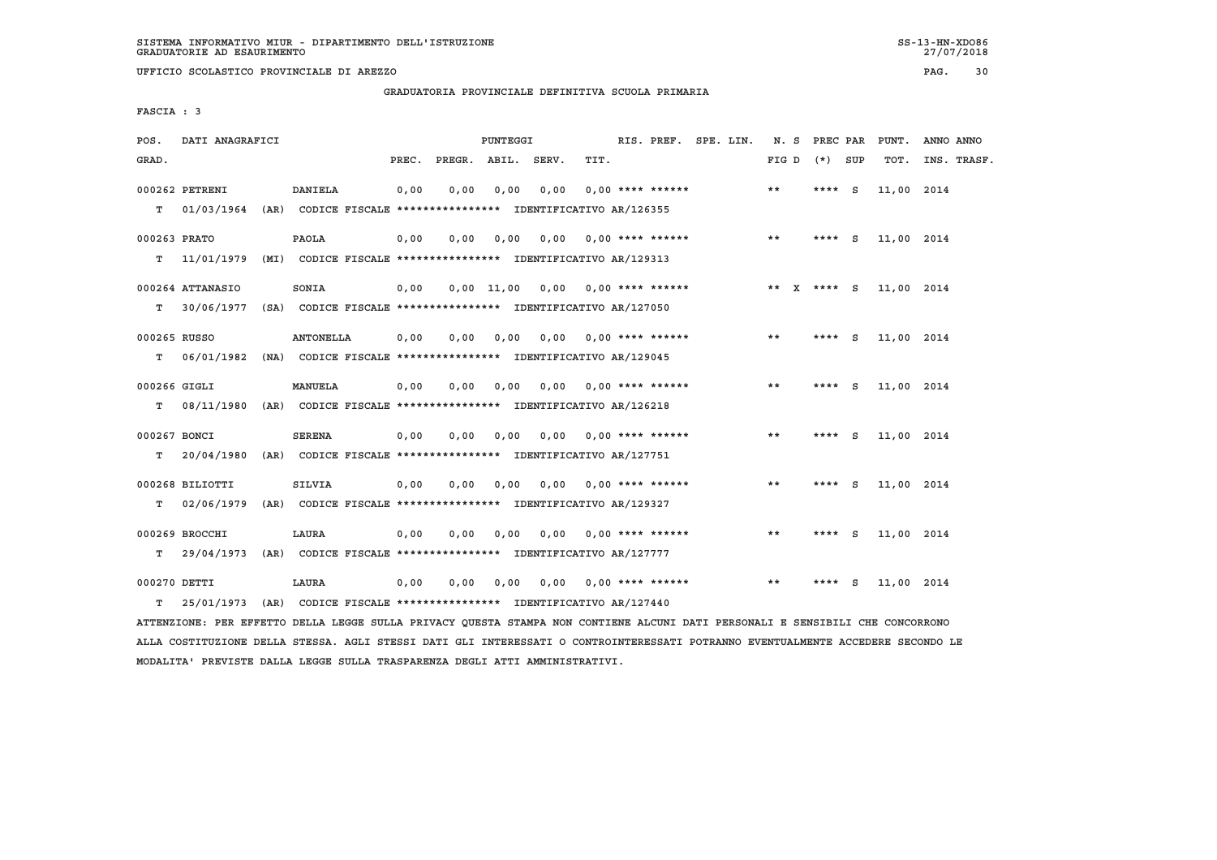SISTEMA INFORMATIVO MIUR - DIPARTIMENTO DELL'ISTRUZIONE
GRADUATORIE AD ESAURIMENTO

UFFICIO SCOLASTICO PROVINCIALE DI AREZZO

GRADUATORIA PROVINCIALE DEFINITIVA SCUOLA PRIMARIA

FASCIA : 3

| POS. GRAD. | DATI ANAGRAFICI | | PREC. | PREGR. | ABIL. | SERV. | TIT. | RIS. PREF. | SPE. LIN. | N. S FIG D | PREC PAR (*) | SUP | PUNT. TOT. | ANNO ANNO INS. TRASF. |
|---|---|---|---|---|---|---|---|---|---|---|---|---|---|---|
| 000262 | PETRENI | DANIELA | 0,00 | 0,00 | 0,00 | 0,00 | 0,00 | **** ****** | | ** | **** | S | 11,00 | 2014 |
| T | 01/03/1964 (AR) | CODICE FISCALE **************** IDENTIFICATIVO AR/126355 | | | | | | | | | | | | |
| 000263 | PRATO | PAOLA | 0,00 | 0,00 | 0,00 | 0,00 | 0,00 | **** ****** | | ** | **** | S | 11,00 | 2014 |
| T | 11/01/1979 (MI) | CODICE FISCALE **************** IDENTIFICATIVO AR/129313 | | | | | | | | | | | | |
| 000264 | ATTANASIO | SONIA | 0,00 | 0,00 | 11,00 | 0,00 | 0,00 | **** ****** | | ** X | **** | S | 11,00 | 2014 |
| T | 30/06/1977 (SA) | CODICE FISCALE **************** IDENTIFICATIVO AR/127050 | | | | | | | | | | | | |
| 000265 | RUSSO | ANTONELLA | 0,00 | 0,00 | 0,00 | 0,00 | 0,00 | **** ****** | | ** | **** | S | 11,00 | 2014 |
| T | 06/01/1982 (NA) | CODICE FISCALE **************** IDENTIFICATIVO AR/129045 | | | | | | | | | | | | |
| 000266 | GIGLI | MANUELA | 0,00 | 0,00 | 0,00 | 0,00 | 0,00 | **** ****** | | ** | **** | S | 11,00 | 2014 |
| T | 08/11/1980 (AR) | CODICE FISCALE **************** IDENTIFICATIVO AR/126218 | | | | | | | | | | | | |
| 000267 | BONCI | SERENA | 0,00 | 0,00 | 0,00 | 0,00 | 0,00 | **** ****** | | ** | **** | S | 11,00 | 2014 |
| T | 20/04/1980 (AR) | CODICE FISCALE **************** IDENTIFICATIVO AR/127751 | | | | | | | | | | | | |
| 000268 | BILIOTTI | SILVIA | 0,00 | 0,00 | 0,00 | 0,00 | 0,00 | **** ****** | | ** | **** | S | 11,00 | 2014 |
| T | 02/06/1979 (AR) | CODICE FISCALE **************** IDENTIFICATIVO AR/129327 | | | | | | | | | | | | |
| 000269 | BROCCHI | LAURA | 0,00 | 0,00 | 0,00 | 0,00 | 0,00 | **** ****** | | ** | **** | S | 11,00 | 2014 |
| T | 29/04/1973 (AR) | CODICE FISCALE **************** IDENTIFICATIVO AR/127777 | | | | | | | | | | | | |
| 000270 | DETTI | LAURA | 0,00 | 0,00 | 0,00 | 0,00 | 0,00 | **** ****** | | ** | **** | S | 11,00 | 2014 |
| T | 25/01/1973 (AR) | CODICE FISCALE **************** IDENTIFICATIVO AR/127440 | | | | | | | | | | | | |

ATTENZIONE: PER EFFETTO DELLA LEGGE SULLA PRIVACY QUESTA STAMPA NON CONTIENE ALCUNI DATI PERSONALI E SENSIBILI CHE CONCORRONO ALLA COSTITUZIONE DELLA STESSA. AGLI STESSI DATI GLI INTERESSATI O CONTROINTERESSATI POTRANNO EVENTUALMENTE ACCEDERE SECONDO LE MODALITA' PREVISTE DALLA LEGGE SULLA TRASPARENZA DEGLI ATTI AMMINISTRATIVI.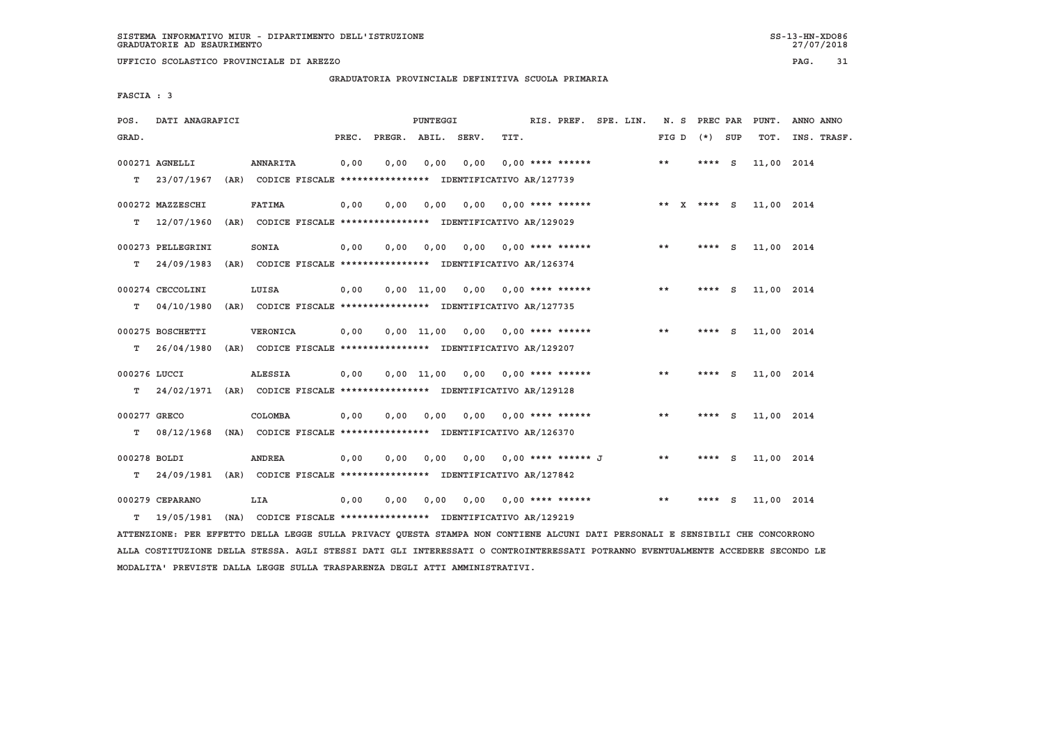SISTEMA INFORMATIVO MIUR - DIPARTIMENTO DELL'ISTRUZIONE
GRADUATORIE AD ESAURIMENTO

UFFICIO SCOLASTICO PROVINCIALE DI AREZZO

GRADUATORIA PROVINCIALE DEFINITIVA SCUOLA PRIMARIA

FASCIA : 3

| POS. GRAD. | DATI ANAGRAFICI | | PUNTEGGI PREC. | PREGR. | ABIL. | SERV. | TIT. | RIS. PREF. | SPE. LIN. | N. S FIG D | PREC PAR (*) SUP | PUNT. TOT. | ANNO INS. | ANNO TRASF. |
|---|---|---|---|---|---|---|---|---|---|---|---|---|---|---|
| 000271 AGNELLI | ANNARITA | | 0,00 | 0,00 | 0,00 | 0,00 | 0,00 | **** ****** | | ** | **** S | 11,00 | 2014 | |
| T 23/07/1967 (AR) | CODICE FISCALE **************** | IDENTIFICATIVO AR/127739 | | | | | | | | | | | | |
| 000272 MAZZESCHI | FATIMA | | 0,00 | 0,00 | 0,00 | 0,00 | 0,00 | **** ****** | | ** X | **** S | 11,00 | 2014 | |
| T 12/07/1960 (AR) | CODICE FISCALE **************** | IDENTIFICATIVO AR/129029 | | | | | | | | | | | | |
| 000273 PELLEGRINI | SONIA | | 0,00 | 0,00 | 0,00 | 0,00 | 0,00 | **** ****** | | ** | **** S | 11,00 | 2014 | |
| T 24/09/1983 (AR) | CODICE FISCALE **************** | IDENTIFICATIVO AR/126374 | | | | | | | | | | | | |
| 000274 CECCOLINI | LUISA | | 0,00 | 0,00 | 11,00 | 0,00 | 0,00 | **** ****** | | ** | **** S | 11,00 | 2014 | |
| T 04/10/1980 (AR) | CODICE FISCALE **************** | IDENTIFICATIVO AR/127735 | | | | | | | | | | | | |
| 000275 BOSCHETTI | VERONICA | | 0,00 | 0,00 | 11,00 | 0,00 | 0,00 | **** ****** | | ** | **** S | 11,00 | 2014 | |
| T 26/04/1980 (AR) | CODICE FISCALE **************** | IDENTIFICATIVO AR/129207 | | | | | | | | | | | | |
| 000276 LUCCI | ALESSIA | | 0,00 | 0,00 | 11,00 | 0,00 | 0,00 | **** ****** | | ** | **** S | 11,00 | 2014 | |
| T 24/02/1971 (AR) | CODICE FISCALE **************** | IDENTIFICATIVO AR/129128 | | | | | | | | | | | | |
| 000277 GRECO | COLOMBA | | 0,00 | 0,00 | 0,00 | 0,00 | 0,00 | **** ****** | | ** | **** S | 11,00 | 2014 | |
| T 08/12/1968 (NA) | CODICE FISCALE **************** | IDENTIFICATIVO AR/126370 | | | | | | | | | | | | |
| 000278 BOLDI | ANDREA | | 0,00 | 0,00 | 0,00 | 0,00 | 0,00 | **** ****** J | | ** | **** S | 11,00 | 2014 | |
| T 24/09/1981 (AR) | CODICE FISCALE **************** | IDENTIFICATIVO AR/127842 | | | | | | | | | | | | |
| 000279 CEPARANO | LIA | | 0,00 | 0,00 | 0,00 | 0,00 | 0,00 | **** ****** | | ** | **** S | 11,00 | 2014 | |
| T 19/05/1981 (NA) | CODICE FISCALE **************** | IDENTIFICATIVO AR/129219 | | | | | | | | | | | | |

ATTENZIONE: PER EFFETTO DELLA LEGGE SULLA PRIVACY QUESTA STAMPA NON CONTIENE ALCUNI DATI PERSONALI E SENSIBILI CHE CONCORRONO ALLA COSTITUZIONE DELLA STESSA. AGLI STESSI DATI GLI INTERESSATI O CONTROINTERESSATI POTRANNO EVENTUALMENTE ACCEDERE SECONDO LE MODALITA' PREVISTE DALLA LEGGE SULLA TRASPARENZA DEGLI ATTI AMMINISTRATIVI.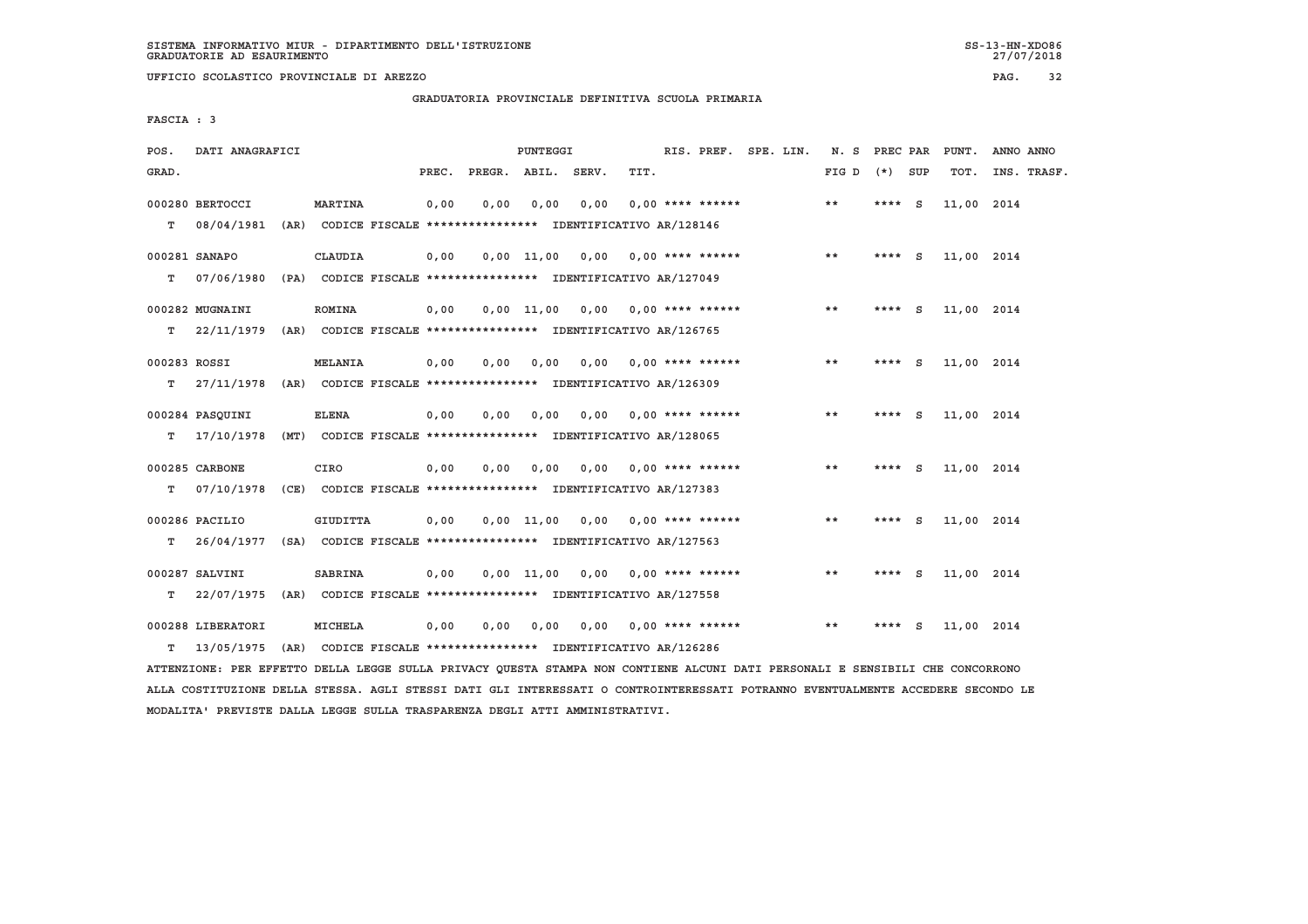SISTEMA INFORMATIVO MIUR - DIPARTIMENTO DELL'ISTRUZIONE
GRADUATORIE AD ESAURIMENTO

UFFICIO SCOLASTICO PROVINCIALE DI AREZZO

## GRADUATORIA PROVINCIALE DEFINITIVA SCUOLA PRIMARIA

FASCIA : 3

| POS. GRAD. | DATI ANAGRAFICI | | PREC. | PREGR. | ABIL. | SERV. | TIT. | RIS. PREF. | SPE. LIN. | N. S FIG D | PREC PAR (*) | SUP | PUNT. TOT. | ANNO INS. | ANNO TRASF. |
|---|---|---|---|---|---|---|---|---|---|---|---|---|---|---|---|
| 000280 | BERTOCCI | MARTINA | 0,00 | 0,00 | 0,00 | 0,00 | 0,00 | **** ****** | | ** | **** | S | 11,00 | 2014 | |
| T | 08/04/1981 (AR) | CODICE FISCALE **************** IDENTIFICATIVO AR/128146 | | | | | | | | | | | | | |
| 000281 | SANAPO | CLAUDIA | 0,00 | 0,00 | 11,00 | 0,00 | 0,00 | **** ****** | | ** | **** | S | 11,00 | 2014 | |
| T | 07/06/1980 (PA) | CODICE FISCALE **************** IDENTIFICATIVO AR/127049 | | | | | | | | | | | | | |
| 000282 | MUGNAINI | ROMINA | 0,00 | 0,00 | 11,00 | 0,00 | 0,00 | **** ****** | | ** | **** | S | 11,00 | 2014 | |
| T | 22/11/1979 (AR) | CODICE FISCALE **************** IDENTIFICATIVO AR/126765 | | | | | | | | | | | | | |
| 000283 | ROSSI | MELANIA | 0,00 | 0,00 | 0,00 | 0,00 | 0,00 | **** ****** | | ** | **** | S | 11,00 | 2014 | |
| T | 27/11/1978 (AR) | CODICE FISCALE **************** IDENTIFICATIVO AR/126309 | | | | | | | | | | | | | |
| 000284 | PASQUINI | ELENA | 0,00 | 0,00 | 0,00 | 0,00 | 0,00 | **** ****** | | ** | **** | S | 11,00 | 2014 | |
| T | 17/10/1978 (MT) | CODICE FISCALE **************** IDENTIFICATIVO AR/128065 | | | | | | | | | | | | | |
| 000285 | CARBONE | CIRO | 0,00 | 0,00 | 0,00 | 0,00 | 0,00 | **** ****** | | ** | **** | S | 11,00 | 2014 | |
| T | 07/10/1978 (CE) | CODICE FISCALE **************** IDENTIFICATIVO AR/127383 | | | | | | | | | | | | | |
| 000286 | PACILIO | GIUDITTA | 0,00 | 0,00 | 11,00 | 0,00 | 0,00 | **** ****** | | ** | **** | S | 11,00 | 2014 | |
| T | 26/04/1977 (SA) | CODICE FISCALE **************** IDENTIFICATIVO AR/127563 | | | | | | | | | | | | | |
| 000287 | SALVINI | SABRINA | 0,00 | 0,00 | 11,00 | 0,00 | 0,00 | **** ****** | | ** | **** | S | 11,00 | 2014 | |
| T | 22/07/1975 (AR) | CODICE FISCALE **************** IDENTIFICATIVO AR/127558 | | | | | | | | | | | | | |
| 000288 | LIBERATORI | MICHELA | 0,00 | 0,00 | 0,00 | 0,00 | 0,00 | **** ****** | | ** | **** | S | 11,00 | 2014 | |
| T | 13/05/1975 (AR) | CODICE FISCALE **************** IDENTIFICATIVO AR/126286 | | | | | | | | | | | | | |

ATTENZIONE: PER EFFETTO DELLA LEGGE SULLA PRIVACY QUESTA STAMPA NON CONTIENE ALCUNI DATI PERSONALI E SENSIBILI CHE CONCORRONO ALLA COSTITUZIONE DELLA STESSA. AGLI STESSI DATI GLI INTERESSATI O CONTROINTERESSATI POTRANNO EVENTUALMENTE ACCEDERE SECONDO LE MODALITA' PREVISTE DALLA LEGGE SULLA TRASPARENZA DEGLI ATTI AMMINISTRATIVI.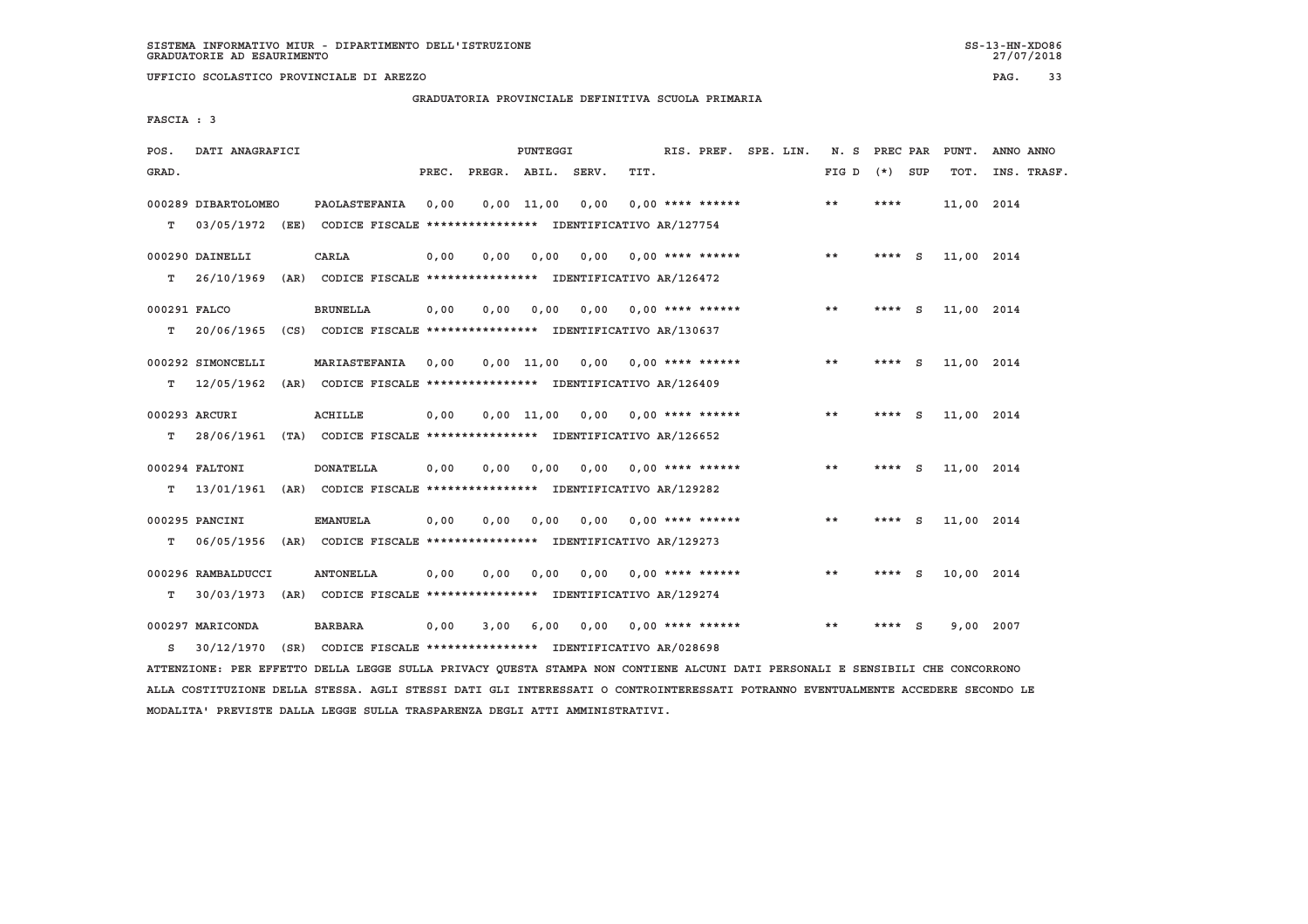SISTEMA INFORMATIVO MIUR - DIPARTIMENTO DELL'ISTRUZIONE
GRADUATORIE AD ESAURIMENTO

UFFICIO SCOLASTICO PROVINCIALE DI AREZZO

GRADUATORIA PROVINCIALE DEFINITIVA SCUOLA PRIMARIA

FASCIA : 3

| POS. GRAD. | DATI ANAGRAFICI | | PREC. | PREGR. | ABIL. | SERV. | TIT. | RIS. PREF. | SPE. LIN. | N. S FIG D | PREC PAR (*) | SUP | PUNT. TOT. | ANNO INS. | ANNO TRASF. |
|---|---|---|---|---|---|---|---|---|---|---|---|---|---|---|---|
| 000289 | DIBARTOLOMEO | PAOLASTEFANIA | 0,00 | 0,00 | 11,00 | 0,00 | 0,00 | **** ****** | | ** | **** | | 11,00 | 2014 | |
| T | 03/05/1972 (EE) | CODICE FISCALE **************** IDENTIFICATIVO AR/127754 | | | | | | | | | | | | | |
| 000290 | DAINELLI | CARLA | 0,00 | 0,00 | 0,00 | 0,00 | 0,00 | **** ****** | | ** | **** | S | 11,00 | 2014 | |
| T | 26/10/1969 (AR) | CODICE FISCALE **************** IDENTIFICATIVO AR/126472 | | | | | | | | | | | | | |
| 000291 | FALCO | BRUNELLA | 0,00 | 0,00 | 0,00 | 0,00 | 0,00 | **** ****** | | ** | **** | S | 11,00 | 2014 | |
| T | 20/06/1965 (CS) | CODICE FISCALE **************** IDENTIFICATIVO AR/130637 | | | | | | | | | | | | | |
| 000292 | SIMONCELLI | MARIASTEFANIA | 0,00 | 0,00 | 11,00 | 0,00 | 0,00 | **** ****** | | ** | **** | S | 11,00 | 2014 | |
| T | 12/05/1962 (AR) | CODICE FISCALE **************** IDENTIFICATIVO AR/126409 | | | | | | | | | | | | | |
| 000293 | ARCURI | ACHILLE | 0,00 | 0,00 | 11,00 | 0,00 | 0,00 | **** ****** | | ** | **** | S | 11,00 | 2014 | |
| T | 28/06/1961 (TA) | CODICE FISCALE **************** IDENTIFICATIVO AR/126652 | | | | | | | | | | | | | |
| 000294 | FALTONI | DONATELLA | 0,00 | 0,00 | 0,00 | 0,00 | 0,00 | **** ****** | | ** | **** | S | 11,00 | 2014 | |
| T | 13/01/1961 (AR) | CODICE FISCALE **************** IDENTIFICATIVO AR/129282 | | | | | | | | | | | | | |
| 000295 | PANCINI | EMANUELA | 0,00 | 0,00 | 0,00 | 0,00 | 0,00 | **** ****** | | ** | **** | S | 11,00 | 2014 | |
| T | 06/05/1956 (AR) | CODICE FISCALE **************** IDENTIFICATIVO AR/129273 | | | | | | | | | | | | | |
| 000296 | RAMBALDUCCI | ANTONELLA | 0,00 | 0,00 | 0,00 | 0,00 | 0,00 | **** ****** | | ** | **** | S | 10,00 | 2014 | |
| T | 30/03/1973 (AR) | CODICE FISCALE **************** IDENTIFICATIVO AR/129274 | | | | | | | | | | | | | |
| 000297 | MARICONDA | BARBARA | 0,00 | 3,00 | 6,00 | 0,00 | 0,00 | **** ****** | | ** | **** | S | 9,00 | 2007 | |
| S | 30/12/1970 (SR) | CODICE FISCALE **************** IDENTIFICATIVO AR/028698 | | | | | | | | | | | | | |

ATTENZIONE: PER EFFETTO DELLA LEGGE SULLA PRIVACY QUESTA STAMPA NON CONTIENE ALCUNI DATI PERSONALI E SENSIBILI CHE CONCORRONO ALLA COSTITUZIONE DELLA STESSA. AGLI STESSI DATI GLI INTERESSATI O CONTROINTERESSATI POTRANNO EVENTUALMENTE ACCEDERE SECONDO LE MODALITA' PREVISTE DALLA LEGGE SULLA TRASPARENZA DEGLI ATTI AMMINISTRATIVI.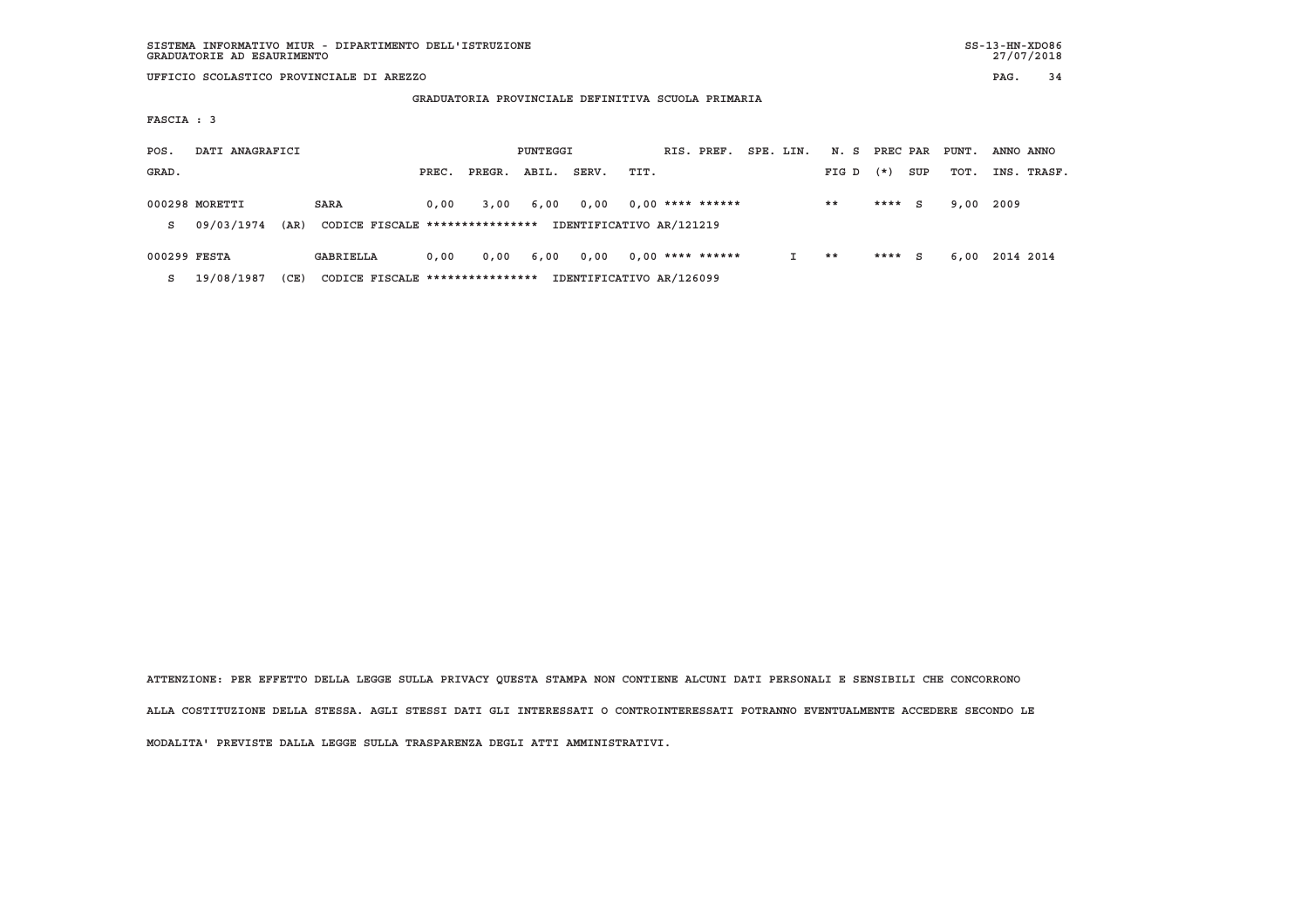SISTEMA INFORMATIVO MIUR - DIPARTIMENTO DELL'ISTRUZIONE
GRADUATORIE AD ESAURIMENTO

SS-13-HN-XDO86
27/07/2018

UFFICIO SCOLASTICO PROVINCIALE DI AREZZO

## GRADUATORIA PROVINCIALE DEFINITIVA SCUOLA PRIMARIA

FASCIA : 3

| POS. GRAD. | DATI ANAGRAFICI | | PREC. | PREGR. | ABIL. | SERV. | TIT. | RIS. PREF. | SPE. LIN. | N. S FIG D | PREC PAR (*) | SUP | PUNT. TOT. | ANNO INS. | ANNO TRASF. |
|---|---|---|---|---|---|---|---|---|---|---|---|---|---|---|---|
| 000298 | MORETTI | SARA | 0,00 | 3,00 | 6,00 | 0,00 | 0,00 | **** ****** | | ** | **** | S | 9,00 | 2009 | |
| S | 09/03/1974 (AR) | CODICE FISCALE **************** IDENTIFICATIVO AR/121219 | | | | | | | | | | | | | |
| 000299 | FESTA | GABRIELLA | 0,00 | 0,00 | 6,00 | 0,00 | 0,00 | **** ****** | I | ** | **** | S | 6,00 | 2014 | 2014 |
| S | 19/08/1987 (CE) | CODICE FISCALE **************** IDENTIFICATIVO AR/126099 | | | | | | | | | | | | | |

ATTENZIONE: PER EFFETTO DELLA LEGGE SULLA PRIVACY QUESTA STAMPA NON CONTIENE ALCUNI DATI PERSONALI E SENSIBILI CHE CONCORRONO ALLA COSTITUZIONE DELLA STESSA. AGLI STESSI DATI GLI INTERESSATI O CONTROINTERESSATI POTRANNO EVENTUALMENTE ACCEDERE SECONDO LE MODALITA' PREVISTE DALLA LEGGE SULLA TRASPARENZA DEGLI ATTI AMMINISTRATIVI.